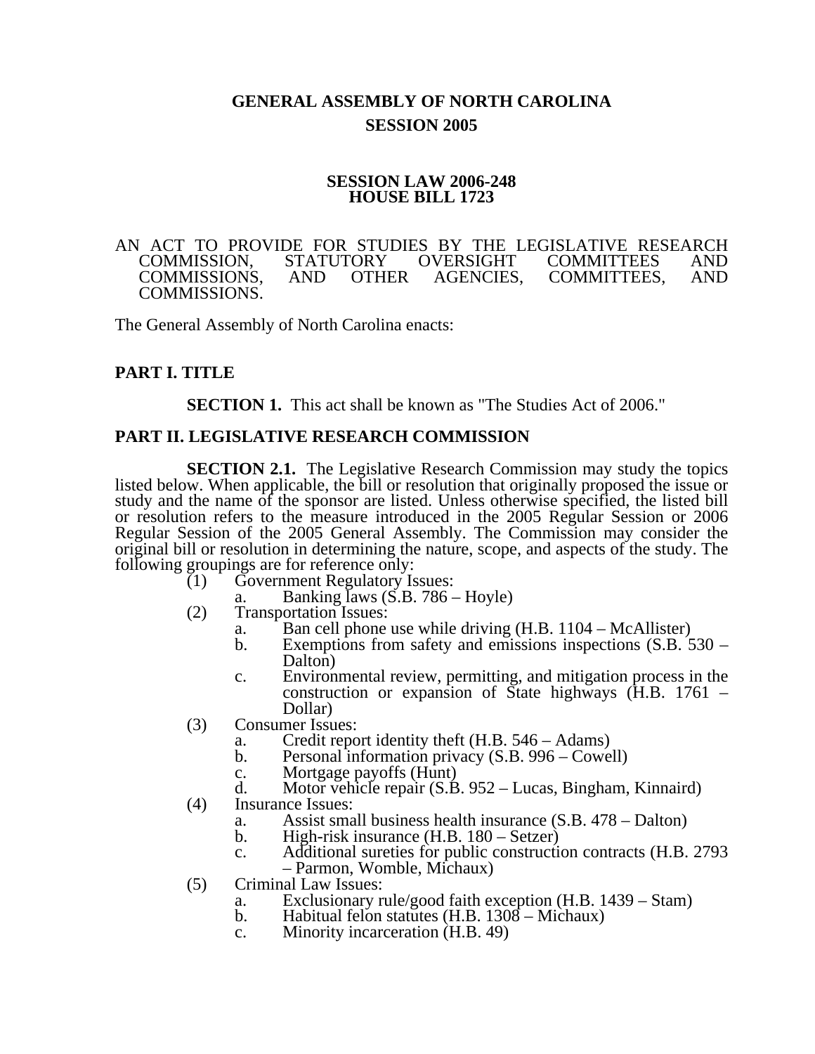# GENERAL ASSEMBLY OF NORTH CAROLINA
## SESSION 2005

### SESSION LAW 2006-248
### HOUSE BILL 1723

AN ACT TO PROVIDE FOR STUDIES BY THE LEGISLATIVE RESEARCH COMMISSION, STATUTORY OVERSIGHT COMMITTEES AND COMMISSIONS, AND OTHER AGENCIES, COMMITTEES, AND COMMISSIONS.

The General Assembly of North Carolina enacts:

## PART I. TITLE

**SECTION 1.** This act shall be known as "The Studies Act of 2006."

## PART II. LEGISLATIVE RESEARCH COMMISSION

**SECTION 2.1.** The Legislative Research Commission may study the topics listed below. When applicable, the bill or resolution that originally proposed the issue or study and the name of the sponsor are listed. Unless otherwise specified, the listed bill or resolution refers to the measure introduced in the 2005 Regular Session or 2006 Regular Session of the 2005 General Assembly. The Commission may consider the original bill or resolution in determining the nature, scope, and aspects of the study. The following groupings are for reference only:

(1) Government Regulatory Issues:
  a. Banking laws (S.B. 786 – Hoyle)

(2) Transportation Issues:
  a. Ban cell phone use while driving (H.B. 1104 – McAllister)
  b. Exemptions from safety and emissions inspections (S.B. 530 – Dalton)
  c. Environmental review, permitting, and mitigation process in the construction or expansion of State highways (H.B. 1761 – Dollar)

(3) Consumer Issues:
  a. Credit report identity theft (H.B. 546 – Adams)
  b. Personal information privacy (S.B. 996 – Cowell)
  c. Mortgage payoffs (Hunt)
  d. Motor vehicle repair (S.B. 952 – Lucas, Bingham, Kinnaird)

(4) Insurance Issues:
  a. Assist small business health insurance (S.B. 478 – Dalton)
  b. High-risk insurance (H.B. 180 – Setzer)
  c. Additional sureties for public construction contracts (H.B. 2793 – Parmon, Womble, Michaux)

(5) Criminal Law Issues:
  a. Exclusionary rule/good faith exception (H.B. 1439 – Stam)
  b. Habitual felon statutes (H.B. 1308 – Michaux)
  c. Minority incarceration (H.B. 49)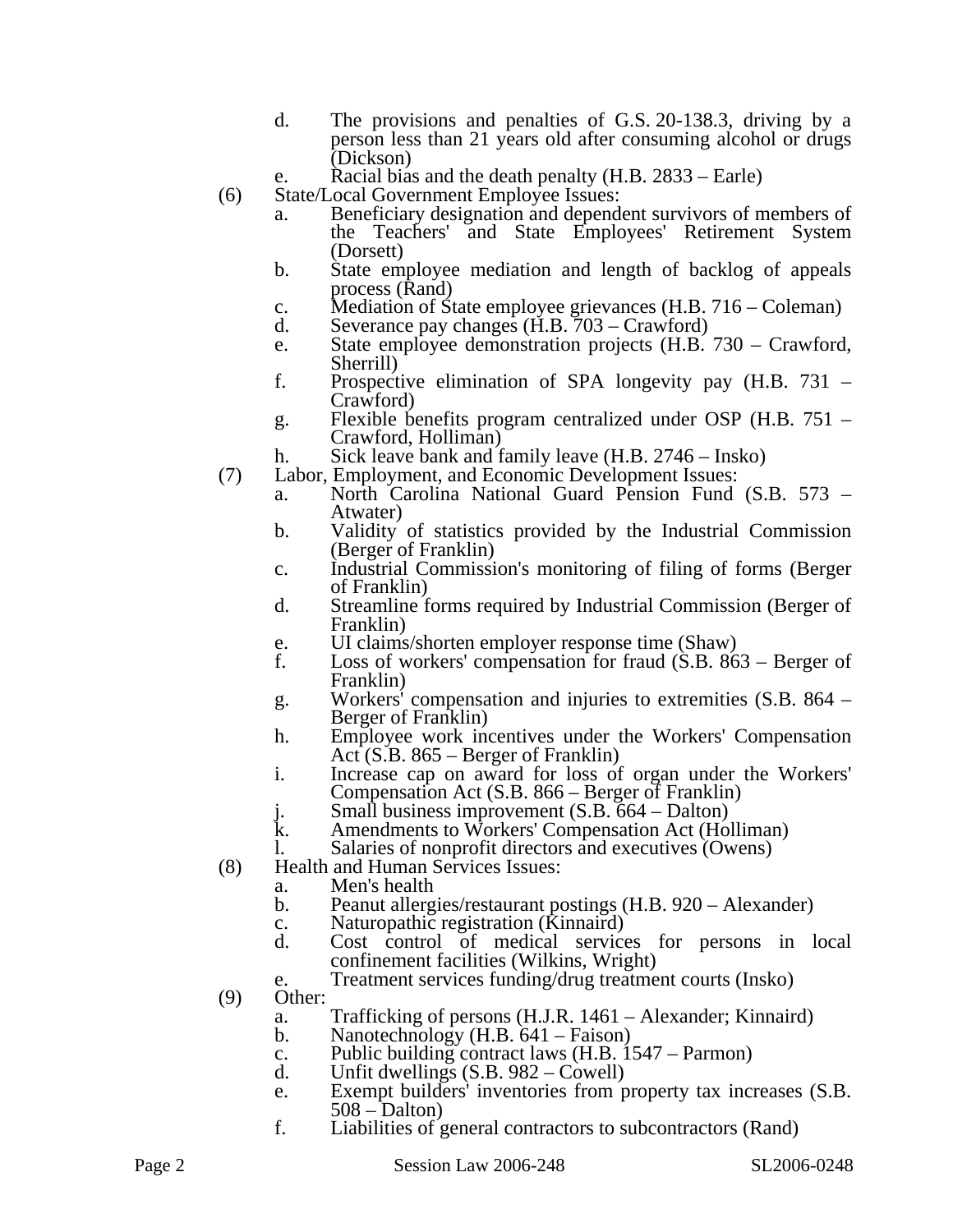d. The provisions and penalties of G.S. 20-138.3, driving by a person less than 21 years old after consuming alcohol or drugs (Dickson)

e. Racial bias and the death penalty (H.B. 2833 – Earle)

(6) State/Local Government Employee Issues:

a. Beneficiary designation and dependent survivors of members of the Teachers' and State Employees' Retirement System (Dorsett)

b. State employee mediation and length of backlog of appeals process (Rand)

c. Mediation of State employee grievances (H.B. 716 – Coleman)

d. Severance pay changes (H.B. 703 – Crawford)

e. State employee demonstration projects (H.B. 730 – Crawford, Sherrill)

f. Prospective elimination of SPA longevity pay (H.B. 731 – Crawford)

g. Flexible benefits program centralized under OSP (H.B. 751 – Crawford, Holliman)

h. Sick leave bank and family leave (H.B. 2746 – Insko)

(7) Labor, Employment, and Economic Development Issues:

a. North Carolina National Guard Pension Fund (S.B. 573 – Atwater)

b. Validity of statistics provided by the Industrial Commission (Berger of Franklin)

c. Industrial Commission's monitoring of filing of forms (Berger of Franklin)

d. Streamline forms required by Industrial Commission (Berger of Franklin)

e. UI claims/shorten employer response time (Shaw)

f. Loss of workers' compensation for fraud (S.B. 863 – Berger of Franklin)

g. Workers' compensation and injuries to extremities (S.B. 864 – Berger of Franklin)

h. Employee work incentives under the Workers' Compensation Act (S.B. 865 – Berger of Franklin)

i. Increase cap on award for loss of organ under the Workers' Compensation Act (S.B. 866 – Berger of Franklin)

j. Small business improvement (S.B. 664 – Dalton)

k. Amendments to Workers' Compensation Act (Holliman)

l. Salaries of nonprofit directors and executives (Owens)

(8) Health and Human Services Issues:

a. Men's health

b. Peanut allergies/restaurant postings (H.B. 920 – Alexander)

c. Naturopathic registration (Kinnaird)

d. Cost control of medical services for persons in local confinement facilities (Wilkins, Wright)

e. Treatment services funding/drug treatment courts (Insko)

(9) Other:

a. Trafficking of persons (H.J.R. 1461 – Alexander; Kinnaird)

b. Nanotechnology (H.B. 641 – Faison)

c. Public building contract laws (H.B. 1547 – Parmon)

d. Unfit dwellings (S.B. 982 – Cowell)

e. Exempt builders' inventories from property tax increases (S.B. 508 – Dalton)

f. Liabilities of general contractors to subcontractors (Rand)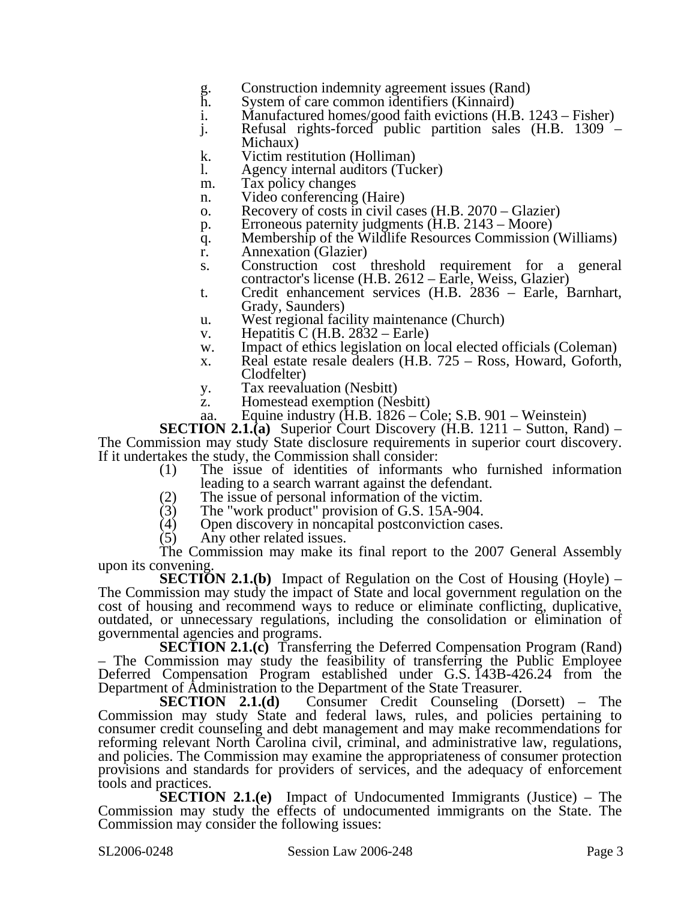g. Construction indemnity agreement issues (Rand)
h. System of care common identifiers (Kinnaird)
i. Manufactured homes/good faith evictions (H.B. 1243 – Fisher)
j. Refusal rights-forced public partition sales (H.B. 1309 – Michaux)
k. Victim restitution (Holliman)
l. Agency internal auditors (Tucker)
m. Tax policy changes
n. Video conferencing (Haire)
o. Recovery of costs in civil cases (H.B. 2070 – Glazier)
p. Erroneous paternity judgments (H.B. 2143 – Moore)
q. Membership of the Wildlife Resources Commission (Williams)
r. Annexation (Glazier)
s. Construction cost threshold requirement for a general contractor's license (H.B. 2612 – Earle, Weiss, Glazier)
t. Credit enhancement services (H.B. 2836 – Earle, Barnhart, Grady, Saunders)
u. West regional facility maintenance (Church)
v. Hepatitis C (H.B. 2832 – Earle)
w. Impact of ethics legislation on local elected officials (Coleman)
x. Real estate resale dealers (H.B. 725 – Ross, Howard, Goforth, Clodfelter)
y. Tax reevaluation (Nesbitt)
z. Homestead exemption (Nesbitt)
aa. Equine industry (H.B. 1826 – Cole; S.B. 901 – Weinstein)

**SECTION 2.1.(a)** Superior Court Discovery (H.B. 1211 – Sutton, Rand) – The Commission may study State disclosure requirements in superior court discovery. If it undertakes the study, the Commission shall consider:

(1) The issue of identities of informants who furnished information leading to a search warrant against the defendant.
(2) The issue of personal information of the victim.
(3) The "work product" provision of G.S. 15A-904.
(4) Open discovery in noncapital postconviction cases.
(5) Any other related issues.

The Commission may make its final report to the 2007 General Assembly upon its convening.

**SECTION 2.1.(b)** Impact of Regulation on the Cost of Housing (Hoyle) – The Commission may study the impact of State and local government regulation on the cost of housing and recommend ways to reduce or eliminate conflicting, duplicative, outdated, or unnecessary regulations, including the consolidation or elimination of governmental agencies and programs.

**SECTION 2.1.(c)** Transferring the Deferred Compensation Program (Rand) – The Commission may study the feasibility of transferring the Public Employee Deferred Compensation Program established under G.S. 143B-426.24 from the Department of Administration to the Department of the State Treasurer.

**SECTION 2.1.(d)** Consumer Credit Counseling (Dorsett) – The Commission may study State and federal laws, rules, and policies pertaining to consumer credit counseling and debt management and may make recommendations for reforming relevant North Carolina civil, criminal, and administrative law, regulations, and policies. The Commission may examine the appropriateness of consumer protection provisions and standards for providers of services, and the adequacy of enforcement tools and practices.

**SECTION 2.1.(e)** Impact of Undocumented Immigrants (Justice) – The Commission may study the effects of undocumented immigrants on the State. The Commission may consider the following issues: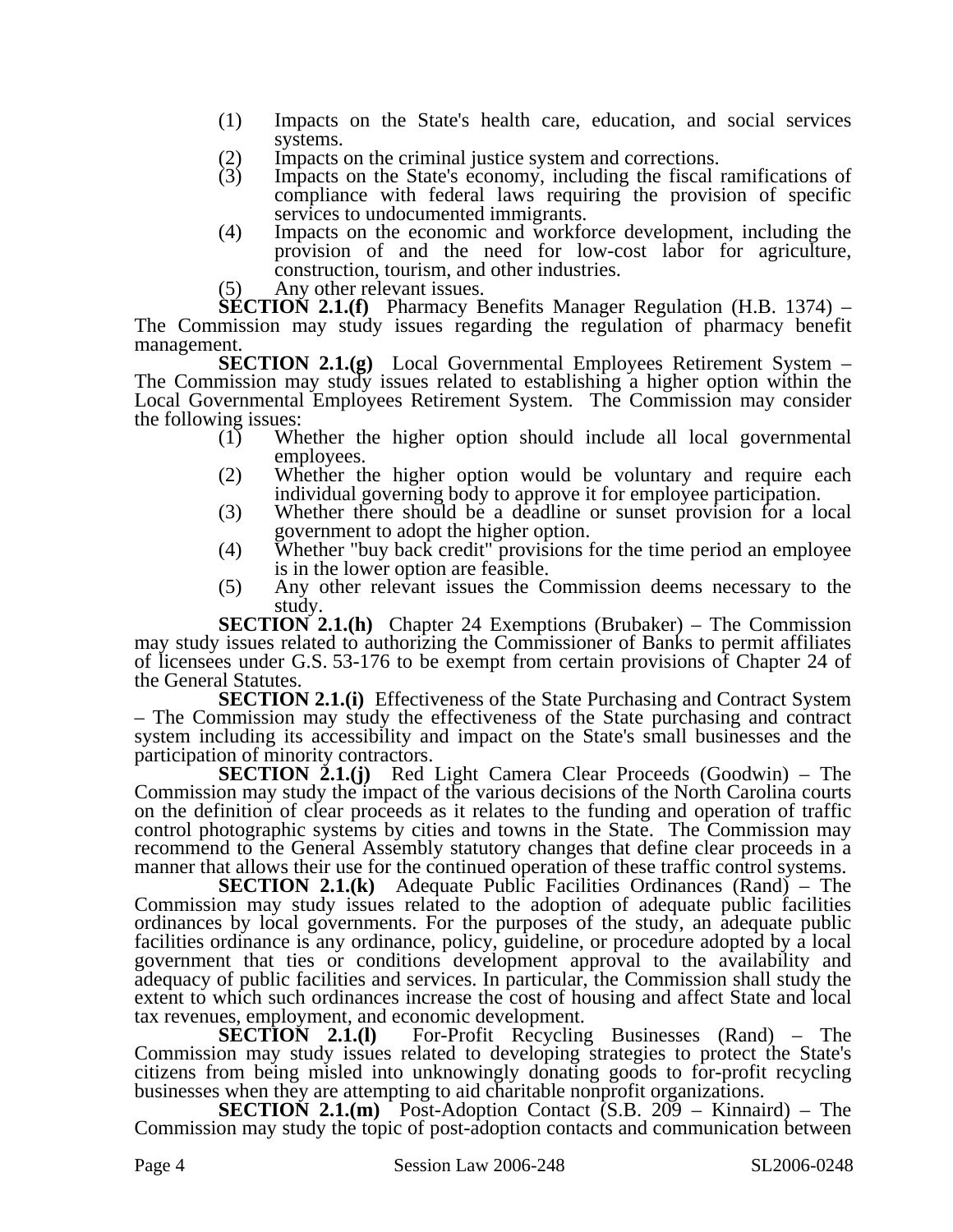(1) Impacts on the State's health care, education, and social services systems.
(2) Impacts on the criminal justice system and corrections.
(3) Impacts on the State's economy, including the fiscal ramifications of compliance with federal laws requiring the provision of specific services to undocumented immigrants.
(4) Impacts on the economic and workforce development, including the provision of and the need for low-cost labor for agriculture, construction, tourism, and other industries.
(5) Any other relevant issues.

**SECTION 2.1.(f)** Pharmacy Benefits Manager Regulation (H.B. 1374) – The Commission may study issues regarding the regulation of pharmacy benefit management.

**SECTION 2.1.(g)** Local Governmental Employees Retirement System – The Commission may study issues related to establishing a higher option within the Local Governmental Employees Retirement System. The Commission may consider the following issues:

(1) Whether the higher option should include all local governmental employees.
(2) Whether the higher option would be voluntary and require each individual governing body to approve it for employee participation.
(3) Whether there should be a deadline or sunset provision for a local government to adopt the higher option.
(4) Whether "buy back credit" provisions for the time period an employee is in the lower option are feasible.
(5) Any other relevant issues the Commission deems necessary to the study.

**SECTION 2.1.(h)** Chapter 24 Exemptions (Brubaker) – The Commission may study issues related to authorizing the Commissioner of Banks to permit affiliates of licensees under G.S. 53-176 to be exempt from certain provisions of Chapter 24 of the General Statutes.

**SECTION 2.1.(i)** Effectiveness of the State Purchasing and Contract System – The Commission may study the effectiveness of the State purchasing and contract system including its accessibility and impact on the State's small businesses and the participation of minority contractors.

**SECTION 2.1.(j)** Red Light Camera Clear Proceeds (Goodwin) – The Commission may study the impact of the various decisions of the North Carolina courts on the definition of clear proceeds as it relates to the funding and operation of traffic control photographic systems by cities and towns in the State. The Commission may recommend to the General Assembly statutory changes that define clear proceeds in a manner that allows their use for the continued operation of these traffic control systems.

**SECTION 2.1.(k)** Adequate Public Facilities Ordinances (Rand) – The Commission may study issues related to the adoption of adequate public facilities ordinances by local governments. For the purposes of the study, an adequate public facilities ordinance is any ordinance, policy, guideline, or procedure adopted by a local government that ties or conditions development approval to the availability and adequacy of public facilities and services. In particular, the Commission shall study the extent to which such ordinances increase the cost of housing and affect State and local tax revenues, employment, and economic development.

**SECTION 2.1.(l)** For-Profit Recycling Businesses (Rand) – The Commission may study issues related to developing strategies to protect the State's citizens from being misled into unknowingly donating goods to for-profit recycling businesses when they are attempting to aid charitable nonprofit organizations.

**SECTION 2.1.(m)** Post-Adoption Contact (S.B. 209 – Kinnaird) – The Commission may study the topic of post-adoption contacts and communication between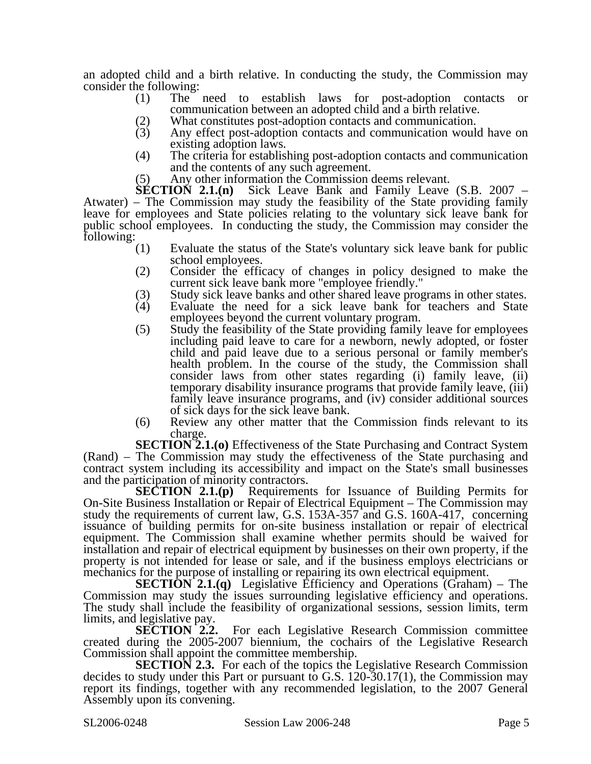an adopted child and a birth relative. In conducting the study, the Commission may consider the following:

(1) The need to establish laws for post-adoption contacts or communication between an adopted child and a birth relative.
(2) What constitutes post-adoption contacts and communication.
(3) Any effect post-adoption contacts and communication would have on existing adoption laws.
(4) The criteria for establishing post-adoption contacts and communication and the contents of any such agreement.
(5) Any other information the Commission deems relevant.

**SECTION 2.1.(n)** Sick Leave Bank and Family Leave (S.B. 2007 – Atwater) – The Commission may study the feasibility of the State providing family leave for employees and State policies relating to the voluntary sick leave bank for public school employees. In conducting the study, the Commission may consider the following:

(1) Evaluate the status of the State's voluntary sick leave bank for public school employees.
(2) Consider the efficacy of changes in policy designed to make the current sick leave bank more "employee friendly."
(3) Study sick leave banks and other shared leave programs in other states.
(4) Evaluate the need for a sick leave bank for teachers and State employees beyond the current voluntary program.
(5) Study the feasibility of the State providing family leave for employees including paid leave to care for a newborn, newly adopted, or foster child and paid leave due to a serious personal or family member's health problem. In the course of the study, the Commission shall consider laws from other states regarding (i) family leave, (ii) temporary disability insurance programs that provide family leave, (iii) family leave insurance programs, and (iv) consider additional sources of sick days for the sick leave bank.
(6) Review any other matter that the Commission finds relevant to its charge.

**SECTION 2.1.(o)** Effectiveness of the State Purchasing and Contract System (Rand) – The Commission may study the effectiveness of the State purchasing and contract system including its accessibility and impact on the State's small businesses and the participation of minority contractors.

**SECTION 2.1.(p)** Requirements for Issuance of Building Permits for On-Site Business Installation or Repair of Electrical Equipment – The Commission may study the requirements of current law, G.S. 153A-357 and G.S. 160A-417, concerning issuance of building permits for on-site business installation or repair of electrical equipment. The Commission shall examine whether permits should be waived for installation and repair of electrical equipment by businesses on their own property, if the property is not intended for lease or sale, and if the business employs electricians or mechanics for the purpose of installing or repairing its own electrical equipment.

**SECTION 2.1.(q)** Legislative Efficiency and Operations (Graham) – The Commission may study the issues surrounding legislative efficiency and operations. The study shall include the feasibility of organizational sessions, session limits, term limits, and legislative pay.

**SECTION 2.2.** For each Legislative Research Commission committee created during the 2005-2007 biennium, the cochairs of the Legislative Research Commission shall appoint the committee membership.

**SECTION 2.3.** For each of the topics the Legislative Research Commission decides to study under this Part or pursuant to G.S. 120-30.17(1), the Commission may report its findings, together with any recommended legislation, to the 2007 General Assembly upon its convening.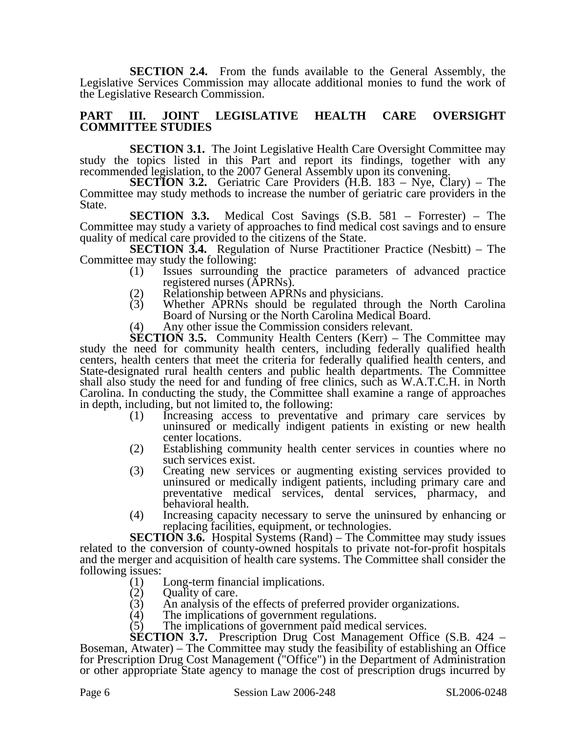**SECTION 2.4.** From the funds available to the General Assembly, the Legislative Services Commission may allocate additional monies to fund the work of the Legislative Research Commission.

## PART III. JOINT LEGISLATIVE HEALTH CARE OVERSIGHT COMMITTEE STUDIES

**SECTION 3.1.** The Joint Legislative Health Care Oversight Committee may study the topics listed in this Part and report its findings, together with any recommended legislation, to the 2007 General Assembly upon its convening.

**SECTION 3.2.** Geriatric Care Providers (H.B. 183 – Nye, Clary) – The Committee may study methods to increase the number of geriatric care providers in the State.

**SECTION 3.3.** Medical Cost Savings (S.B. 581 – Forrester) – The Committee may study a variety of approaches to find medical cost savings and to ensure quality of medical care provided to the citizens of the State.

**SECTION 3.4.** Regulation of Nurse Practitioner Practice (Nesbitt) – The Committee may study the following:

(1) Issues surrounding the practice parameters of advanced practice registered nurses (APRNs).
(2) Relationship between APRNs and physicians.
(3) Whether APRNs should be regulated through the North Carolina Board of Nursing or the North Carolina Medical Board.
(4) Any other issue the Commission considers relevant.

**SECTION 3.5.** Community Health Centers (Kerr) – The Committee may study the need for community health centers, including federally qualified health centers, health centers that meet the criteria for federally qualified health centers, and State-designated rural health centers and public health departments. The Committee shall also study the need for and funding of free clinics, such as W.A.T.C.H. in North Carolina. In conducting the study, the Committee shall examine a range of approaches in depth, including, but not limited to, the following:

(1) Increasing access to preventative and primary care services by uninsured or medically indigent patients in existing or new health center locations.
(2) Establishing community health center services in counties where no such services exist.
(3) Creating new services or augmenting existing services provided to uninsured or medically indigent patients, including primary care and preventative medical services, dental services, pharmacy, and behavioral health.
(4) Increasing capacity necessary to serve the uninsured by enhancing or replacing facilities, equipment, or technologies.

**SECTION 3.6.** Hospital Systems (Rand) – The Committee may study issues related to the conversion of county-owned hospitals to private not-for-profit hospitals and the merger and acquisition of health care systems. The Committee shall consider the following issues:

(1) Long-term financial implications.
(2) Quality of care.
(3) An analysis of the effects of preferred provider organizations.
(4) The implications of government regulations.
(5) The implications of government paid medical services.

**SECTION 3.7.** Prescription Drug Cost Management Office (S.B. 424 – Boseman, Atwater) – The Committee may study the feasibility of establishing an Office for Prescription Drug Cost Management ("Office") in the Department of Administration or other appropriate State agency to manage the cost of prescription drugs incurred by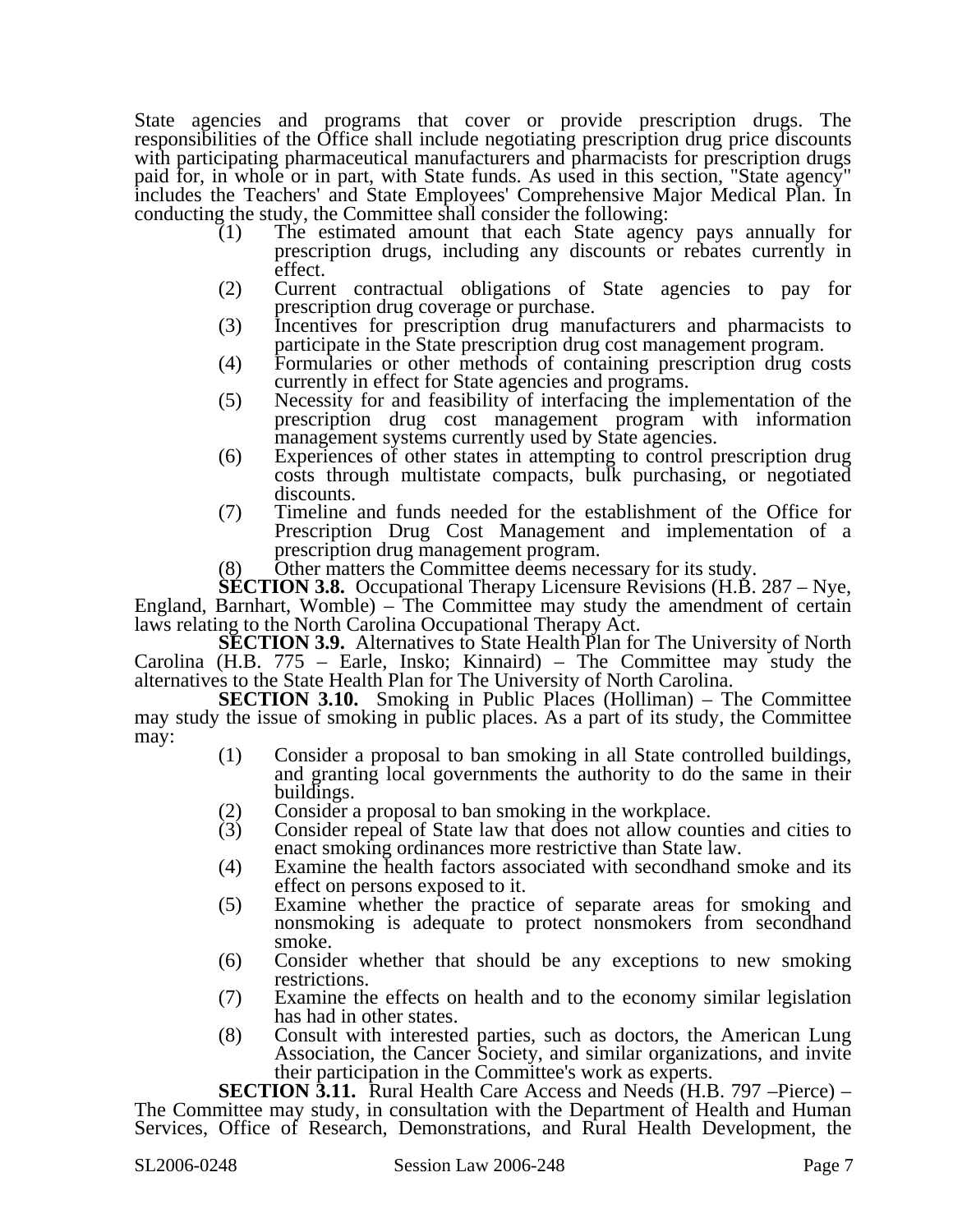State agencies and programs that cover or provide prescription drugs. The responsibilities of the Office shall include negotiating prescription drug price discounts with participating pharmaceutical manufacturers and pharmacists for prescription drugs paid for, in whole or in part, with State funds. As used in this section, "State agency" includes the Teachers' and State Employees' Comprehensive Major Medical Plan. In conducting the study, the Committee shall consider the following:

(1) The estimated amount that each State agency pays annually for prescription drugs, including any discounts or rebates currently in effect.
(2) Current contractual obligations of State agencies to pay for prescription drug coverage or purchase.
(3) Incentives for prescription drug manufacturers and pharmacists to participate in the State prescription drug cost management program.
(4) Formularies or other methods of containing prescription drug costs currently in effect for State agencies and programs.
(5) Necessity for and feasibility of interfacing the implementation of the prescription drug cost management program with information management systems currently used by State agencies.
(6) Experiences of other states in attempting to control prescription drug costs through multistate compacts, bulk purchasing, or negotiated discounts.
(7) Timeline and funds needed for the establishment of the Office for Prescription Drug Cost Management and implementation of a prescription drug management program.
(8) Other matters the Committee deems necessary for its study.

**SECTION 3.8.** Occupational Therapy Licensure Revisions (H.B. 287 – Nye, England, Barnhart, Womble) – The Committee may study the amendment of certain laws relating to the North Carolina Occupational Therapy Act.

**SECTION 3.9.** Alternatives to State Health Plan for The University of North Carolina (H.B. 775 – Earle, Insko; Kinnaird) – The Committee may study the alternatives to the State Health Plan for The University of North Carolina.

**SECTION 3.10.** Smoking in Public Places (Holliman) – The Committee may study the issue of smoking in public places. As a part of its study, the Committee may:

(1) Consider a proposal to ban smoking in all State controlled buildings, and granting local governments the authority to do the same in their buildings.
(2) Consider a proposal to ban smoking in the workplace.
(3) Consider repeal of State law that does not allow counties and cities to enact smoking ordinances more restrictive than State law.
(4) Examine the health factors associated with secondhand smoke and its effect on persons exposed to it.
(5) Examine whether the practice of separate areas for smoking and nonsmoking is adequate to protect nonsmokers from secondhand smoke.
(6) Consider whether that should be any exceptions to new smoking restrictions.
(7) Examine the effects on health and to the economy similar legislation has had in other states.
(8) Consult with interested parties, such as doctors, the American Lung Association, the Cancer Society, and similar organizations, and invite their participation in the Committee's work as experts.

**SECTION 3.11.** Rural Health Care Access and Needs (H.B. 797 –Pierce) – The Committee may study, in consultation with the Department of Health and Human Services, Office of Research, Demonstrations, and Rural Health Development, the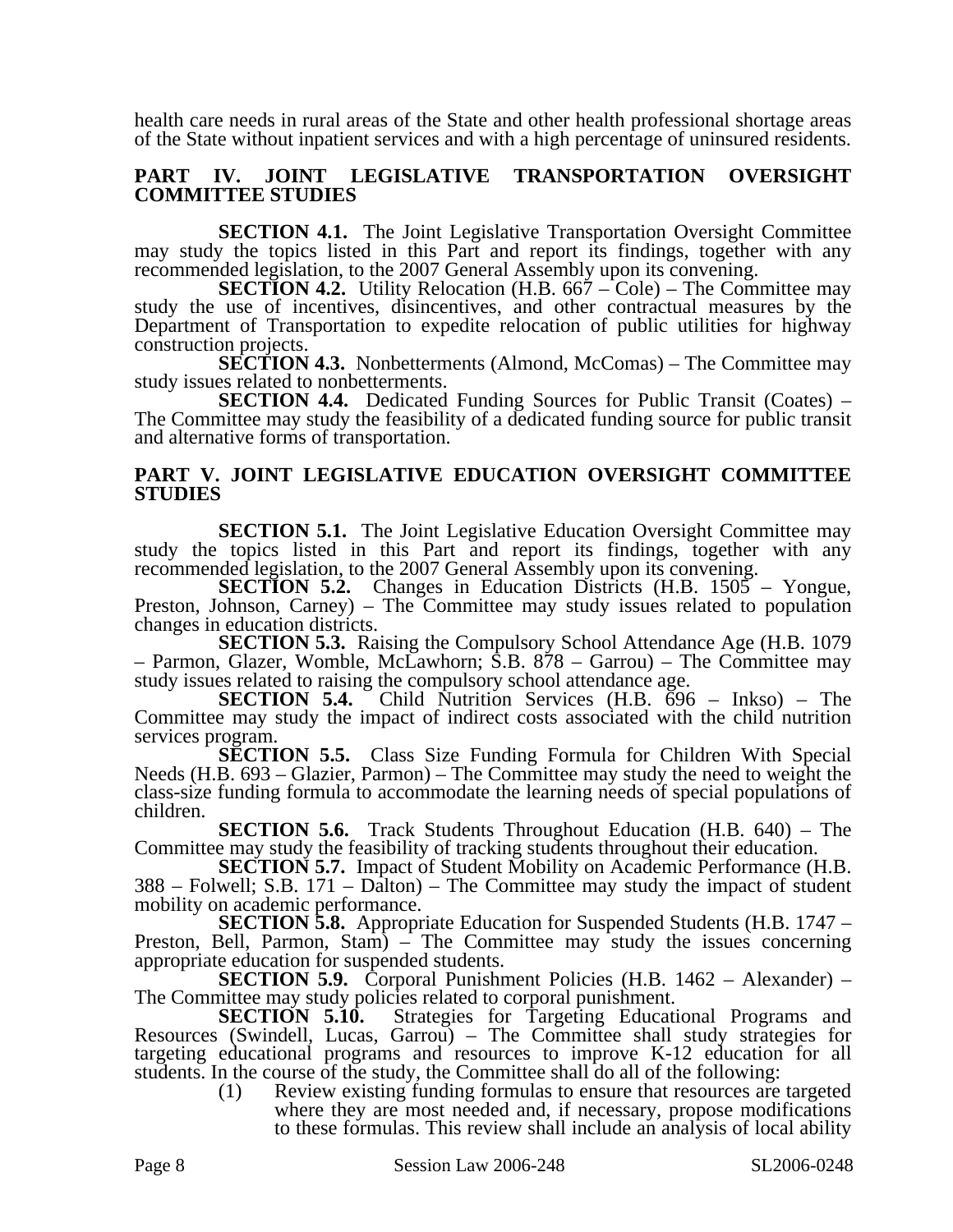health care needs in rural areas of the State and other health professional shortage areas of the State without inpatient services and with a high percentage of uninsured residents.

## PART IV. JOINT LEGISLATIVE TRANSPORTATION OVERSIGHT COMMITTEE STUDIES

**SECTION 4.1.** The Joint Legislative Transportation Oversight Committee may study the topics listed in this Part and report its findings, together with any recommended legislation, to the 2007 General Assembly upon its convening.

**SECTION 4.2.** Utility Relocation (H.B. 667 – Cole) – The Committee may study the use of incentives, disincentives, and other contractual measures by the Department of Transportation to expedite relocation of public utilities for highway construction projects.

**SECTION 4.3.** Nonbetterments (Almond, McComas) – The Committee may study issues related to nonbetterments.

**SECTION 4.4.** Dedicated Funding Sources for Public Transit (Coates) – The Committee may study the feasibility of a dedicated funding source for public transit and alternative forms of transportation.

## PART V. JOINT LEGISLATIVE EDUCATION OVERSIGHT COMMITTEE STUDIES

**SECTION 5.1.** The Joint Legislative Education Oversight Committee may study the topics listed in this Part and report its findings, together with any recommended legislation, to the 2007 General Assembly upon its convening.

**SECTION 5.2.** Changes in Education Districts (H.B. 1505 – Yongue, Preston, Johnson, Carney) – The Committee may study issues related to population changes in education districts.

**SECTION 5.3.** Raising the Compulsory School Attendance Age (H.B. 1079 – Parmon, Glazer, Womble, McLawhorn; S.B. 878 – Garrou) – The Committee may study issues related to raising the compulsory school attendance age.

**SECTION 5.4.** Child Nutrition Services (H.B. 696 – Inkso) – The Committee may study the impact of indirect costs associated with the child nutrition services program.

**SECTION 5.5.** Class Size Funding Formula for Children With Special Needs (H.B. 693 – Glazier, Parmon) – The Committee may study the need to weight the class-size funding formula to accommodate the learning needs of special populations of children.

**SECTION 5.6.** Track Students Throughout Education (H.B. 640) – The Committee may study the feasibility of tracking students throughout their education.

**SECTION 5.7.** Impact of Student Mobility on Academic Performance (H.B. 388 – Folwell; S.B. 171 – Dalton) – The Committee may study the impact of student mobility on academic performance.

**SECTION 5.8.** Appropriate Education for Suspended Students (H.B. 1747 – Preston, Bell, Parmon, Stam) – The Committee may study the issues concerning appropriate education for suspended students.

**SECTION 5.9.** Corporal Punishment Policies (H.B. 1462 – Alexander) – The Committee may study policies related to corporal punishment.

**SECTION 5.10.** Strategies for Targeting Educational Programs and Resources (Swindell, Lucas, Garrou) – The Committee shall study strategies for targeting educational programs and resources to improve K-12 education for all students. In the course of the study, the Committee shall do all of the following:

(1) Review existing funding formulas to ensure that resources are targeted where they are most needed and, if necessary, propose modifications to these formulas. This review shall include an analysis of local ability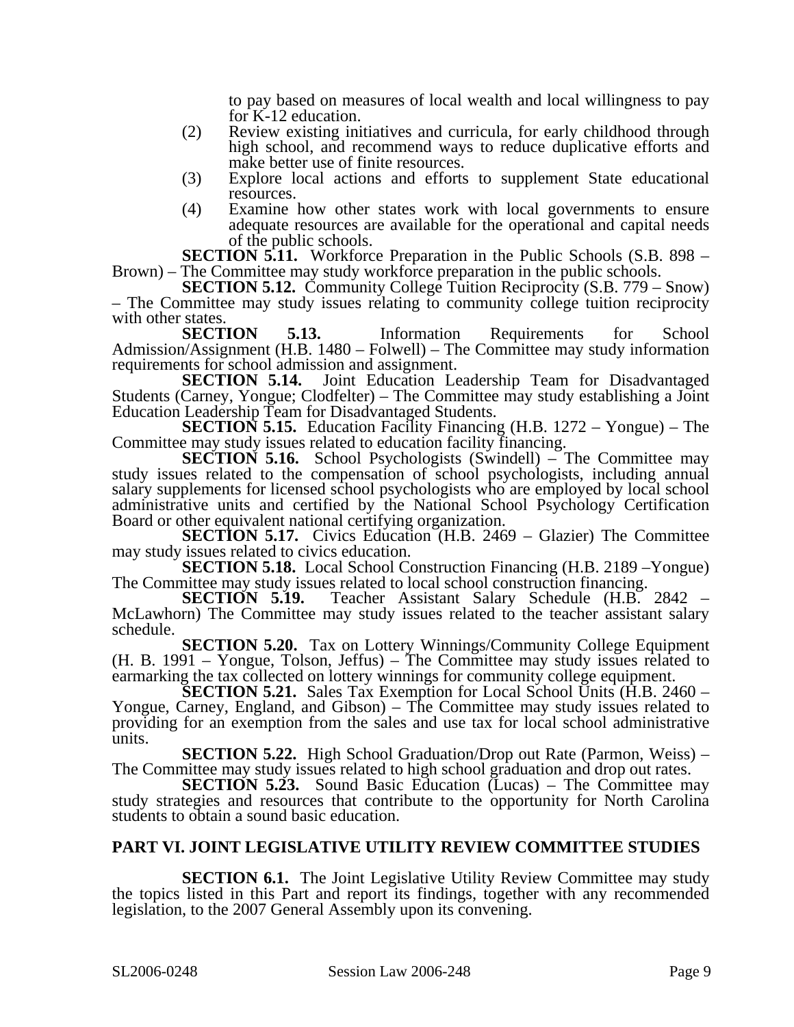to pay based on measures of local wealth and local willingness to pay for K-12 education.

(2) Review existing initiatives and curricula, for early childhood through high school, and recommend ways to reduce duplicative efforts and make better use of finite resources.

(3) Explore local actions and efforts to supplement State educational resources.

(4) Examine how other states work with local governments to ensure adequate resources are available for the operational and capital needs of the public schools.

**SECTION 5.11.** Workforce Preparation in the Public Schools (S.B. 898 – Brown) – The Committee may study workforce preparation in the public schools.

**SECTION 5.12.** Community College Tuition Reciprocity (S.B. 779 – Snow) – The Committee may study issues relating to community college tuition reciprocity with other states.

**SECTION 5.13.** Information Requirements for School Admission/Assignment (H.B. 1480 – Folwell) – The Committee may study information requirements for school admission and assignment.

**SECTION 5.14.** Joint Education Leadership Team for Disadvantaged Students (Carney, Yongue; Clodfelter) – The Committee may study establishing a Joint Education Leadership Team for Disadvantaged Students.

**SECTION 5.15.** Education Facility Financing (H.B. 1272 – Yongue) – The Committee may study issues related to education facility financing.

**SECTION 5.16.** School Psychologists (Swindell) – The Committee may study issues related to the compensation of school psychologists, including annual salary supplements for licensed school psychologists who are employed by local school administrative units and certified by the National School Psychology Certification Board or other equivalent national certifying organization.

**SECTION 5.17.** Civics Education (H.B. 2469 – Glazier) The Committee may study issues related to civics education.

**SECTION 5.18.** Local School Construction Financing (H.B. 2189 –Yongue) The Committee may study issues related to local school construction financing.

**SECTION 5.19.** Teacher Assistant Salary Schedule (H.B. 2842 – McLawhorn) The Committee may study issues related to the teacher assistant salary schedule.

**SECTION 5.20.** Tax on Lottery Winnings/Community College Equipment (H. B. 1991 – Yongue, Tolson, Jeffus) – The Committee may study issues related to earmarking the tax collected on lottery winnings for community college equipment.

**SECTION 5.21.** Sales Tax Exemption for Local School Units (H.B. 2460 – Yongue, Carney, England, and Gibson) – The Committee may study issues related to providing for an exemption from the sales and use tax for local school administrative units.

**SECTION 5.22.** High School Graduation/Drop out Rate (Parmon, Weiss) – The Committee may study issues related to high school graduation and drop out rates.

**SECTION 5.23.** Sound Basic Education (Lucas) – The Committee may study strategies and resources that contribute to the opportunity for North Carolina students to obtain a sound basic education.

## PART VI. JOINT LEGISLATIVE UTILITY REVIEW COMMITTEE STUDIES

**SECTION 6.1.** The Joint Legislative Utility Review Committee may study the topics listed in this Part and report its findings, together with any recommended legislation, to the 2007 General Assembly upon its convening.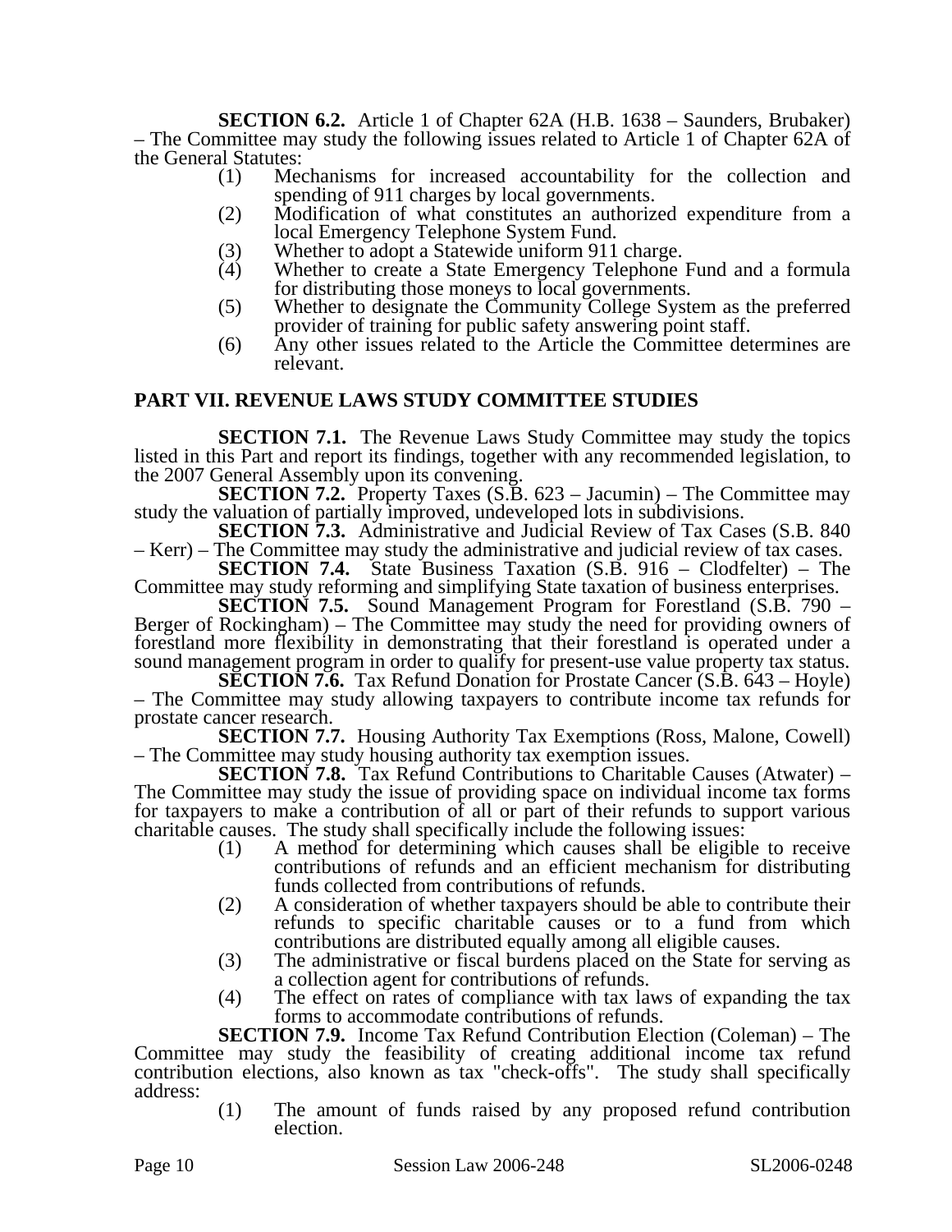**SECTION 6.2.** Article 1 of Chapter 62A (H.B. 1638 – Saunders, Brubaker) – The Committee may study the following issues related to Article 1 of Chapter 62A of the General Statutes:

(1) Mechanisms for increased accountability for the collection and spending of 911 charges by local governments.
(2) Modification of what constitutes an authorized expenditure from a local Emergency Telephone System Fund.
(3) Whether to adopt a Statewide uniform 911 charge.
(4) Whether to create a State Emergency Telephone Fund and a formula for distributing those moneys to local governments.
(5) Whether to designate the Community College System as the preferred provider of training for public safety answering point staff.
(6) Any other issues related to the Article the Committee determines are relevant.

## PART VII. REVENUE LAWS STUDY COMMITTEE STUDIES

**SECTION 7.1.** The Revenue Laws Study Committee may study the topics listed in this Part and report its findings, together with any recommended legislation, to the 2007 General Assembly upon its convening.

**SECTION 7.2.** Property Taxes (S.B. 623 – Jacumin) – The Committee may study the valuation of partially improved, undeveloped lots in subdivisions.

**SECTION 7.3.** Administrative and Judicial Review of Tax Cases (S.B. 840 – Kerr) – The Committee may study the administrative and judicial review of tax cases.

**SECTION 7.4.** State Business Taxation (S.B. 916 – Clodfelter) – The Committee may study reforming and simplifying State taxation of business enterprises.

**SECTION 7.5.** Sound Management Program for Forestland (S.B. 790 – Berger of Rockingham) – The Committee may study the need for providing owners of forestland more flexibility in demonstrating that their forestland is operated under a sound management program in order to qualify for present-use value property tax status.

**SECTION 7.6.** Tax Refund Donation for Prostate Cancer (S.B. 643 – Hoyle) – The Committee may study allowing taxpayers to contribute income tax refunds for prostate cancer research.

**SECTION 7.7.** Housing Authority Tax Exemptions (Ross, Malone, Cowell) – The Committee may study housing authority tax exemption issues.

**SECTION 7.8.** Tax Refund Contributions to Charitable Causes (Atwater) – The Committee may study the issue of providing space on individual income tax forms for taxpayers to make a contribution of all or part of their refunds to support various charitable causes. The study shall specifically include the following issues:

(1) A method for determining which causes shall be eligible to receive contributions of refunds and an efficient mechanism for distributing funds collected from contributions of refunds.
(2) A consideration of whether taxpayers should be able to contribute their refunds to specific charitable causes or to a fund from which contributions are distributed equally among all eligible causes.
(3) The administrative or fiscal burdens placed on the State for serving as a collection agent for contributions of refunds.
(4) The effect on rates of compliance with tax laws of expanding the tax forms to accommodate contributions of refunds.

**SECTION 7.9.** Income Tax Refund Contribution Election (Coleman) – The Committee may study the feasibility of creating additional income tax refund contribution elections, also known as tax "check-offs". The study shall specifically address:

(1) The amount of funds raised by any proposed refund contribution election.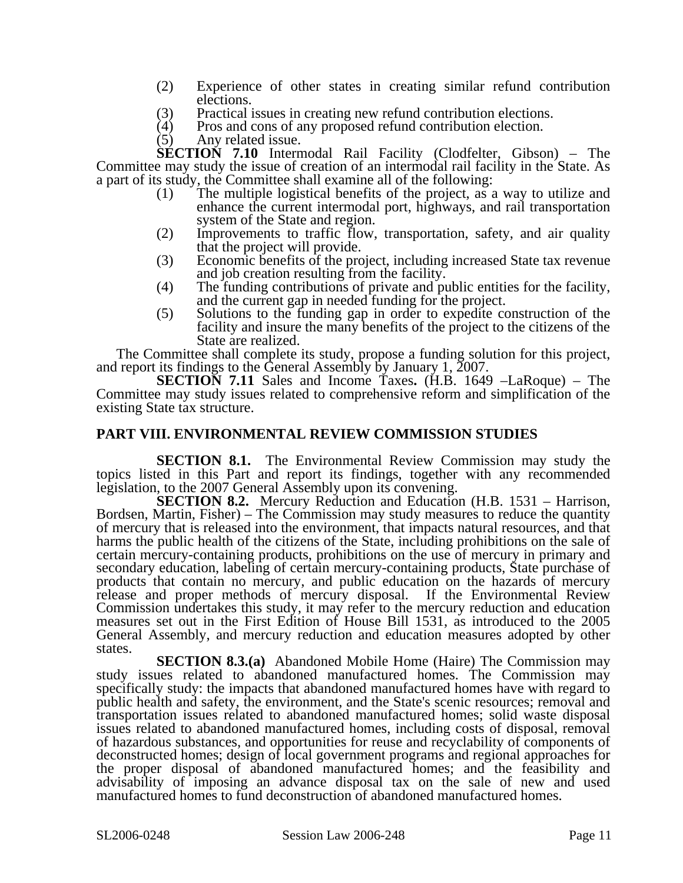(2) Experience of other states in creating similar refund contribution elections.
(3) Practical issues in creating new refund contribution elections.
(4) Pros and cons of any proposed refund contribution election.
(5) Any related issue.

**SECTION 7.10** Intermodal Rail Facility (Clodfelter, Gibson) – The Committee may study the issue of creation of an intermodal rail facility in the State. As a part of its study, the Committee shall examine all of the following:

(1) The multiple logistical benefits of the project, as a way to utilize and enhance the current intermodal port, highways, and rail transportation system of the State and region.
(2) Improvements to traffic flow, transportation, safety, and air quality that the project will provide.
(3) Economic benefits of the project, including increased State tax revenue and job creation resulting from the facility.
(4) The funding contributions of private and public entities for the facility, and the current gap in needed funding for the project.
(5) Solutions to the funding gap in order to expedite construction of the facility and insure the many benefits of the project to the citizens of the State are realized.

The Committee shall complete its study, propose a funding solution for this project, and report its findings to the General Assembly by January 1, 2007.

**SECTION 7.11** Sales and Income Taxes**.** (H.B. 1649 –LaRoque) – The Committee may study issues related to comprehensive reform and simplification of the existing State tax structure.

## PART VIII. ENVIRONMENTAL REVIEW COMMISSION STUDIES

**SECTION 8.1.** The Environmental Review Commission may study the topics listed in this Part and report its findings, together with any recommended legislation, to the 2007 General Assembly upon its convening.

**SECTION 8.2.** Mercury Reduction and Education (H.B. 1531 – Harrison, Bordsen, Martin, Fisher) – The Commission may study measures to reduce the quantity of mercury that is released into the environment, that impacts natural resources, and that harms the public health of the citizens of the State, including prohibitions on the sale of certain mercury-containing products, prohibitions on the use of mercury in primary and secondary education, labeling of certain mercury-containing products, State purchase of products that contain no mercury, and public education on the hazards of mercury release and proper methods of mercury disposal. If the Environmental Review Commission undertakes this study, it may refer to the mercury reduction and education measures set out in the First Edition of House Bill 1531, as introduced to the 2005 General Assembly, and mercury reduction and education measures adopted by other states.

**SECTION 8.3.(a)** Abandoned Mobile Home (Haire) The Commission may study issues related to abandoned manufactured homes. The Commission may specifically study: the impacts that abandoned manufactured homes have with regard to public health and safety, the environment, and the State's scenic resources; removal and transportation issues related to abandoned manufactured homes; solid waste disposal issues related to abandoned manufactured homes, including costs of disposal, removal of hazardous substances, and opportunities for reuse and recyclability of components of deconstructed homes; design of local government programs and regional approaches for the proper disposal of abandoned manufactured homes; and the feasibility and advisability of imposing an advance disposal tax on the sale of new and used manufactured homes to fund deconstruction of abandoned manufactured homes.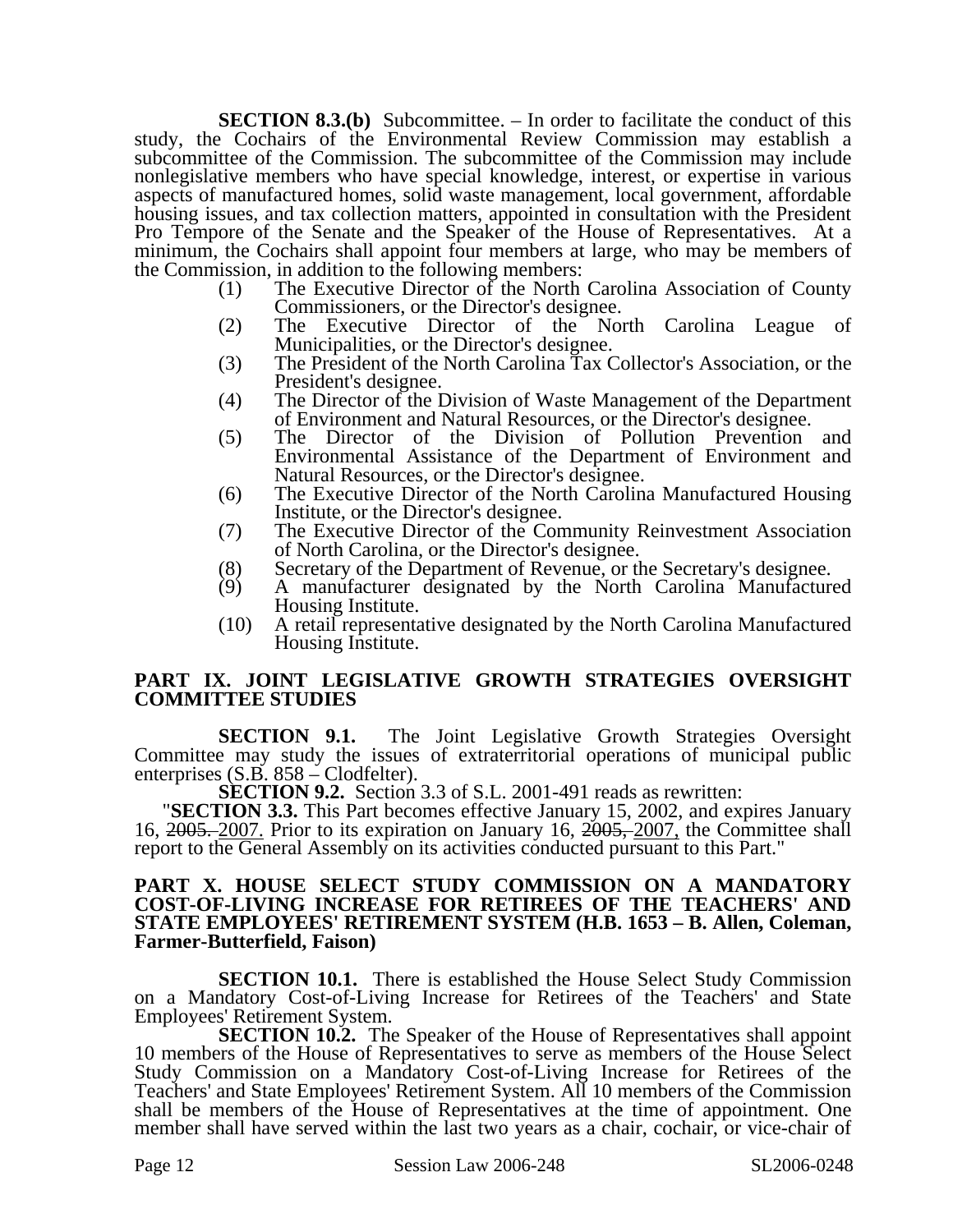**SECTION 8.3.(b)** Subcommittee. – In order to facilitate the conduct of this study, the Cochairs of the Environmental Review Commission may establish a subcommittee of the Commission. The subcommittee of the Commission may include nonlegislative members who have special knowledge, interest, or expertise in various aspects of manufactured homes, solid waste management, local government, affordable housing issues, and tax collection matters, appointed in consultation with the President Pro Tempore of the Senate and the Speaker of the House of Representatives. At a minimum, the Cochairs shall appoint four members at large, who may be members of the Commission, in addition to the following members:

(1) The Executive Director of the North Carolina Association of County Commissioners, or the Director's designee.
(2) The Executive Director of the North Carolina League of Municipalities, or the Director's designee.
(3) The President of the North Carolina Tax Collector's Association, or the President's designee.
(4) The Director of the Division of Waste Management of the Department of Environment and Natural Resources, or the Director's designee.
(5) The Director of the Division of Pollution Prevention and Environmental Assistance of the Department of Environment and Natural Resources, or the Director's designee.
(6) The Executive Director of the North Carolina Manufactured Housing Institute, or the Director's designee.
(7) The Executive Director of the Community Reinvestment Association of North Carolina, or the Director's designee.
(8) Secretary of the Department of Revenue, or the Secretary's designee.
(9) A manufacturer designated by the North Carolina Manufactured Housing Institute.
(10) A retail representative designated by the North Carolina Manufactured Housing Institute.

## PART IX. JOINT LEGISLATIVE GROWTH STRATEGIES OVERSIGHT COMMITTEE STUDIES

**SECTION 9.1.** The Joint Legislative Growth Strategies Oversight Committee may study the issues of extraterritorial operations of municipal public enterprises (S.B. 858 – Clodfelter).

**SECTION 9.2.** Section 3.3 of S.L. 2001-491 reads as rewritten:

"**SECTION 3.3.** This Part becomes effective January 15, 2002, and expires January 16, ~~2005.~~ 2007. Prior to its expiration on January 16, ~~2005,~~ 2007, the Committee shall report to the General Assembly on its activities conducted pursuant to this Part."

## PART X. HOUSE SELECT STUDY COMMISSION ON A MANDATORY COST-OF-LIVING INCREASE FOR RETIREES OF THE TEACHERS' AND STATE EMPLOYEES' RETIREMENT SYSTEM (H.B. 1653 – B. Allen, Coleman, Farmer-Butterfield, Faison)

**SECTION 10.1.** There is established the House Select Study Commission on a Mandatory Cost-of-Living Increase for Retirees of the Teachers' and State Employees' Retirement System.

**SECTION 10.2.** The Speaker of the House of Representatives shall appoint 10 members of the House of Representatives to serve as members of the House Select Study Commission on a Mandatory Cost-of-Living Increase for Retirees of the Teachers' and State Employees' Retirement System. All 10 members of the Commission shall be members of the House of Representatives at the time of appointment. One member shall have served within the last two years as a chair, cochair, or vice-chair of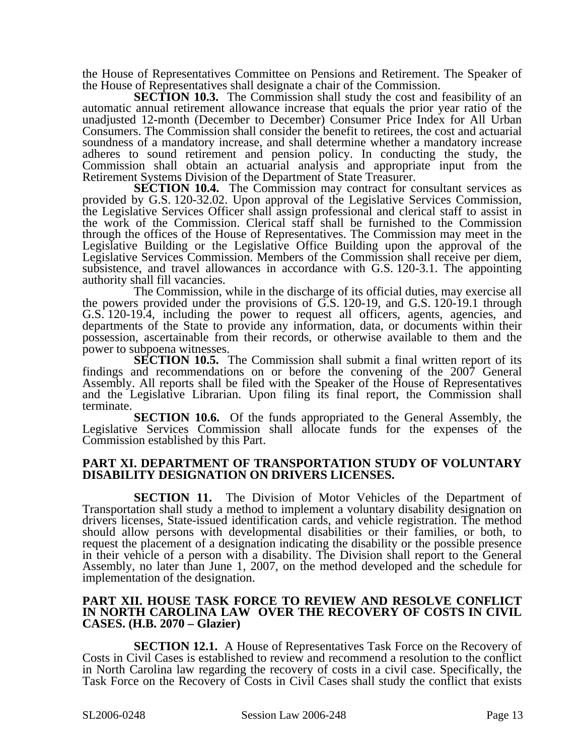the House of Representatives Committee on Pensions and Retirement. The Speaker of the House of Representatives shall designate a chair of the Commission.

**SECTION 10.3.** The Commission shall study the cost and feasibility of an automatic annual retirement allowance increase that equals the prior year ratio of the unadjusted 12-month (December to December) Consumer Price Index for All Urban Consumers. The Commission shall consider the benefit to retirees, the cost and actuarial soundness of a mandatory increase, and shall determine whether a mandatory increase adheres to sound retirement and pension policy. In conducting the study, the Commission shall obtain an actuarial analysis and appropriate input from the Retirement Systems Division of the Department of State Treasurer.

**SECTION 10.4.** The Commission may contract for consultant services as provided by G.S. 120-32.02. Upon approval of the Legislative Services Commission, the Legislative Services Officer shall assign professional and clerical staff to assist in the work of the Commission. Clerical staff shall be furnished to the Commission through the offices of the House of Representatives. The Commission may meet in the Legislative Building or the Legislative Office Building upon the approval of the Legislative Services Commission. Members of the Commission shall receive per diem, subsistence, and travel allowances in accordance with G.S. 120-3.1. The appointing authority shall fill vacancies.

The Commission, while in the discharge of its official duties, may exercise all the powers provided under the provisions of G.S. 120-19, and G.S. 120-19.1 through G.S. 120-19.4, including the power to request all officers, agents, agencies, and departments of the State to provide any information, data, or documents within their possession, ascertainable from their records, or otherwise available to them and the power to subpoena witnesses.

**SECTION 10.5.** The Commission shall submit a final written report of its findings and recommendations on or before the convening of the 2007 General Assembly. All reports shall be filed with the Speaker of the House of Representatives and the Legislative Librarian. Upon filing its final report, the Commission shall terminate.

**SECTION 10.6.** Of the funds appropriated to the General Assembly, the Legislative Services Commission shall allocate funds for the expenses of the Commission established by this Part.

## PART XI. DEPARTMENT OF TRANSPORTATION STUDY OF VOLUNTARY DISABILITY DESIGNATION ON DRIVERS LICENSES.

**SECTION 11.** The Division of Motor Vehicles of the Department of Transportation shall study a method to implement a voluntary disability designation on drivers licenses, State-issued identification cards, and vehicle registration. The method should allow persons with developmental disabilities or their families, or both, to request the placement of a designation indicating the disability or the possible presence in their vehicle of a person with a disability. The Division shall report to the General Assembly, no later than June 1, 2007, on the method developed and the schedule for implementation of the designation.

## PART XII. HOUSE TASK FORCE TO REVIEW AND RESOLVE CONFLICT IN NORTH CAROLINA LAW OVER THE RECOVERY OF COSTS IN CIVIL CASES. (H.B. 2070 – Glazier)

**SECTION 12.1.** A House of Representatives Task Force on the Recovery of Costs in Civil Cases is established to review and recommend a resolution to the conflict in North Carolina law regarding the recovery of costs in a civil case. Specifically, the Task Force on the Recovery of Costs in Civil Cases shall study the conflict that exists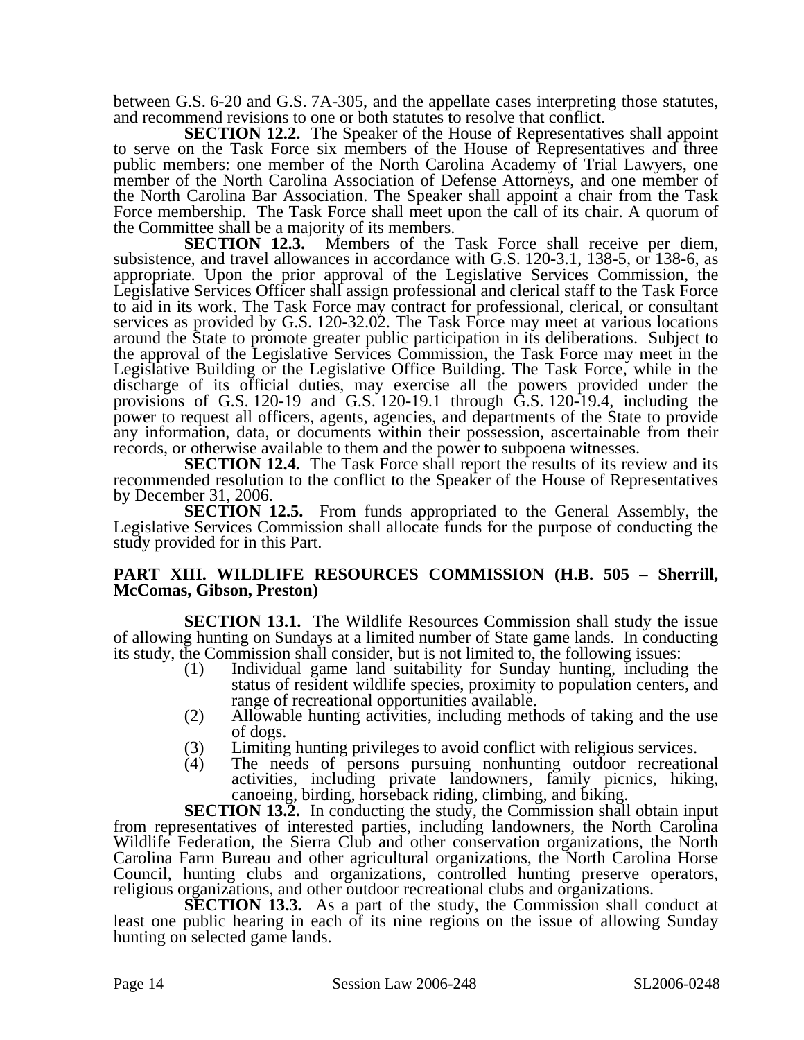between G.S. 6-20 and G.S. 7A-305, and the appellate cases interpreting those statutes, and recommend revisions to one or both statutes to resolve that conflict.

**SECTION 12.2.** The Speaker of the House of Representatives shall appoint to serve on the Task Force six members of the House of Representatives and three public members: one member of the North Carolina Academy of Trial Lawyers, one member of the North Carolina Association of Defense Attorneys, and one member of the North Carolina Bar Association. The Speaker shall appoint a chair from the Task Force membership. The Task Force shall meet upon the call of its chair. A quorum of the Committee shall be a majority of its members.

**SECTION 12.3.** Members of the Task Force shall receive per diem, subsistence, and travel allowances in accordance with G.S. 120-3.1, 138-5, or 138-6, as appropriate. Upon the prior approval of the Legislative Services Commission, the Legislative Services Officer shall assign professional and clerical staff to the Task Force to aid in its work. The Task Force may contract for professional, clerical, or consultant services as provided by G.S. 120-32.02. The Task Force may meet at various locations around the State to promote greater public participation in its deliberations. Subject to the approval of the Legislative Services Commission, the Task Force may meet in the Legislative Building or the Legislative Office Building. The Task Force, while in the discharge of its official duties, may exercise all the powers provided under the provisions of G.S. 120-19 and G.S. 120-19.1 through G.S. 120-19.4, including the power to request all officers, agents, agencies, and departments of the State to provide any information, data, or documents within their possession, ascertainable from their records, or otherwise available to them and the power to subpoena witnesses.

**SECTION 12.4.** The Task Force shall report the results of its review and its recommended resolution to the conflict to the Speaker of the House of Representatives by December 31, 2006.

**SECTION 12.5.** From funds appropriated to the General Assembly, the Legislative Services Commission shall allocate funds for the purpose of conducting the study provided for in this Part.

**PART XIII. WILDLIFE RESOURCES COMMISSION (H.B. 505 – Sherrill, McComas, Gibson, Preston)**

**SECTION 13.1.** The Wildlife Resources Commission shall study the issue of allowing hunting on Sundays at a limited number of State game lands. In conducting its study, the Commission shall consider, but is not limited to, the following issues:

(1) Individual game land suitability for Sunday hunting, including the status of resident wildlife species, proximity to population centers, and range of recreational opportunities available.
(2) Allowable hunting activities, including methods of taking and the use of dogs.
(3) Limiting hunting privileges to avoid conflict with religious services.
(4) The needs of persons pursuing nonhunting outdoor recreational activities, including private landowners, family picnics, hiking, canoeing, birding, horseback riding, climbing, and biking.

**SECTION 13.2.** In conducting the study, the Commission shall obtain input from representatives of interested parties, including landowners, the North Carolina Wildlife Federation, the Sierra Club and other conservation organizations, the North Carolina Farm Bureau and other agricultural organizations, the North Carolina Horse Council, hunting clubs and organizations, controlled hunting preserve operators, religious organizations, and other outdoor recreational clubs and organizations.

**SECTION 13.3.** As a part of the study, the Commission shall conduct at least one public hearing in each of its nine regions on the issue of allowing Sunday hunting on selected game lands.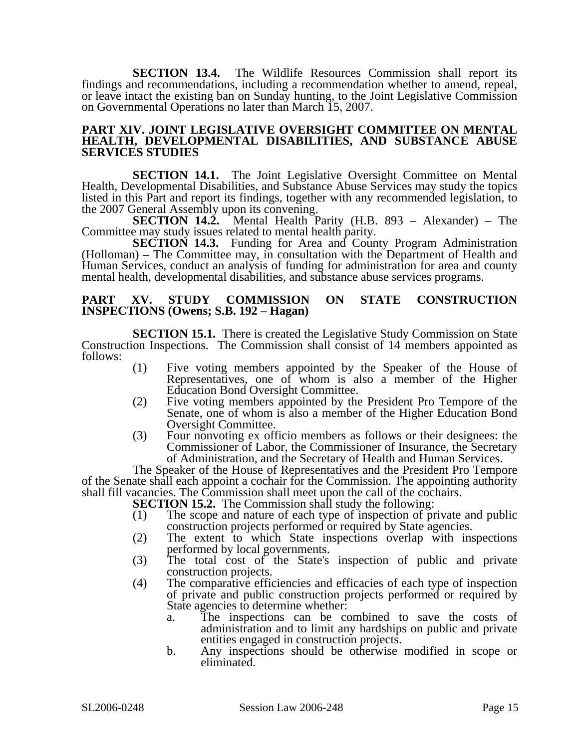**SECTION 13.4.** The Wildlife Resources Commission shall report its findings and recommendations, including a recommendation whether to amend, repeal, or leave intact the existing ban on Sunday hunting, to the Joint Legislative Commission on Governmental Operations no later than March 15, 2007.

## PART XIV. JOINT LEGISLATIVE OVERSIGHT COMMITTEE ON MENTAL HEALTH, DEVELOPMENTAL DISABILITIES, AND SUBSTANCE ABUSE SERVICES STUDIES

**SECTION 14.1.** The Joint Legislative Oversight Committee on Mental Health, Developmental Disabilities, and Substance Abuse Services may study the topics listed in this Part and report its findings, together with any recommended legislation, to the 2007 General Assembly upon its convening.

**SECTION 14.2.** Mental Health Parity (H.B. 893 – Alexander) – The Committee may study issues related to mental health parity.

**SECTION 14.3.** Funding for Area and County Program Administration (Holloman) – The Committee may, in consultation with the Department of Health and Human Services, conduct an analysis of funding for administration for area and county mental health, developmental disabilities, and substance abuse services programs.

## PART XV. STUDY COMMISSION ON STATE CONSTRUCTION INSPECTIONS (Owens; S.B. 192 – Hagan)

**SECTION 15.1.** There is created the Legislative Study Commission on State Construction Inspections. The Commission shall consist of 14 members appointed as follows:

- (1) Five voting members appointed by the Speaker of the House of Representatives, one of whom is also a member of the Higher Education Bond Oversight Committee.
- (2) Five voting members appointed by the President Pro Tempore of the Senate, one of whom is also a member of the Higher Education Bond Oversight Committee.
- (3) Four nonvoting ex officio members as follows or their designees: the Commissioner of Labor, the Commissioner of Insurance, the Secretary of Administration, and the Secretary of Health and Human Services.

The Speaker of the House of Representatives and the President Pro Tempore of the Senate shall each appoint a cochair for the Commission. The appointing authority shall fill vacancies. The Commission shall meet upon the call of the cochairs.

**SECTION 15.2.** The Commission shall study the following:

- (1) The scope and nature of each type of inspection of private and public construction projects performed or required by State agencies.
- (2) The extent to which State inspections overlap with inspections performed by local governments.
- (3) The total cost of the State's inspection of public and private construction projects.
- (4) The comparative efficiencies and efficacies of each type of inspection of private and public construction projects performed or required by State agencies to determine whether:
  - a. The inspections can be combined to save the costs of administration and to limit any hardships on public and private entities engaged in construction projects.
  - b. Any inspections should be otherwise modified in scope or eliminated.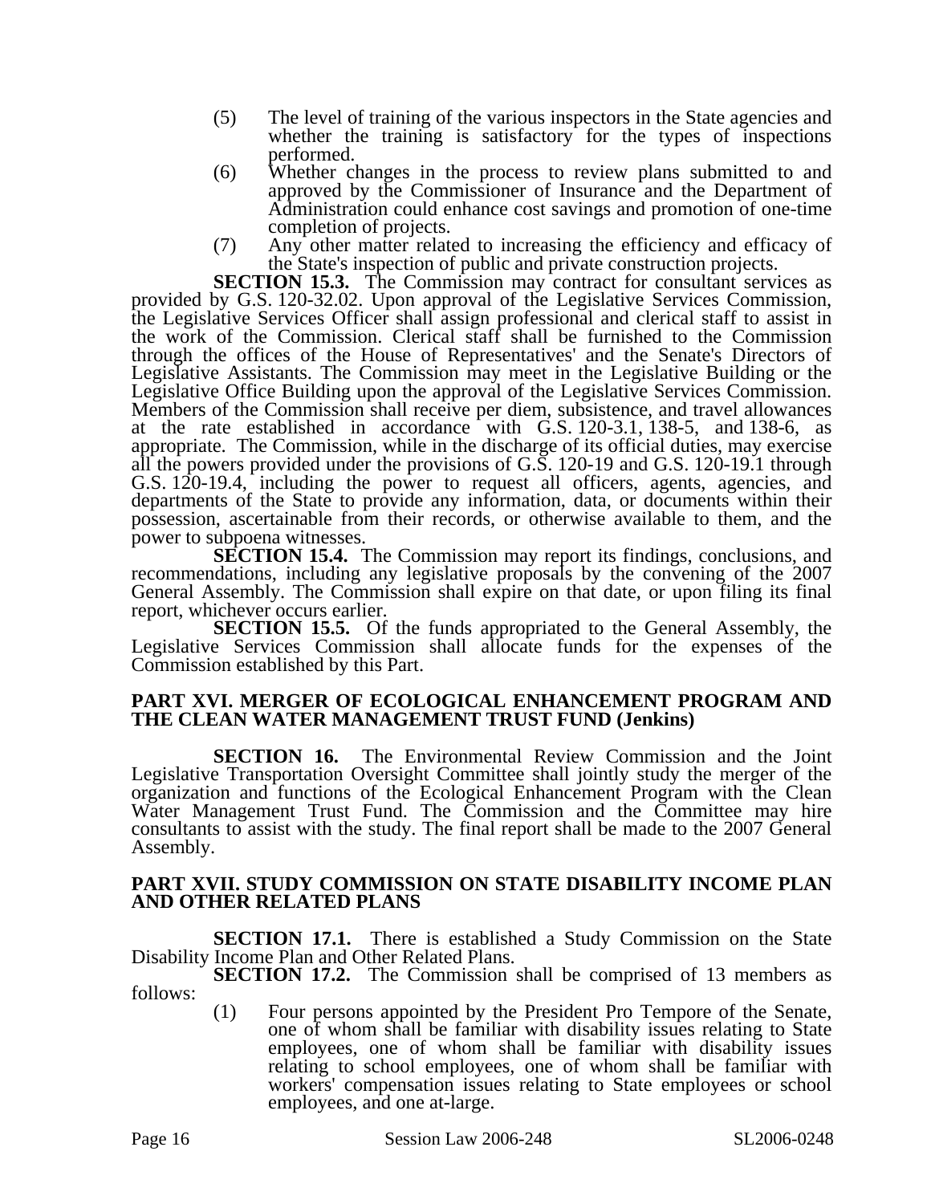(5) The level of training of the various inspectors in the State agencies and whether the training is satisfactory for the types of inspections performed.

(6) Whether changes in the process to review plans submitted to and approved by the Commissioner of Insurance and the Department of Administration could enhance cost savings and promotion of one-time completion of projects.

(7) Any other matter related to increasing the efficiency and efficacy of the State's inspection of public and private construction projects.

**SECTION 15.3.** The Commission may contract for consultant services as provided by G.S. 120-32.02. Upon approval of the Legislative Services Commission, the Legislative Services Officer shall assign professional and clerical staff to assist in the work of the Commission. Clerical staff shall be furnished to the Commission through the offices of the House of Representatives' and the Senate's Directors of Legislative Assistants. The Commission may meet in the Legislative Building or the Legislative Office Building upon the approval of the Legislative Services Commission. Members of the Commission shall receive per diem, subsistence, and travel allowances at the rate established in accordance with G.S. 120-3.1, 138-5, and 138-6, as appropriate. The Commission, while in the discharge of its official duties, may exercise all the powers provided under the provisions of G.S. 120-19 and G.S. 120-19.1 through G.S. 120-19.4, including the power to request all officers, agents, agencies, and departments of the State to provide any information, data, or documents within their possession, ascertainable from their records, or otherwise available to them, and the power to subpoena witnesses.

**SECTION 15.4.** The Commission may report its findings, conclusions, and recommendations, including any legislative proposals by the convening of the 2007 General Assembly. The Commission shall expire on that date, or upon filing its final report, whichever occurs earlier.

**SECTION 15.5.** Of the funds appropriated to the General Assembly, the Legislative Services Commission shall allocate funds for the expenses of the Commission established by this Part.

## PART XVI. MERGER OF ECOLOGICAL ENHANCEMENT PROGRAM AND THE CLEAN WATER MANAGEMENT TRUST FUND (Jenkins)

**SECTION 16.** The Environmental Review Commission and the Joint Legislative Transportation Oversight Committee shall jointly study the merger of the organization and functions of the Ecological Enhancement Program with the Clean Water Management Trust Fund. The Commission and the Committee may hire consultants to assist with the study. The final report shall be made to the 2007 General Assembly.

## PART XVII. STUDY COMMISSION ON STATE DISABILITY INCOME PLAN AND OTHER RELATED PLANS

**SECTION 17.1.** There is established a Study Commission on the State Disability Income Plan and Other Related Plans.

**SECTION 17.2.** The Commission shall be comprised of 13 members as follows:

(1) Four persons appointed by the President Pro Tempore of the Senate, one of whom shall be familiar with disability issues relating to State employees, one of whom shall be familiar with disability issues relating to school employees, one of whom shall be familiar with workers' compensation issues relating to State employees or school employees, and one at-large.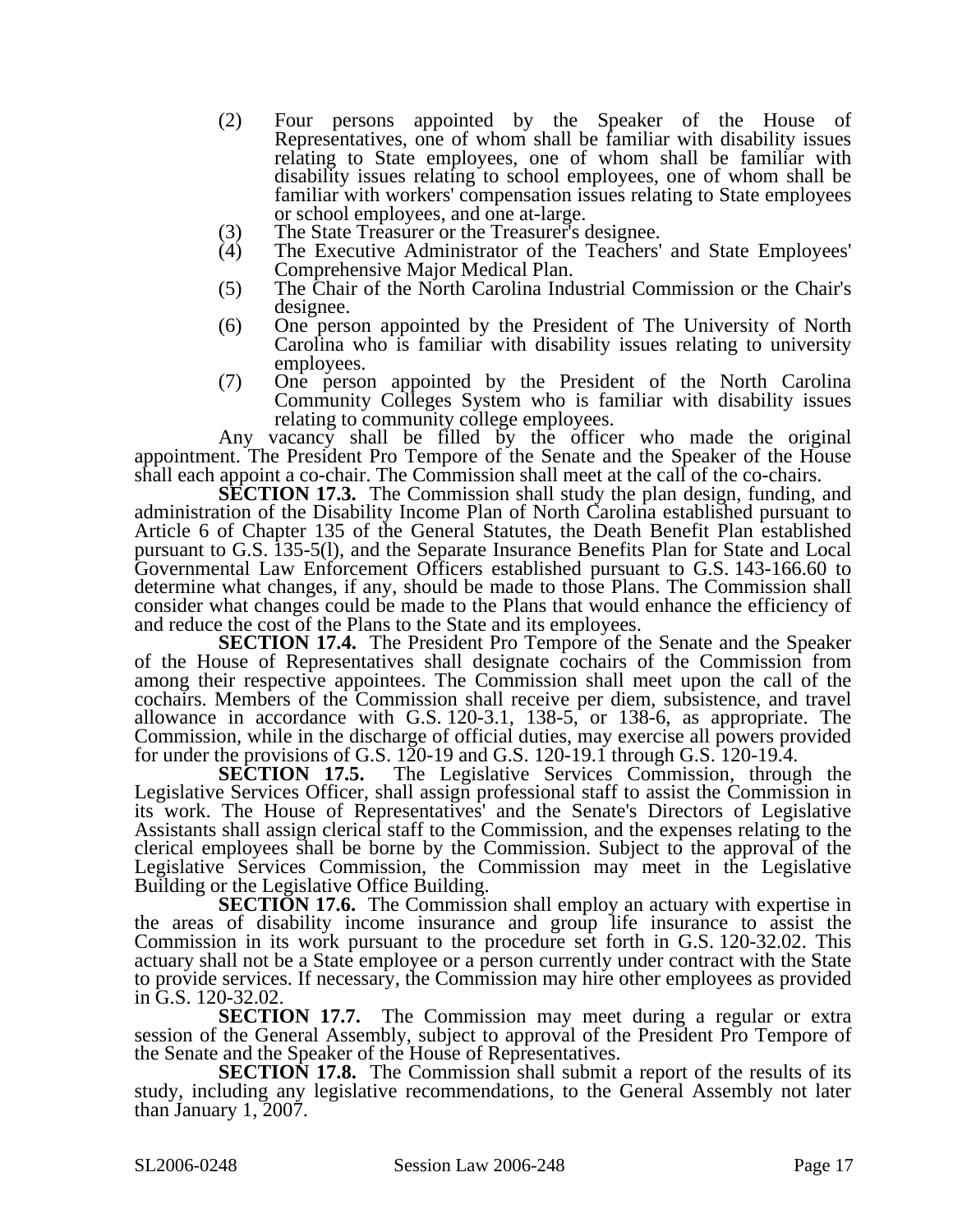(2) Four persons appointed by the Speaker of the House of Representatives, one of whom shall be familiar with disability issues relating to State employees, one of whom shall be familiar with disability issues relating to school employees, one of whom shall be familiar with workers' compensation issues relating to State employees or school employees, and one at-large.

(3) The State Treasurer or the Treasurer's designee.

(4) The Executive Administrator of the Teachers' and State Employees' Comprehensive Major Medical Plan.

(5) The Chair of the North Carolina Industrial Commission or the Chair's designee.

(6) One person appointed by the President of The University of North Carolina who is familiar with disability issues relating to university employees.

(7) One person appointed by the President of the North Carolina Community Colleges System who is familiar with disability issues relating to community college employees.

Any vacancy shall be filled by the officer who made the original appointment. The President Pro Tempore of the Senate and the Speaker of the House shall each appoint a co-chair. The Commission shall meet at the call of the co-chairs.

**SECTION 17.3.** The Commission shall study the plan design, funding, and administration of the Disability Income Plan of North Carolina established pursuant to Article 6 of Chapter 135 of the General Statutes, the Death Benefit Plan established pursuant to G.S. 135-5(l), and the Separate Insurance Benefits Plan for State and Local Governmental Law Enforcement Officers established pursuant to G.S. 143-166.60 to determine what changes, if any, should be made to those Plans. The Commission shall consider what changes could be made to the Plans that would enhance the efficiency of and reduce the cost of the Plans to the State and its employees.

**SECTION 17.4.** The President Pro Tempore of the Senate and the Speaker of the House of Representatives shall designate cochairs of the Commission from among their respective appointees. The Commission shall meet upon the call of the cochairs. Members of the Commission shall receive per diem, subsistence, and travel allowance in accordance with G.S. 120-3.1, 138-5, or 138-6, as appropriate. The Commission, while in the discharge of official duties, may exercise all powers provided for under the provisions of G.S. 120-19 and G.S. 120-19.1 through G.S. 120-19.4.

**SECTION 17.5.** The Legislative Services Commission, through the Legislative Services Officer, shall assign professional staff to assist the Commission in its work. The House of Representatives' and the Senate's Directors of Legislative Assistants shall assign clerical staff to the Commission, and the expenses relating to the clerical employees shall be borne by the Commission. Subject to the approval of the Legislative Services Commission, the Commission may meet in the Legislative Building or the Legislative Office Building.

**SECTION 17.6.** The Commission shall employ an actuary with expertise in the areas of disability income insurance and group life insurance to assist the Commission in its work pursuant to the procedure set forth in G.S. 120-32.02. This actuary shall not be a State employee or a person currently under contract with the State to provide services. If necessary, the Commission may hire other employees as provided in G.S. 120-32.02.

**SECTION 17.7.** The Commission may meet during a regular or extra session of the General Assembly, subject to approval of the President Pro Tempore of the Senate and the Speaker of the House of Representatives.

**SECTION 17.8.** The Commission shall submit a report of the results of its study, including any legislative recommendations, to the General Assembly not later than January 1, 2007.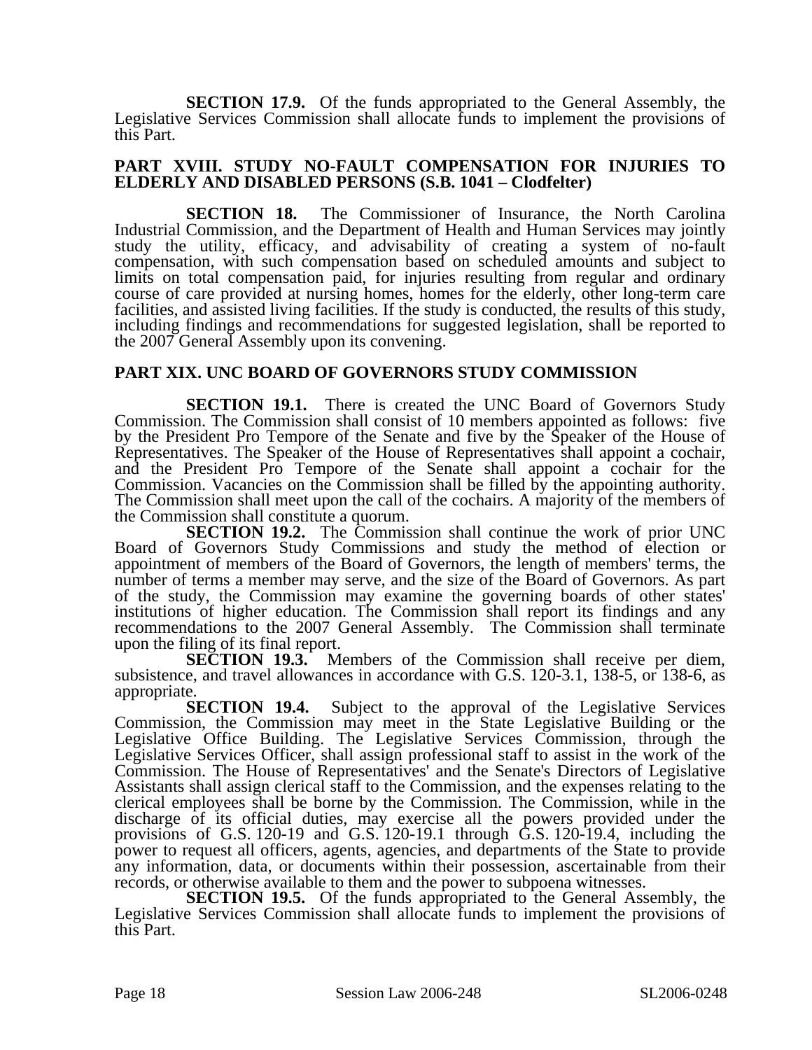**SECTION 17.9.** Of the funds appropriated to the General Assembly, the Legislative Services Commission shall allocate funds to implement the provisions of this Part.

## PART XVIII. STUDY NO-FAULT COMPENSATION FOR INJURIES TO ELDERLY AND DISABLED PERSONS (S.B. 1041 – Clodfelter)

**SECTION 18.** The Commissioner of Insurance, the North Carolina Industrial Commission, and the Department of Health and Human Services may jointly study the utility, efficacy, and advisability of creating a system of no-fault compensation, with such compensation based on scheduled amounts and subject to limits on total compensation paid, for injuries resulting from regular and ordinary course of care provided at nursing homes, homes for the elderly, other long-term care facilities, and assisted living facilities. If the study is conducted, the results of this study, including findings and recommendations for suggested legislation, shall be reported to the 2007 General Assembly upon its convening.

## PART XIX. UNC BOARD OF GOVERNORS STUDY COMMISSION

**SECTION 19.1.** There is created the UNC Board of Governors Study Commission. The Commission shall consist of 10 members appointed as follows: five by the President Pro Tempore of the Senate and five by the Speaker of the House of Representatives. The Speaker of the House of Representatives shall appoint a cochair, and the President Pro Tempore of the Senate shall appoint a cochair for the Commission. Vacancies on the Commission shall be filled by the appointing authority. The Commission shall meet upon the call of the cochairs. A majority of the members of the Commission shall constitute a quorum.

**SECTION 19.2.** The Commission shall continue the work of prior UNC Board of Governors Study Commissions and study the method of election or appointment of members of the Board of Governors, the length of members' terms, the number of terms a member may serve, and the size of the Board of Governors. As part of the study, the Commission may examine the governing boards of other states' institutions of higher education. The Commission shall report its findings and any recommendations to the 2007 General Assembly. The Commission shall terminate upon the filing of its final report.

**SECTION 19.3.** Members of the Commission shall receive per diem, subsistence, and travel allowances in accordance with G.S. 120-3.1, 138-5, or 138-6, as appropriate.

**SECTION 19.4.** Subject to the approval of the Legislative Services Commission, the Commission may meet in the State Legislative Building or the Legislative Office Building. The Legislative Services Commission, through the Legislative Services Officer, shall assign professional staff to assist in the work of the Commission. The House of Representatives' and the Senate's Directors of Legislative Assistants shall assign clerical staff to the Commission, and the expenses relating to the clerical employees shall be borne by the Commission. The Commission, while in the discharge of its official duties, may exercise all the powers provided under the provisions of G.S. 120-19 and G.S. 120-19.1 through G.S. 120-19.4, including the power to request all officers, agents, agencies, and departments of the State to provide any information, data, or documents within their possession, ascertainable from their records, or otherwise available to them and the power to subpoena witnesses.

**SECTION 19.5.** Of the funds appropriated to the General Assembly, the Legislative Services Commission shall allocate funds to implement the provisions of this Part.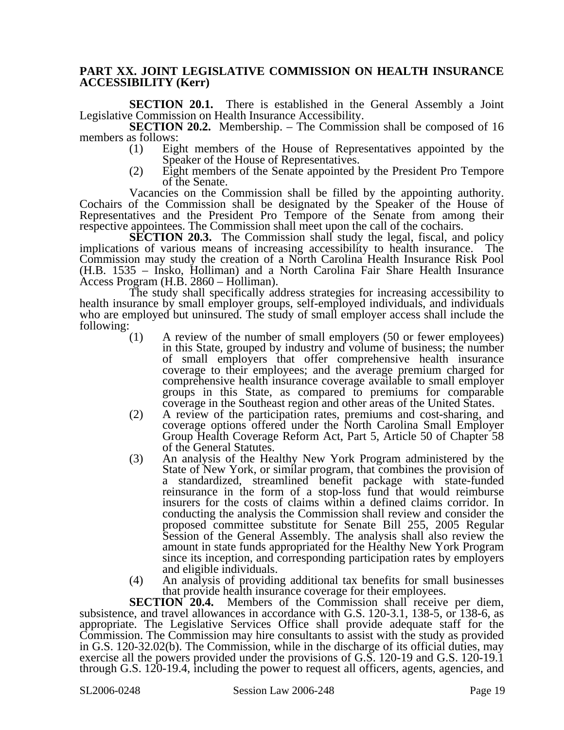**PART XX. JOINT LEGISLATIVE COMMISSION ON HEALTH INSURANCE ACCESSIBILITY (Kerr)**

**SECTION 20.1.** There is established in the General Assembly a Joint Legislative Commission on Health Insurance Accessibility.

**SECTION 20.2.** Membership. – The Commission shall be composed of 16 members as follows:

(1) Eight members of the House of Representatives appointed by the Speaker of the House of Representatives.

(2) Eight members of the Senate appointed by the President Pro Tempore of the Senate.

Vacancies on the Commission shall be filled by the appointing authority. Cochairs of the Commission shall be designated by the Speaker of the House of Representatives and the President Pro Tempore of the Senate from among their respective appointees. The Commission shall meet upon the call of the cochairs.

**SECTION 20.3.** The Commission shall study the legal, fiscal, and policy implications of various means of increasing accessibility to health insurance. The Commission may study the creation of a North Carolina Health Insurance Risk Pool (H.B. 1535 – Insko, Holliman) and a North Carolina Fair Share Health Insurance Access Program (H.B. 2860 – Holliman).

The study shall specifically address strategies for increasing accessibility to health insurance by small employer groups, self-employed individuals, and individuals who are employed but uninsured. The study of small employer access shall include the following:

(1) A review of the number of small employers (50 or fewer employees) in this State, grouped by industry and volume of business; the number of small employers that offer comprehensive health insurance coverage to their employees; and the average premium charged for comprehensive health insurance coverage available to small employer groups in this State, as compared to premiums for comparable coverage in the Southeast region and other areas of the United States.

(2) A review of the participation rates, premiums and cost-sharing, and coverage options offered under the North Carolina Small Employer Group Health Coverage Reform Act, Part 5, Article 50 of Chapter 58 of the General Statutes.

(3) An analysis of the Healthy New York Program administered by the State of New York, or similar program, that combines the provision of a standardized, streamlined benefit package with state-funded reinsurance in the form of a stop-loss fund that would reimburse insurers for the costs of claims within a defined claims corridor. In conducting the analysis the Commission shall review and consider the proposed committee substitute for Senate Bill 255, 2005 Regular Session of the General Assembly. The analysis shall also review the amount in state funds appropriated for the Healthy New York Program since its inception, and corresponding participation rates by employers and eligible individuals.

(4) An analysis of providing additional tax benefits for small businesses that provide health insurance coverage for their employees.

**SECTION 20.4.** Members of the Commission shall receive per diem, subsistence, and travel allowances in accordance with G.S. 120-3.1, 138-5, or 138-6, as appropriate. The Legislative Services Office shall provide adequate staff for the Commission. The Commission may hire consultants to assist with the study as provided in G.S. 120-32.02(b). The Commission, while in the discharge of its official duties, may exercise all the powers provided under the provisions of G.S. 120-19 and G.S. 120-19.1 through G.S. 120-19.4, including the power to request all officers, agents, agencies, and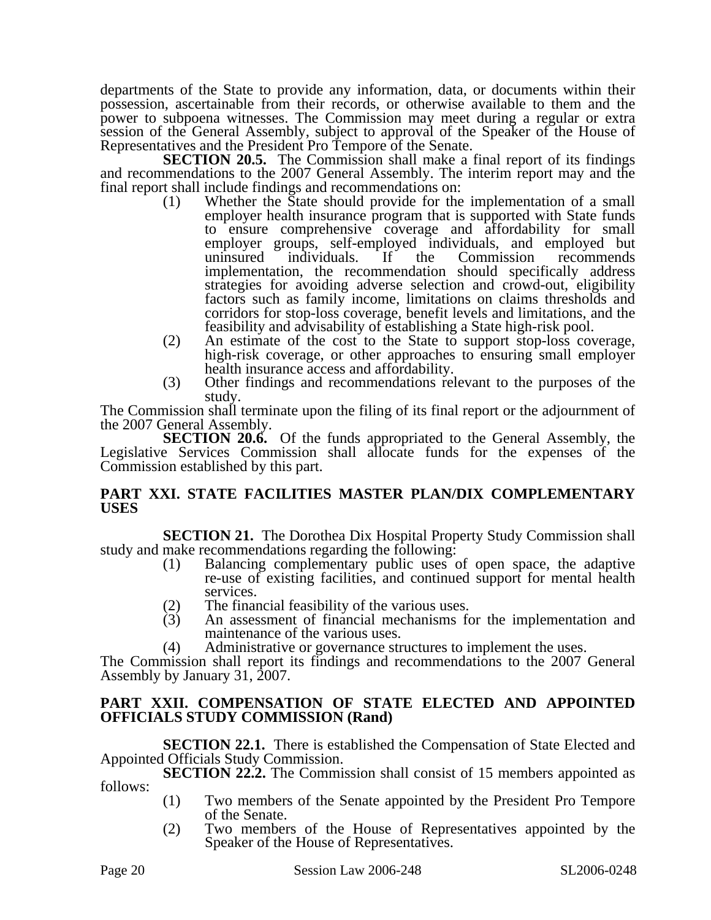departments of the State to provide any information, data, or documents within their possession, ascertainable from their records, or otherwise available to them and the power to subpoena witnesses. The Commission may meet during a regular or extra session of the General Assembly, subject to approval of the Speaker of the House of Representatives and the President Pro Tempore of the Senate.

**SECTION 20.5.** The Commission shall make a final report of its findings and recommendations to the 2007 General Assembly. The interim report may and the final report shall include findings and recommendations on:

(1) Whether the State should provide for the implementation of a small employer health insurance program that is supported with State funds to ensure comprehensive coverage and affordability for small employer groups, self-employed individuals, and employed but uninsured individuals. If the Commission recommends implementation, the recommendation should specifically address strategies for avoiding adverse selection and crowd-out, eligibility factors such as family income, limitations on claims thresholds and corridors for stop-loss coverage, benefit levels and limitations, and the feasibility and advisability of establishing a State high-risk pool.

(2) An estimate of the cost to the State to support stop-loss coverage, high-risk coverage, or other approaches to ensuring small employer health insurance access and affordability.

(3) Other findings and recommendations relevant to the purposes of the study.

The Commission shall terminate upon the filing of its final report or the adjournment of the 2007 General Assembly.

**SECTION 20.6.** Of the funds appropriated to the General Assembly, the Legislative Services Commission shall allocate funds for the expenses of the Commission established by this part.

**PART XXI. STATE FACILITIES MASTER PLAN/DIX COMPLEMENTARY USES**

**SECTION 21.** The Dorothea Dix Hospital Property Study Commission shall study and make recommendations regarding the following:

(1) Balancing complementary public uses of open space, the adaptive re-use of existing facilities, and continued support for mental health services.

(2) The financial feasibility of the various uses.

(3) An assessment of financial mechanisms for the implementation and maintenance of the various uses.

(4) Administrative or governance structures to implement the uses.

The Commission shall report its findings and recommendations to the 2007 General Assembly by January 31, 2007.

**PART XXII. COMPENSATION OF STATE ELECTED AND APPOINTED OFFICIALS STUDY COMMISSION (Rand)**

**SECTION 22.1.** There is established the Compensation of State Elected and Appointed Officials Study Commission.

**SECTION 22.2.** The Commission shall consist of 15 members appointed as follows:

(1) Two members of the Senate appointed by the President Pro Tempore of the Senate.

(2) Two members of the House of Representatives appointed by the Speaker of the House of Representatives.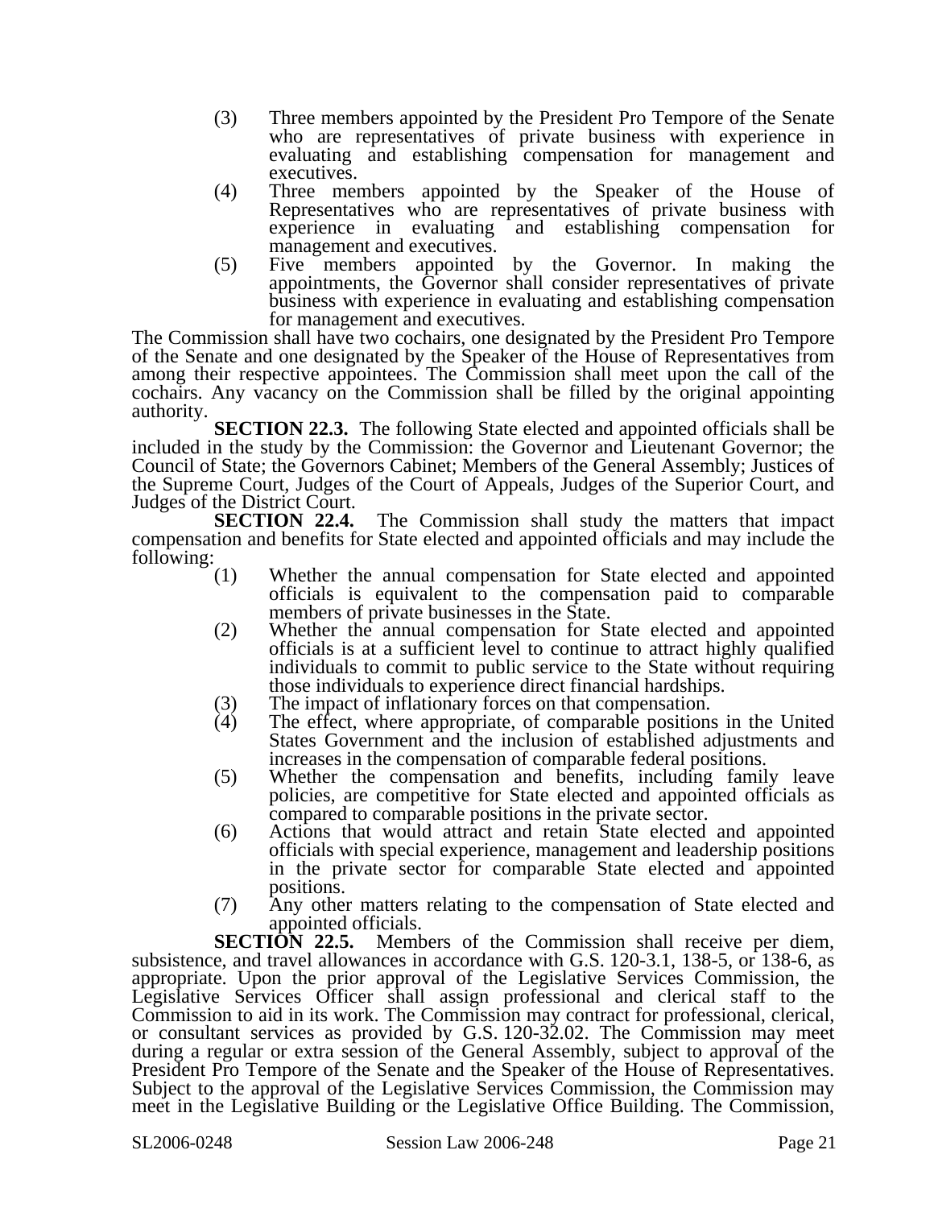(3) Three members appointed by the President Pro Tempore of the Senate who are representatives of private business with experience in evaluating and establishing compensation for management and executives.

(4) Three members appointed by the Speaker of the House of Representatives who are representatives of private business with experience in evaluating and establishing compensation for management and executives.

(5) Five members appointed by the Governor. In making the appointments, the Governor shall consider representatives of private business with experience in evaluating and establishing compensation for management and executives.

The Commission shall have two cochairs, one designated by the President Pro Tempore of the Senate and one designated by the Speaker of the House of Representatives from among their respective appointees. The Commission shall meet upon the call of the cochairs. Any vacancy on the Commission shall be filled by the original appointing authority.

**SECTION 22.3.** The following State elected and appointed officials shall be included in the study by the Commission: the Governor and Lieutenant Governor; the Council of State; the Governors Cabinet; Members of the General Assembly; Justices of the Supreme Court, Judges of the Court of Appeals, Judges of the Superior Court, and Judges of the District Court.

**SECTION 22.4.** The Commission shall study the matters that impact compensation and benefits for State elected and appointed officials and may include the following:

(1) Whether the annual compensation for State elected and appointed officials is equivalent to the compensation paid to comparable members of private businesses in the State.

(2) Whether the annual compensation for State elected and appointed officials is at a sufficient level to continue to attract highly qualified individuals to commit to public service to the State without requiring those individuals to experience direct financial hardships.

(3) The impact of inflationary forces on that compensation.

(4) The effect, where appropriate, of comparable positions in the United States Government and the inclusion of established adjustments and increases in the compensation of comparable federal positions.

(5) Whether the compensation and benefits, including family leave policies, are competitive for State elected and appointed officials as compared to comparable positions in the private sector.

(6) Actions that would attract and retain State elected and appointed officials with special experience, management and leadership positions in the private sector for comparable State elected and appointed positions.

(7) Any other matters relating to the compensation of State elected and appointed officials.

**SECTION 22.5.** Members of the Commission shall receive per diem, subsistence, and travel allowances in accordance with G.S. 120-3.1, 138-5, or 138-6, as appropriate. Upon the prior approval of the Legislative Services Commission, the Legislative Services Officer shall assign professional and clerical staff to the Commission to aid in its work. The Commission may contract for professional, clerical, or consultant services as provided by G.S. 120-32.02. The Commission may meet during a regular or extra session of the General Assembly, subject to approval of the President Pro Tempore of the Senate and the Speaker of the House of Representatives. Subject to the approval of the Legislative Services Commission, the Commission may meet in the Legislative Building or the Legislative Office Building. The Commission,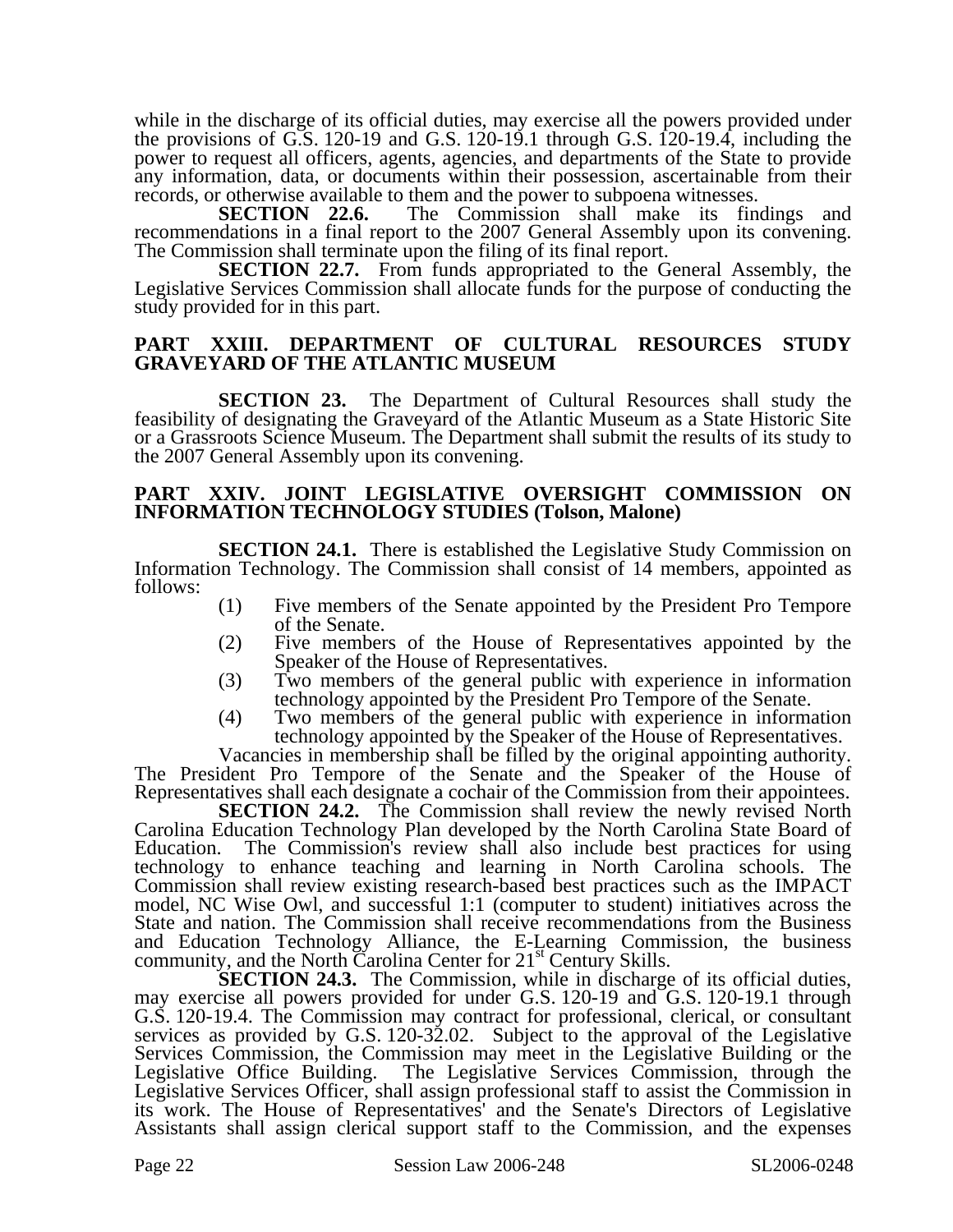while in the discharge of its official duties, may exercise all the powers provided under the provisions of G.S. 120-19 and G.S. 120-19.1 through G.S. 120-19.4, including the power to request all officers, agents, agencies, and departments of the State to provide any information, data, or documents within their possession, ascertainable from their records, or otherwise available to them and the power to subpoena witnesses.

**SECTION 22.6.** The Commission shall make its findings and recommendations in a final report to the 2007 General Assembly upon its convening. The Commission shall terminate upon the filing of its final report.

**SECTION 22.7.** From funds appropriated to the General Assembly, the Legislative Services Commission shall allocate funds for the purpose of conducting the study provided for in this part.

## PART XXIII. DEPARTMENT OF CULTURAL RESOURCES STUDY GRAVEYARD OF THE ATLANTIC MUSEUM

**SECTION 23.** The Department of Cultural Resources shall study the feasibility of designating the Graveyard of the Atlantic Museum as a State Historic Site or a Grassroots Science Museum. The Department shall submit the results of its study to the 2007 General Assembly upon its convening.

## PART XXIV. JOINT LEGISLATIVE OVERSIGHT COMMISSION ON INFORMATION TECHNOLOGY STUDIES (Tolson, Malone)

**SECTION 24.1.** There is established the Legislative Study Commission on Information Technology. The Commission shall consist of 14 members, appointed as follows:

(1) Five members of the Senate appointed by the President Pro Tempore of the Senate.
(2) Five members of the House of Representatives appointed by the Speaker of the House of Representatives.
(3) Two members of the general public with experience in information technology appointed by the President Pro Tempore of the Senate.
(4) Two members of the general public with experience in information technology appointed by the Speaker of the House of Representatives.

Vacancies in membership shall be filled by the original appointing authority. The President Pro Tempore of the Senate and the Speaker of the House of Representatives shall each designate a cochair of the Commission from their appointees.

**SECTION 24.2.** The Commission shall review the newly revised North Carolina Education Technology Plan developed by the North Carolina State Board of Education. The Commission's review shall also include best practices for using technology to enhance teaching and learning in North Carolina schools. The Commission shall review existing research-based best practices such as the IMPACT model, NC Wise Owl, and successful 1:1 (computer to student) initiatives across the State and nation. The Commission shall receive recommendations from the Business and Education Technology Alliance, the E-Learning Commission, the business community, and the North Carolina Center for 21st Century Skills.

**SECTION 24.3.** The Commission, while in discharge of its official duties, may exercise all powers provided for under G.S. 120-19 and G.S. 120-19.1 through G.S. 120-19.4. The Commission may contract for professional, clerical, or consultant services as provided by G.S. 120-32.02. Subject to the approval of the Legislative Services Commission, the Commission may meet in the Legislative Building or the Legislative Office Building. The Legislative Services Commission, through the Legislative Services Officer, shall assign professional staff to assist the Commission in its work. The House of Representatives' and the Senate's Directors of Legislative Assistants shall assign clerical support staff to the Commission, and the expenses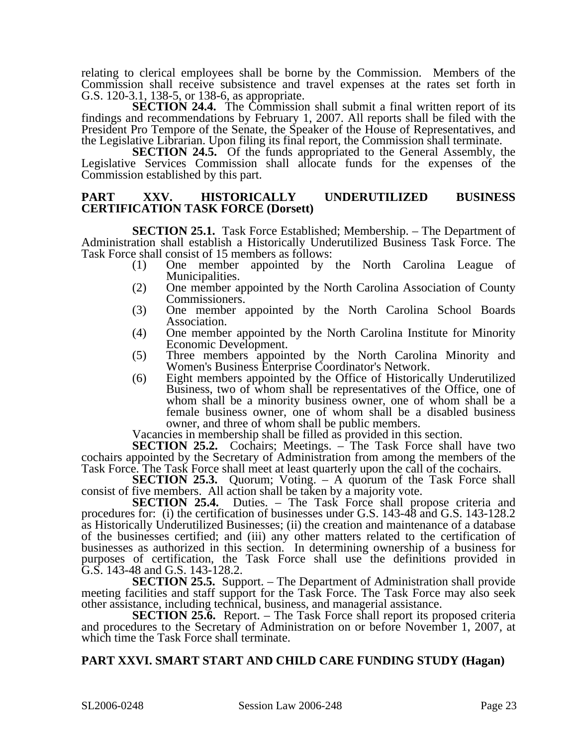relating to clerical employees shall be borne by the Commission. Members of the Commission shall receive subsistence and travel expenses at the rates set forth in G.S. 120-3.1, 138-5, or 138-6, as appropriate.

**SECTION 24.4.** The Commission shall submit a final written report of its findings and recommendations by February 1, 2007. All reports shall be filed with the President Pro Tempore of the Senate, the Speaker of the House of Representatives, and the Legislative Librarian. Upon filing its final report, the Commission shall terminate.

**SECTION 24.5.** Of the funds appropriated to the General Assembly, the Legislative Services Commission shall allocate funds for the expenses of the Commission established by this part.

## PART XXV. HISTORICALLY UNDERUTILIZED BUSINESS CERTIFICATION TASK FORCE (Dorsett)

**SECTION 25.1.** Task Force Established; Membership. – The Department of Administration shall establish a Historically Underutilized Business Task Force. The Task Force shall consist of 15 members as follows:

(1) One member appointed by the North Carolina League of Municipalities.
(2) One member appointed by the North Carolina Association of County Commissioners.
(3) One member appointed by the North Carolina School Boards Association.
(4) One member appointed by the North Carolina Institute for Minority Economic Development.
(5) Three members appointed by the North Carolina Minority and Women's Business Enterprise Coordinator's Network.
(6) Eight members appointed by the Office of Historically Underutilized Business, two of whom shall be representatives of the Office, one of whom shall be a minority business owner, one of whom shall be a female business owner, one of whom shall be a disabled business owner, and three of whom shall be public members.

Vacancies in membership shall be filled as provided in this section.

**SECTION 25.2.** Cochairs; Meetings. – The Task Force shall have two cochairs appointed by the Secretary of Administration from among the members of the Task Force. The Task Force shall meet at least quarterly upon the call of the cochairs.

**SECTION 25.3.** Quorum; Voting. – A quorum of the Task Force shall consist of five members. All action shall be taken by a majority vote.

**SECTION 25.4.** Duties. – The Task Force shall propose criteria and procedures for: (i) the certification of businesses under G.S. 143-48 and G.S. 143-128.2 as Historically Underutilized Businesses; (ii) the creation and maintenance of a database of the businesses certified; and (iii) any other matters related to the certification of businesses as authorized in this section. In determining ownership of a business for purposes of certification, the Task Force shall use the definitions provided in G.S. 143-48 and G.S. 143-128.2.

**SECTION 25.5.** Support. – The Department of Administration shall provide meeting facilities and staff support for the Task Force. The Task Force may also seek other assistance, including technical, business, and managerial assistance.

**SECTION 25.6.** Report. – The Task Force shall report its proposed criteria and procedures to the Secretary of Administration on or before November 1, 2007, at which time the Task Force shall terminate.

## PART XXVI. SMART START AND CHILD CARE FUNDING STUDY (Hagan)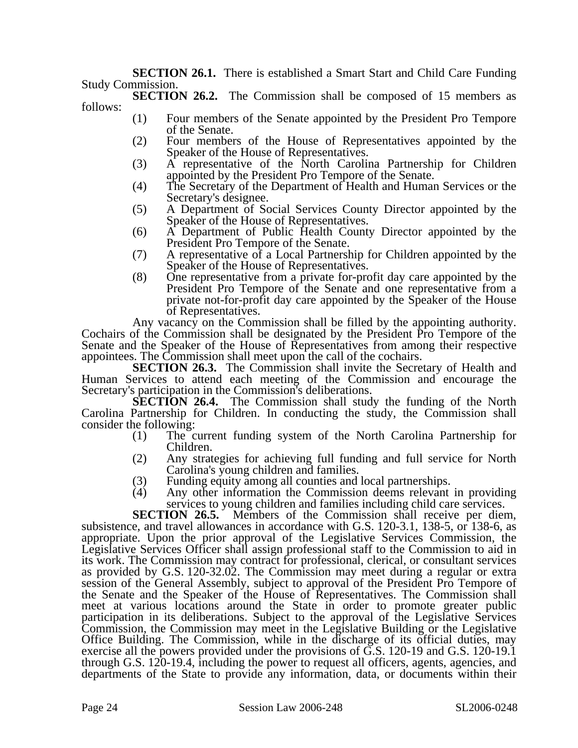**SECTION 26.1.** There is established a Smart Start and Child Care Funding Study Commission.

**SECTION 26.2.** The Commission shall be composed of 15 members as follows:

(1) Four members of the Senate appointed by the President Pro Tempore of the Senate.
(2) Four members of the House of Representatives appointed by the Speaker of the House of Representatives.
(3) A representative of the North Carolina Partnership for Children appointed by the President Pro Tempore of the Senate.
(4) The Secretary of the Department of Health and Human Services or the Secretary's designee.
(5) A Department of Social Services County Director appointed by the Speaker of the House of Representatives.
(6) A Department of Public Health County Director appointed by the President Pro Tempore of the Senate.
(7) A representative of a Local Partnership for Children appointed by the Speaker of the House of Representatives.
(8) One representative from a private for-profit day care appointed by the President Pro Tempore of the Senate and one representative from a private not-for-profit day care appointed by the Speaker of the House of Representatives.

Any vacancy on the Commission shall be filled by the appointing authority. Cochairs of the Commission shall be designated by the President Pro Tempore of the Senate and the Speaker of the House of Representatives from among their respective appointees. The Commission shall meet upon the call of the cochairs.

**SECTION 26.3.** The Commission shall invite the Secretary of Health and Human Services to attend each meeting of the Commission and encourage the Secretary's participation in the Commission's deliberations.

**SECTION 26.4.** The Commission shall study the funding of the North Carolina Partnership for Children. In conducting the study, the Commission shall consider the following:

(1) The current funding system of the North Carolina Partnership for Children.
(2) Any strategies for achieving full funding and full service for North Carolina's young children and families.
(3) Funding equity among all counties and local partnerships.
(4) Any other information the Commission deems relevant in providing services to young children and families including child care services.

**SECTION 26.5.** Members of the Commission shall receive per diem, subsistence, and travel allowances in accordance with G.S. 120-3.1, 138-5, or 138-6, as appropriate. Upon the prior approval of the Legislative Services Commission, the Legislative Services Officer shall assign professional staff to the Commission to aid in its work. The Commission may contract for professional, clerical, or consultant services as provided by G.S. 120-32.02. The Commission may meet during a regular or extra session of the General Assembly, subject to approval of the President Pro Tempore of the Senate and the Speaker of the House of Representatives. The Commission shall meet at various locations around the State in order to promote greater public participation in its deliberations. Subject to the approval of the Legislative Services Commission, the Commission may meet in the Legislative Building or the Legislative Office Building. The Commission, while in the discharge of its official duties, may exercise all the powers provided under the provisions of G.S. 120-19 and G.S. 120-19.1 through G.S. 120-19.4, including the power to request all officers, agents, agencies, and departments of the State to provide any information, data, or documents within their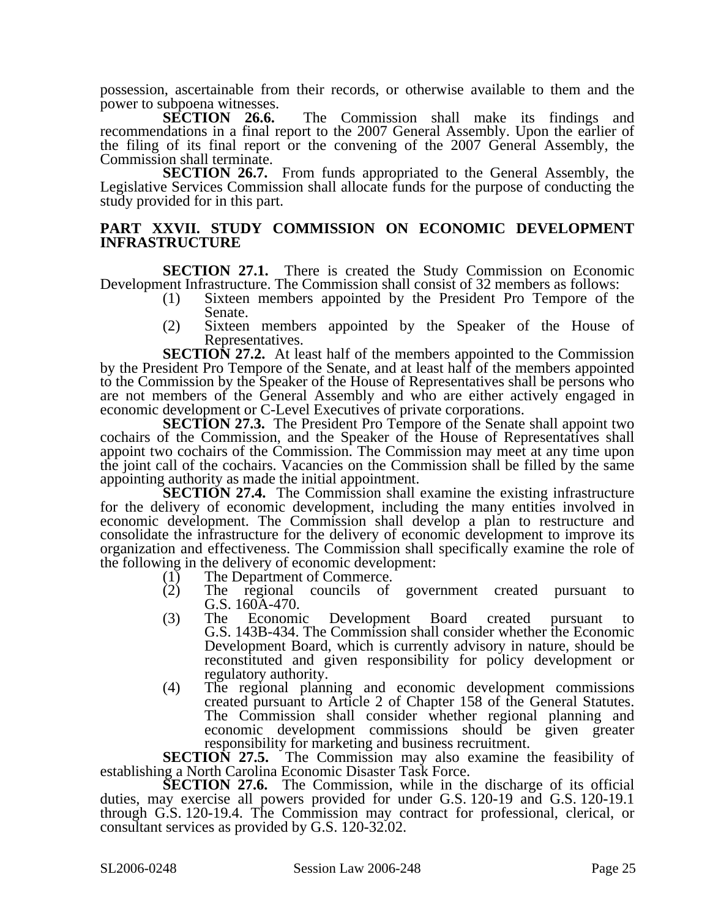possession, ascertainable from their records, or otherwise available to them and the power to subpoena witnesses.

**SECTION 26.6.** The Commission shall make its findings and recommendations in a final report to the 2007 General Assembly. Upon the earlier of the filing of its final report or the convening of the 2007 General Assembly, the Commission shall terminate.

**SECTION 26.7.** From funds appropriated to the General Assembly, the Legislative Services Commission shall allocate funds for the purpose of conducting the study provided for in this part.

## PART XXVII. STUDY COMMISSION ON ECONOMIC DEVELOPMENT INFRASTRUCTURE

**SECTION 27.1.** There is created the Study Commission on Economic Development Infrastructure. The Commission shall consist of 32 members as follows:

(1) Sixteen members appointed by the President Pro Tempore of the Senate.

(2) Sixteen members appointed by the Speaker of the House of Representatives.

**SECTION 27.2.** At least half of the members appointed to the Commission by the President Pro Tempore of the Senate, and at least half of the members appointed to the Commission by the Speaker of the House of Representatives shall be persons who are not members of the General Assembly and who are either actively engaged in economic development or C-Level Executives of private corporations.

**SECTION 27.3.** The President Pro Tempore of the Senate shall appoint two cochairs of the Commission, and the Speaker of the House of Representatives shall appoint two cochairs of the Commission. The Commission may meet at any time upon the joint call of the cochairs. Vacancies on the Commission shall be filled by the same appointing authority as made the initial appointment.

**SECTION 27.4.** The Commission shall examine the existing infrastructure for the delivery of economic development, including the many entities involved in economic development. The Commission shall develop a plan to restructure and consolidate the infrastructure for the delivery of economic development to improve its organization and effectiveness. The Commission shall specifically examine the role of the following in the delivery of economic development:

(1) The Department of Commerce.

(2) The regional councils of government created pursuant to G.S. 160A-470.

(3) The Economic Development Board created pursuant to G.S. 143B-434. The Commission shall consider whether the Economic Development Board, which is currently advisory in nature, should be reconstituted and given responsibility for policy development or regulatory authority.

(4) The regional planning and economic development commissions created pursuant to Article 2 of Chapter 158 of the General Statutes. The Commission shall consider whether regional planning and economic development commissions should be given greater responsibility for marketing and business recruitment.

**SECTION 27.5.** The Commission may also examine the feasibility of establishing a North Carolina Economic Disaster Task Force.

**SECTION 27.6.** The Commission, while in the discharge of its official duties, may exercise all powers provided for under G.S. 120-19 and G.S. 120-19.1 through G.S. 120-19.4. The Commission may contract for professional, clerical, or consultant services as provided by G.S. 120-32.02.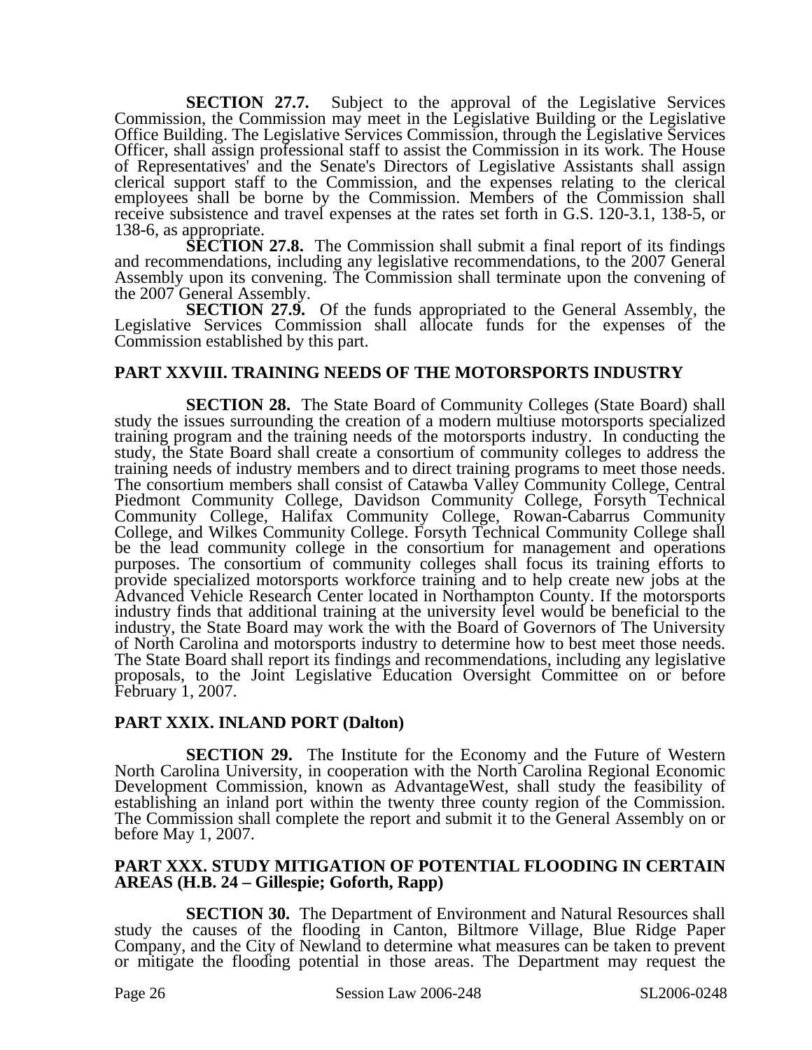**SECTION 27.7.** Subject to the approval of the Legislative Services Commission, the Commission may meet in the Legislative Building or the Legislative Office Building. The Legislative Services Commission, through the Legislative Services Officer, shall assign professional staff to assist the Commission in its work. The House of Representatives' and the Senate's Directors of Legislative Assistants shall assign clerical support staff to the Commission, and the expenses relating to the clerical employees shall be borne by the Commission. Members of the Commission shall receive subsistence and travel expenses at the rates set forth in G.S. 120-3.1, 138-5, or 138-6, as appropriate.

**SECTION 27.8.** The Commission shall submit a final report of its findings and recommendations, including any legislative recommendations, to the 2007 General Assembly upon its convening. The Commission shall terminate upon the convening of the 2007 General Assembly.

**SECTION 27.9.** Of the funds appropriated to the General Assembly, the Legislative Services Commission shall allocate funds for the expenses of the Commission established by this part.

## PART XXVIII. TRAINING NEEDS OF THE MOTORSPORTS INDUSTRY

**SECTION 28.** The State Board of Community Colleges (State Board) shall study the issues surrounding the creation of a modern multiuse motorsports specialized training program and the training needs of the motorsports industry. In conducting the study, the State Board shall create a consortium of community colleges to address the training needs of industry members and to direct training programs to meet those needs. The consortium members shall consist of Catawba Valley Community College, Central Piedmont Community College, Davidson Community College, Forsyth Technical Community College, Halifax Community College, Rowan-Cabarrus Community College, and Wilkes Community College. Forsyth Technical Community College shall be the lead community college in the consortium for management and operations purposes. The consortium of community colleges shall focus its training efforts to provide specialized motorsports workforce training and to help create new jobs at the Advanced Vehicle Research Center located in Northampton County. If the motorsports industry finds that additional training at the university level would be beneficial to the industry, the State Board may work the with the Board of Governors of The University of North Carolina and motorsports industry to determine how to best meet those needs. The State Board shall report its findings and recommendations, including any legislative proposals, to the Joint Legislative Education Oversight Committee on or before February 1, 2007.

## PART XXIX. INLAND PORT (Dalton)

**SECTION 29.** The Institute for the Economy and the Future of Western North Carolina University, in cooperation with the North Carolina Regional Economic Development Commission, known as AdvantageWest, shall study the feasibility of establishing an inland port within the twenty three county region of the Commission. The Commission shall complete the report and submit it to the General Assembly on or before May 1, 2007.

## PART XXX. STUDY MITIGATION OF POTENTIAL FLOODING IN CERTAIN AREAS (H.B. 24 – Gillespie; Goforth, Rapp)

**SECTION 30.** The Department of Environment and Natural Resources shall study the causes of the flooding in Canton, Biltmore Village, Blue Ridge Paper Company, and the City of Newland to determine what measures can be taken to prevent or mitigate the flooding potential in those areas. The Department may request the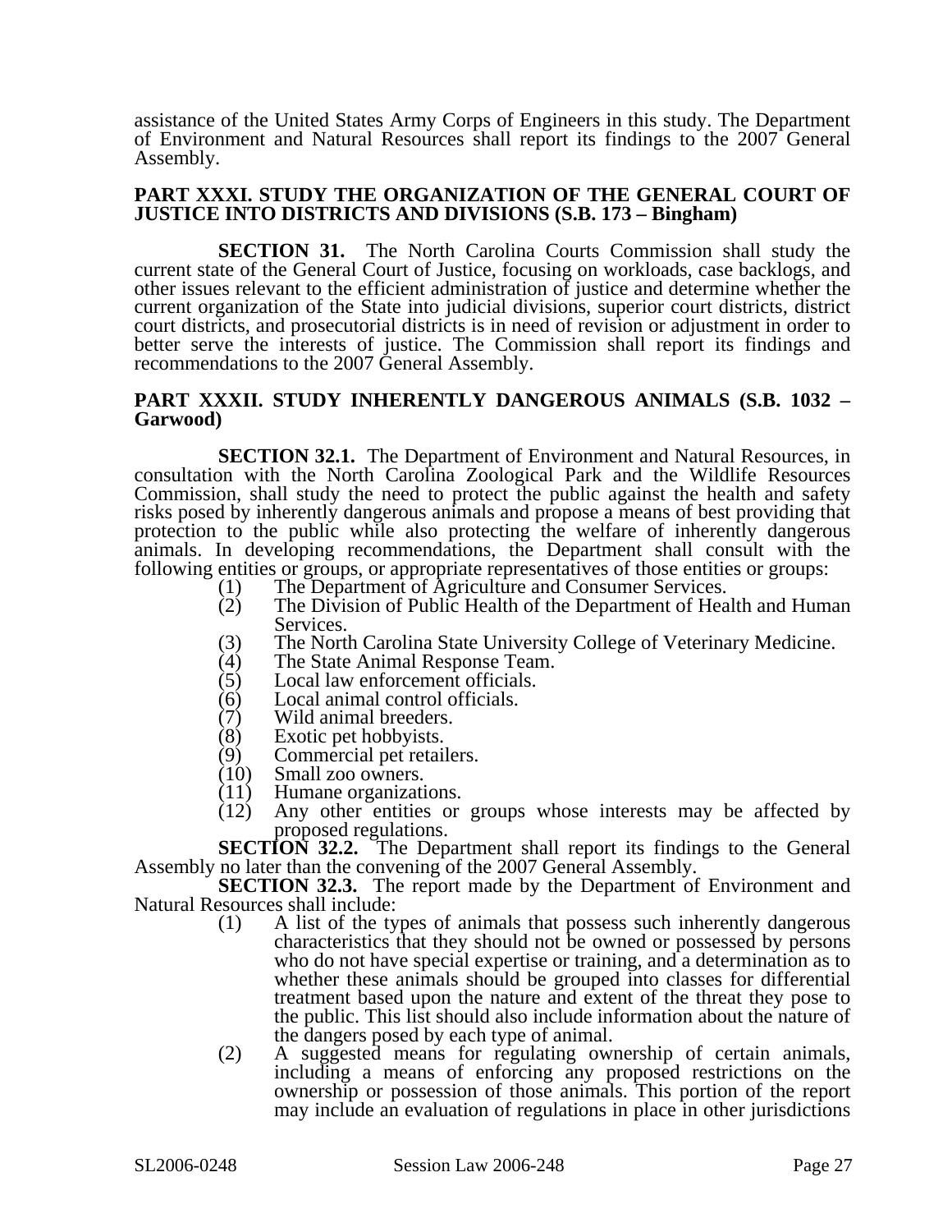assistance of the United States Army Corps of Engineers in this study. The Department of Environment and Natural Resources shall report its findings to the 2007 General Assembly.

**PART XXXI. STUDY THE ORGANIZATION OF THE GENERAL COURT OF JUSTICE INTO DISTRICTS AND DIVISIONS (S.B. 173 – Bingham)**

**SECTION 31.** The North Carolina Courts Commission shall study the current state of the General Court of Justice, focusing on workloads, case backlogs, and other issues relevant to the efficient administration of justice and determine whether the current organization of the State into judicial divisions, superior court districts, district court districts, and prosecutorial districts is in need of revision or adjustment in order to better serve the interests of justice. The Commission shall report its findings and recommendations to the 2007 General Assembly.

**PART XXXII. STUDY INHERENTLY DANGEROUS ANIMALS (S.B. 1032 – Garwood)**

**SECTION 32.1.** The Department of Environment and Natural Resources, in consultation with the North Carolina Zoological Park and the Wildlife Resources Commission, shall study the need to protect the public against the health and safety risks posed by inherently dangerous animals and propose a means of best providing that protection to the public while also protecting the welfare of inherently dangerous animals. In developing recommendations, the Department shall consult with the following entities or groups, or appropriate representatives of those entities or groups:

(1) The Department of Agriculture and Consumer Services.
(2) The Division of Public Health of the Department of Health and Human Services.
(3) The North Carolina State University College of Veterinary Medicine.
(4) The State Animal Response Team.
(5) Local law enforcement officials.
(6) Local animal control officials.
(7) Wild animal breeders.
(8) Exotic pet hobbyists.
(9) Commercial pet retailers.
(10) Small zoo owners.
(11) Humane organizations.
(12) Any other entities or groups whose interests may be affected by proposed regulations.

**SECTION 32.2.** The Department shall report its findings to the General Assembly no later than the convening of the 2007 General Assembly.

**SECTION 32.3.** The report made by the Department of Environment and Natural Resources shall include:

(1) A list of the types of animals that possess such inherently dangerous characteristics that they should not be owned or possessed by persons who do not have special expertise or training, and a determination as to whether these animals should be grouped into classes for differential treatment based upon the nature and extent of the threat they pose to the public. This list should also include information about the nature of the dangers posed by each type of animal.
(2) A suggested means for regulating ownership of certain animals, including a means of enforcing any proposed restrictions on the ownership or possession of those animals. This portion of the report may include an evaluation of regulations in place in other jurisdictions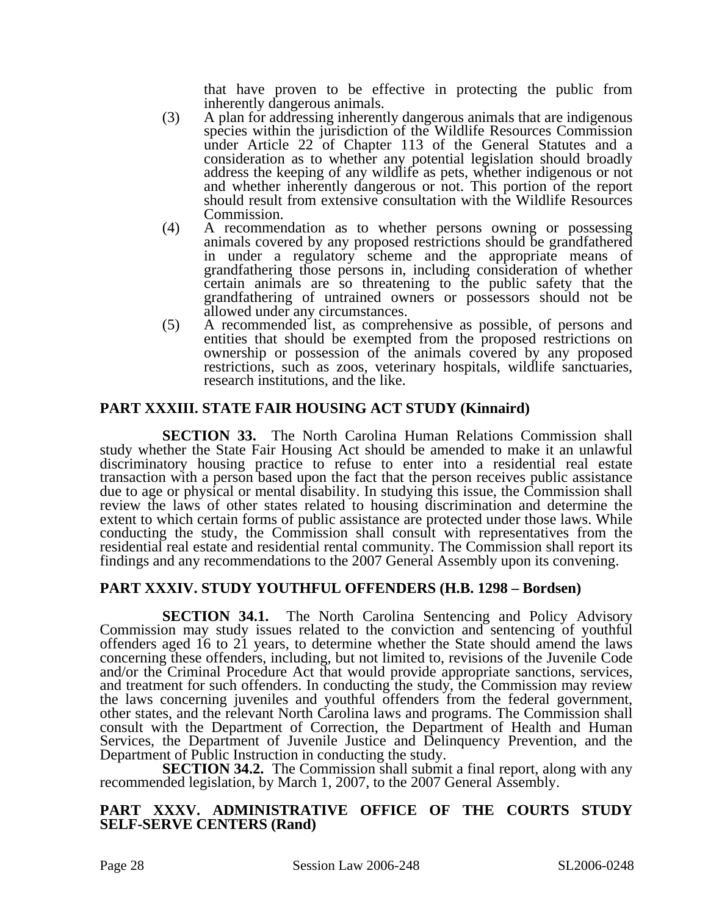that have proven to be effective in protecting the public from inherently dangerous animals.

(3) A plan for addressing inherently dangerous animals that are indigenous species within the jurisdiction of the Wildlife Resources Commission under Article 22 of Chapter 113 of the General Statutes and a consideration as to whether any potential legislation should broadly address the keeping of any wildlife as pets, whether indigenous or not and whether inherently dangerous or not. This portion of the report should result from extensive consultation with the Wildlife Resources Commission.

(4) A recommendation as to whether persons owning or possessing animals covered by any proposed restrictions should be grandfathered in under a regulatory scheme and the appropriate means of grandfathering those persons in, including consideration of whether certain animals are so threatening to the public safety that the grandfathering of untrained owners or possessors should not be allowed under any circumstances.

(5) A recommended list, as comprehensive as possible, of persons and entities that should be exempted from the proposed restrictions on ownership or possession of the animals covered by any proposed restrictions, such as zoos, veterinary hospitals, wildlife sanctuaries, research institutions, and the like.

**PART XXXIII. STATE FAIR HOUSING ACT STUDY (Kinnaird)**

**SECTION 33.** The North Carolina Human Relations Commission shall study whether the State Fair Housing Act should be amended to make it an unlawful discriminatory housing practice to refuse to enter into a residential real estate transaction with a person based upon the fact that the person receives public assistance due to age or physical or mental disability. In studying this issue, the Commission shall review the laws of other states related to housing discrimination and determine the extent to which certain forms of public assistance are protected under those laws. While conducting the study, the Commission shall consult with representatives from the residential real estate and residential rental community. The Commission shall report its findings and any recommendations to the 2007 General Assembly upon its convening.

**PART XXXIV. STUDY YOUTHFUL OFFENDERS (H.B. 1298 – Bordsen)**

**SECTION 34.1.** The North Carolina Sentencing and Policy Advisory Commission may study issues related to the conviction and sentencing of youthful offenders aged 16 to 21 years, to determine whether the State should amend the laws concerning these offenders, including, but not limited to, revisions of the Juvenile Code and/or the Criminal Procedure Act that would provide appropriate sanctions, services, and treatment for such offenders. In conducting the study, the Commission may review the laws concerning juveniles and youthful offenders from the federal government, other states, and the relevant North Carolina laws and programs. The Commission shall consult with the Department of Correction, the Department of Health and Human Services, the Department of Juvenile Justice and Delinquency Prevention, and the Department of Public Instruction in conducting the study.

**SECTION 34.2.** The Commission shall submit a final report, along with any recommended legislation, by March 1, 2007, to the 2007 General Assembly.

**PART XXXV. ADMINISTRATIVE OFFICE OF THE COURTS STUDY SELF-SERVE CENTERS (Rand)**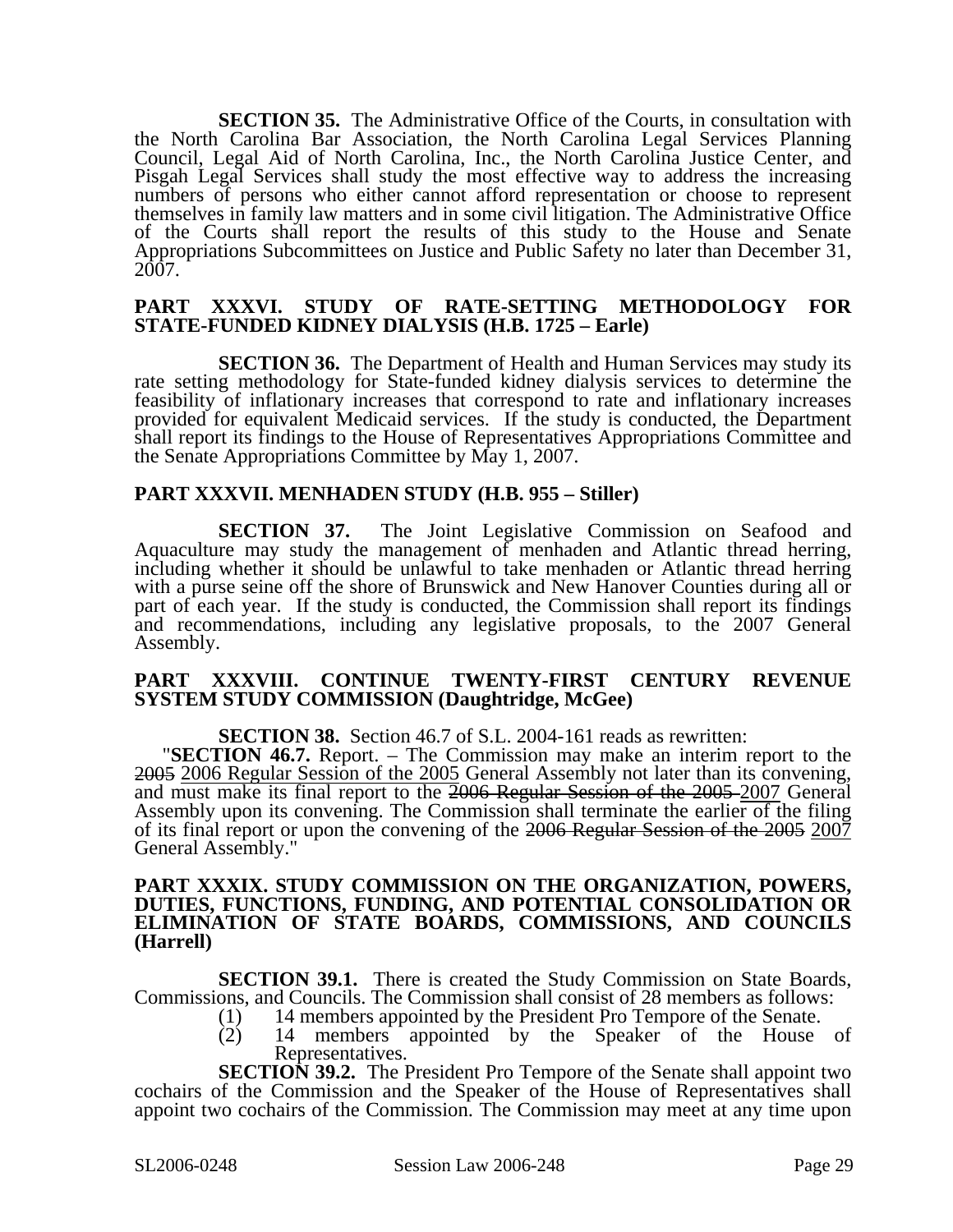**SECTION 35.** The Administrative Office of the Courts, in consultation with the North Carolina Bar Association, the North Carolina Legal Services Planning Council, Legal Aid of North Carolina, Inc., the North Carolina Justice Center, and Pisgah Legal Services shall study the most effective way to address the increasing numbers of persons who either cannot afford representation or choose to represent themselves in family law matters and in some civil litigation. The Administrative Office of the Courts shall report the results of this study to the House and Senate Appropriations Subcommittees on Justice and Public Safety no later than December 31, 2007.

**PART XXXVI. STUDY OF RATE-SETTING METHODOLOGY FOR STATE-FUNDED KIDNEY DIALYSIS (H.B. 1725 – Earle)**

**SECTION 36.** The Department of Health and Human Services may study its rate setting methodology for State-funded kidney dialysis services to determine the feasibility of inflationary increases that correspond to rate and inflationary increases provided for equivalent Medicaid services. If the study is conducted, the Department shall report its findings to the House of Representatives Appropriations Committee and the Senate Appropriations Committee by May 1, 2007.

**PART XXXVII. MENHADEN STUDY (H.B. 955 – Stiller)**

**SECTION 37.** The Joint Legislative Commission on Seafood and Aquaculture may study the management of menhaden and Atlantic thread herring, including whether it should be unlawful to take menhaden or Atlantic thread herring with a purse seine off the shore of Brunswick and New Hanover Counties during all or part of each year. If the study is conducted, the Commission shall report its findings and recommendations, including any legislative proposals, to the 2007 General Assembly.

**PART XXXVIII. CONTINUE TWENTY-FIRST CENTURY REVENUE SYSTEM STUDY COMMISSION (Daughtridge, McGee)**

**SECTION 38.** Section 46.7 of S.L. 2004-161 reads as rewritten:

"**SECTION 46.7.** Report. – The Commission may make an interim report to the ~~2005~~ <u>2006 Regular Session of the 2005</u> General Assembly not later than its convening, and must make its final report to the ~~2006 Regular Session of the 2005~~ <u>2007</u> General Assembly upon its convening. The Commission shall terminate the earlier of the filing of its final report or upon the convening of the ~~2006 Regular Session of the 2005~~ <u>2007</u> General Assembly."

**PART XXXIX. STUDY COMMISSION ON THE ORGANIZATION, POWERS, DUTIES, FUNCTIONS, FUNDING, AND POTENTIAL CONSOLIDATION OR ELIMINATION OF STATE BOARDS, COMMISSIONS, AND COUNCILS (Harrell)**

**SECTION 39.1.** There is created the Study Commission on State Boards, Commissions, and Councils. The Commission shall consist of 28 members as follows:

(1) 14 members appointed by the President Pro Tempore of the Senate.
(2) 14 members appointed by the Speaker of the House of Representatives.

**SECTION 39.2.** The President Pro Tempore of the Senate shall appoint two cochairs of the Commission and the Speaker of the House of Representatives shall appoint two cochairs of the Commission. The Commission may meet at any time upon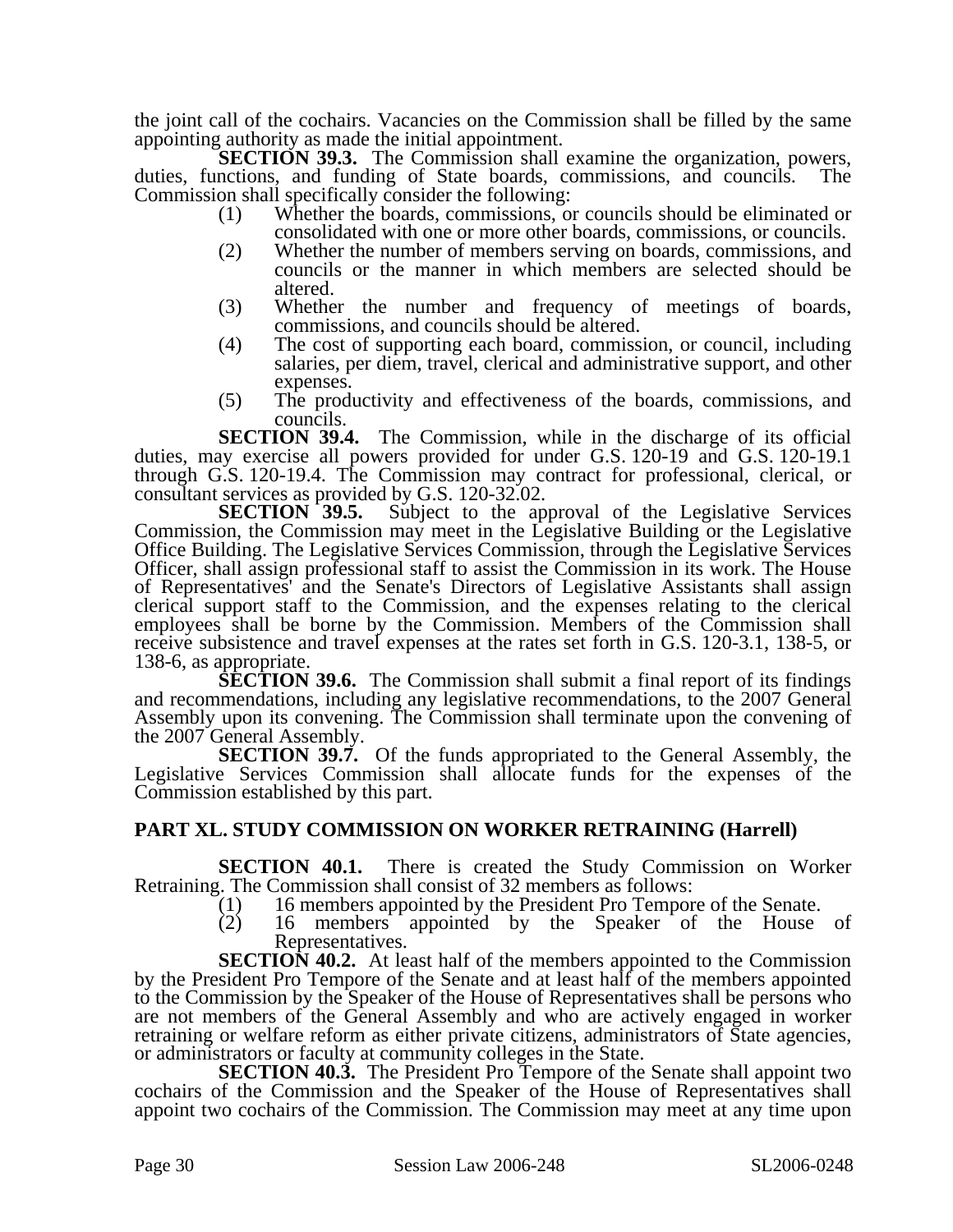the joint call of the cochairs. Vacancies on the Commission shall be filled by the same appointing authority as made the initial appointment.

**SECTION 39.3.** The Commission shall examine the organization, powers, duties, functions, and funding of State boards, commissions, and councils. The Commission shall specifically consider the following:

(1) Whether the boards, commissions, or councils should be eliminated or consolidated with one or more other boards, commissions, or councils.
(2) Whether the number of members serving on boards, commissions, and councils or the manner in which members are selected should be altered.
(3) Whether the number and frequency of meetings of boards, commissions, and councils should be altered.
(4) The cost of supporting each board, commission, or council, including salaries, per diem, travel, clerical and administrative support, and other expenses.
(5) The productivity and effectiveness of the boards, commissions, and councils.

**SECTION 39.4.** The Commission, while in the discharge of its official duties, may exercise all powers provided for under G.S. 120-19 and G.S. 120-19.1 through G.S. 120-19.4. The Commission may contract for professional, clerical, or consultant services as provided by G.S. 120-32.02.

**SECTION 39.5.** Subject to the approval of the Legislative Services Commission, the Commission may meet in the Legislative Building or the Legislative Office Building. The Legislative Services Commission, through the Legislative Services Officer, shall assign professional staff to assist the Commission in its work. The House of Representatives' and the Senate's Directors of Legislative Assistants shall assign clerical support staff to the Commission, and the expenses relating to the clerical employees shall be borne by the Commission. Members of the Commission shall receive subsistence and travel expenses at the rates set forth in G.S. 120-3.1, 138-5, or 138-6, as appropriate.

**SECTION 39.6.** The Commission shall submit a final report of its findings and recommendations, including any legislative recommendations, to the 2007 General Assembly upon its convening. The Commission shall terminate upon the convening of the 2007 General Assembly.

**SECTION 39.7.** Of the funds appropriated to the General Assembly, the Legislative Services Commission shall allocate funds for the expenses of the Commission established by this part.

## PART XL. STUDY COMMISSION ON WORKER RETRAINING (Harrell)

**SECTION 40.1.** There is created the Study Commission on Worker Retraining. The Commission shall consist of 32 members as follows:

(1) 16 members appointed by the President Pro Tempore of the Senate.
(2) 16 members appointed by the Speaker of the House of Representatives.

**SECTION 40.2.** At least half of the members appointed to the Commission by the President Pro Tempore of the Senate and at least half of the members appointed to the Commission by the Speaker of the House of Representatives shall be persons who are not members of the General Assembly and who are actively engaged in worker retraining or welfare reform as either private citizens, administrators of State agencies, or administrators or faculty at community colleges in the State.

**SECTION 40.3.** The President Pro Tempore of the Senate shall appoint two cochairs of the Commission and the Speaker of the House of Representatives shall appoint two cochairs of the Commission. The Commission may meet at any time upon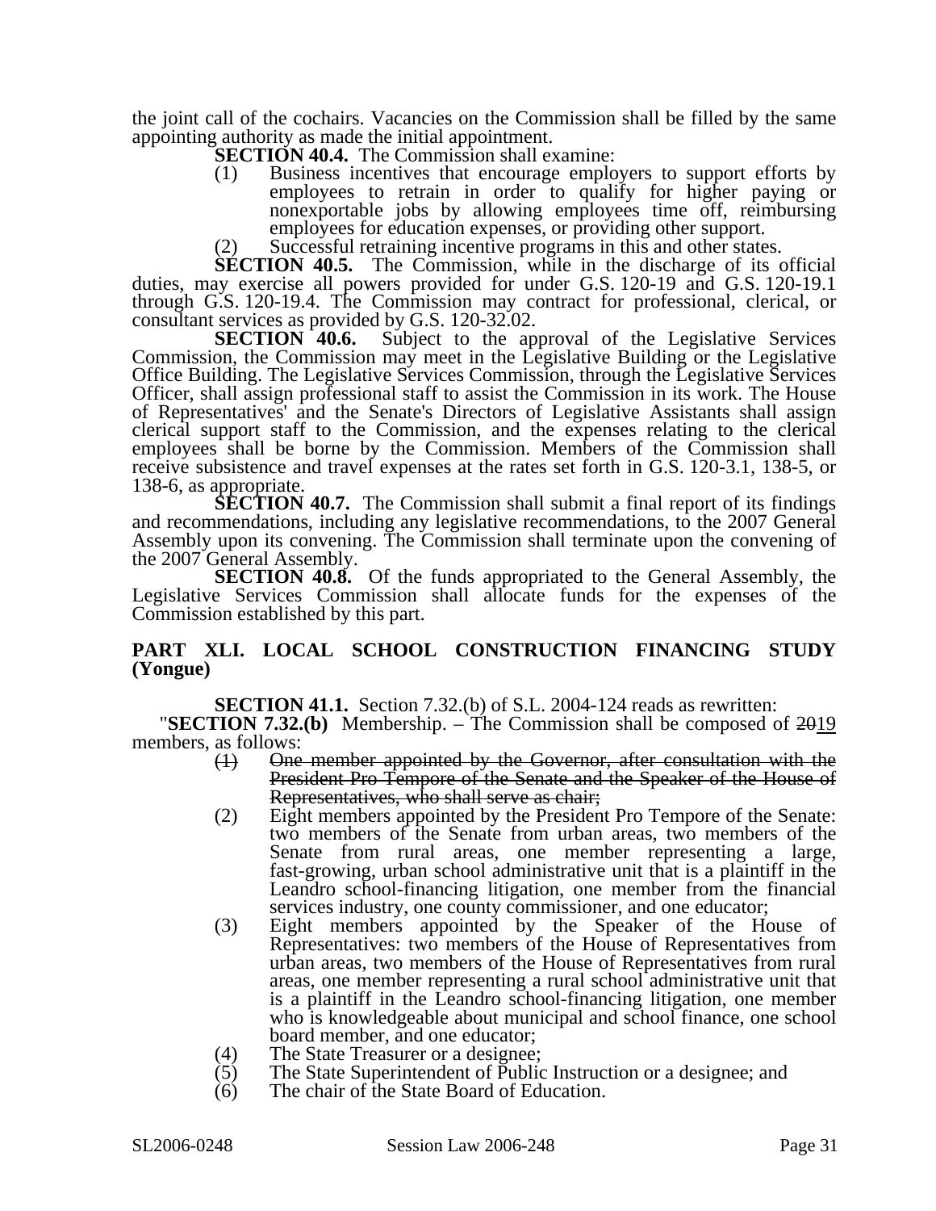the joint call of the cochairs. Vacancies on the Commission shall be filled by the same appointing authority as made the initial appointment.

**SECTION 40.4.** The Commission shall examine:

(1) Business incentives that encourage employers to support efforts by employees to retrain in order to qualify for higher paying or nonexportable jobs by allowing employees time off, reimbursing employees for education expenses, or providing other support.

(2) Successful retraining incentive programs in this and other states.

**SECTION 40.5.** The Commission, while in the discharge of its official duties, may exercise all powers provided for under G.S. 120-19 and G.S. 120-19.1 through G.S. 120-19.4. The Commission may contract for professional, clerical, or consultant services as provided by G.S. 120-32.02.

**SECTION 40.6.** Subject to the approval of the Legislative Services Commission, the Commission may meet in the Legislative Building or the Legislative Office Building. The Legislative Services Commission, through the Legislative Services Officer, shall assign professional staff to assist the Commission in its work. The House of Representatives' and the Senate's Directors of Legislative Assistants shall assign clerical support staff to the Commission, and the expenses relating to the clerical employees shall be borne by the Commission. Members of the Commission shall receive subsistence and travel expenses at the rates set forth in G.S. 120-3.1, 138-5, or 138-6, as appropriate.

**SECTION 40.7.** The Commission shall submit a final report of its findings and recommendations, including any legislative recommendations, to the 2007 General Assembly upon its convening. The Commission shall terminate upon the convening of the 2007 General Assembly.

**SECTION 40.8.** Of the funds appropriated to the General Assembly, the Legislative Services Commission shall allocate funds for the expenses of the Commission established by this part.

## PART XLI. LOCAL SCHOOL CONSTRUCTION FINANCING STUDY (Yongue)

**SECTION 41.1.** Section 7.32.(b) of S.L. 2004-124 reads as rewritten:

"**SECTION 7.32.(b)** Membership. – The Commission shall be composed of ~~20~~<u>19</u> members, as follows:

~~(1) One member appointed by the Governor, after consultation with the President Pro Tempore of the Senate and the Speaker of the House of Representatives, who shall serve as chair;~~

(2) Eight members appointed by the President Pro Tempore of the Senate: two members of the Senate from urban areas, two members of the Senate from rural areas, one member representing a large, fast-growing, urban school administrative unit that is a plaintiff in the Leandro school-financing litigation, one member from the financial services industry, one county commissioner, and one educator;

(3) Eight members appointed by the Speaker of the House of Representatives: two members of the House of Representatives from urban areas, two members of the House of Representatives from rural areas, one member representing a rural school administrative unit that is a plaintiff in the Leandro school-financing litigation, one member who is knowledgeable about municipal and school finance, one school board member, and one educator;

(4) The State Treasurer or a designee;

(5) The State Superintendent of Public Instruction or a designee; and

(6) The chair of the State Board of Education.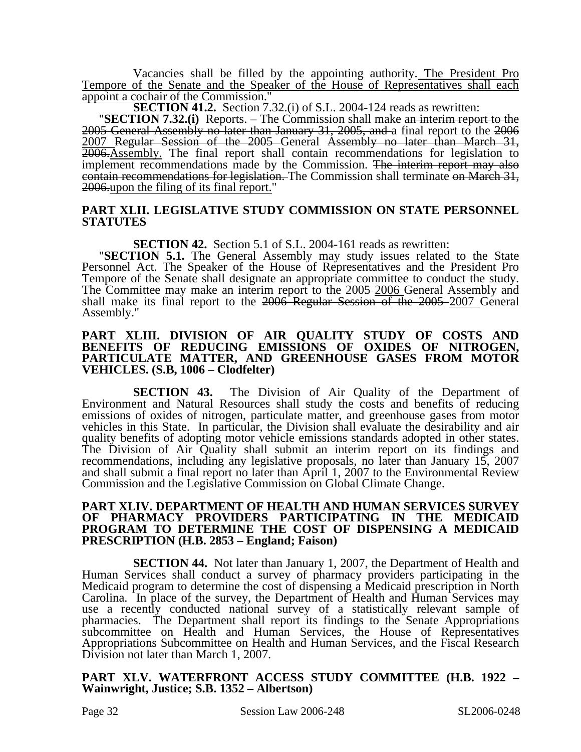Vacancies shall be filled by the appointing authority. The President Pro Tempore of the Senate and the Speaker of the House of Representatives shall each appoint a cochair of the Commission."

**SECTION 41.2.** Section 7.32.(i) of S.L. 2004-124 reads as rewritten:

"**SECTION 7.32.(i)** Reports. – The Commission shall make ~~an interim report to the 2005 General Assembly no later than January 31, 2005, and~~ a final report to the ~~2006~~ 2007 ~~Regular Session of the 2005~~ General ~~Assembly no later than March 31, 2006.~~Assembly. The final report shall contain recommendations for legislation to implement recommendations made by the Commission. ~~The interim report may also contain recommendations for legislation.~~ The Commission shall terminate ~~on March 31, 2006.~~upon the filing of its final report."

## PART XLII. LEGISLATIVE STUDY COMMISSION ON STATE PERSONNEL STATUTES

**SECTION 42.** Section 5.1 of S.L. 2004-161 reads as rewritten:

"**SECTION 5.1.** The General Assembly may study issues related to the State Personnel Act. The Speaker of the House of Representatives and the President Pro Tempore of the Senate shall designate an appropriate committee to conduct the study. The Committee may make an interim report to the ~~2005~~ 2006 General Assembly and shall make its final report to the ~~2006 Regular Session of the 2005~~ 2007 General Assembly."

## PART XLIII. DIVISION OF AIR QUALITY STUDY OF COSTS AND BENEFITS OF REDUCING EMISSIONS OF OXIDES OF NITROGEN, PARTICULATE MATTER, AND GREENHOUSE GASES FROM MOTOR VEHICLES. (S.B, 1006 – Clodfelter)

**SECTION 43.** The Division of Air Quality of the Department of Environment and Natural Resources shall study the costs and benefits of reducing emissions of oxides of nitrogen, particulate matter, and greenhouse gases from motor vehicles in this State. In particular, the Division shall evaluate the desirability and air quality benefits of adopting motor vehicle emissions standards adopted in other states. The Division of Air Quality shall submit an interim report on its findings and recommendations, including any legislative proposals, no later than January 15, 2007 and shall submit a final report no later than April 1, 2007 to the Environmental Review Commission and the Legislative Commission on Global Climate Change.

## PART XLIV. DEPARTMENT OF HEALTH AND HUMAN SERVICES SURVEY OF PHARMACY PROVIDERS PARTICIPATING IN THE MEDICAID PROGRAM TO DETERMINE THE COST OF DISPENSING A MEDICAID PRESCRIPTION (H.B. 2853 – England; Faison)

**SECTION 44.** Not later than January 1, 2007, the Department of Health and Human Services shall conduct a survey of pharmacy providers participating in the Medicaid program to determine the cost of dispensing a Medicaid prescription in North Carolina. In place of the survey, the Department of Health and Human Services may use a recently conducted national survey of a statistically relevant sample of pharmacies. The Department shall report its findings to the Senate Appropriations subcommittee on Health and Human Services, the House of Representatives Appropriations Subcommittee on Health and Human Services, and the Fiscal Research Division not later than March 1, 2007.

## PART XLV. WATERFRONT ACCESS STUDY COMMITTEE (H.B. 1922 – Wainwright, Justice; S.B. 1352 – Albertson)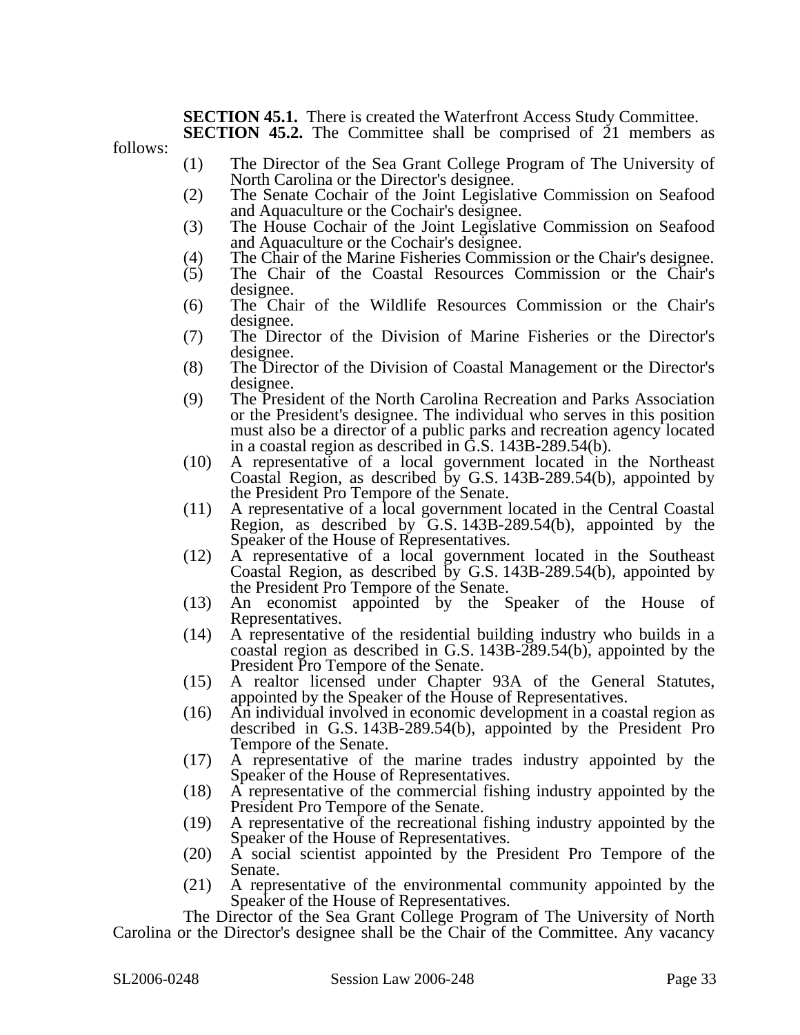**SECTION 45.1.** There is created the Waterfront Access Study Committee.

**SECTION 45.2.** The Committee shall be comprised of 21 members as follows:

(1) The Director of the Sea Grant College Program of The University of North Carolina or the Director's designee.
(2) The Senate Cochair of the Joint Legislative Commission on Seafood and Aquaculture or the Cochair's designee.
(3) The House Cochair of the Joint Legislative Commission on Seafood and Aquaculture or the Cochair's designee.
(4) The Chair of the Marine Fisheries Commission or the Chair's designee.
(5) The Chair of the Coastal Resources Commission or the Chair's designee.
(6) The Chair of the Wildlife Resources Commission or the Chair's designee.
(7) The Director of the Division of Marine Fisheries or the Director's designee.
(8) The Director of the Division of Coastal Management or the Director's designee.
(9) The President of the North Carolina Recreation and Parks Association or the President's designee. The individual who serves in this position must also be a director of a public parks and recreation agency located in a coastal region as described in G.S. 143B-289.54(b).
(10) A representative of a local government located in the Northeast Coastal Region, as described by G.S. 143B-289.54(b), appointed by the President Pro Tempore of the Senate.
(11) A representative of a local government located in the Central Coastal Region, as described by G.S. 143B-289.54(b), appointed by the Speaker of the House of Representatives.
(12) A representative of a local government located in the Southeast Coastal Region, as described by G.S. 143B-289.54(b), appointed by the President Pro Tempore of the Senate.
(13) An economist appointed by the Speaker of the House of Representatives.
(14) A representative of the residential building industry who builds in a coastal region as described in G.S. 143B-289.54(b), appointed by the President Pro Tempore of the Senate.
(15) A realtor licensed under Chapter 93A of the General Statutes, appointed by the Speaker of the House of Representatives.
(16) An individual involved in economic development in a coastal region as described in G.S. 143B-289.54(b), appointed by the President Pro Tempore of the Senate.
(17) A representative of the marine trades industry appointed by the Speaker of the House of Representatives.
(18) A representative of the commercial fishing industry appointed by the President Pro Tempore of the Senate.
(19) A representative of the recreational fishing industry appointed by the Speaker of the House of Representatives.
(20) A social scientist appointed by the President Pro Tempore of the Senate.
(21) A representative of the environmental community appointed by the Speaker of the House of Representatives.

The Director of the Sea Grant College Program of The University of North Carolina or the Director's designee shall be the Chair of the Committee. Any vacancy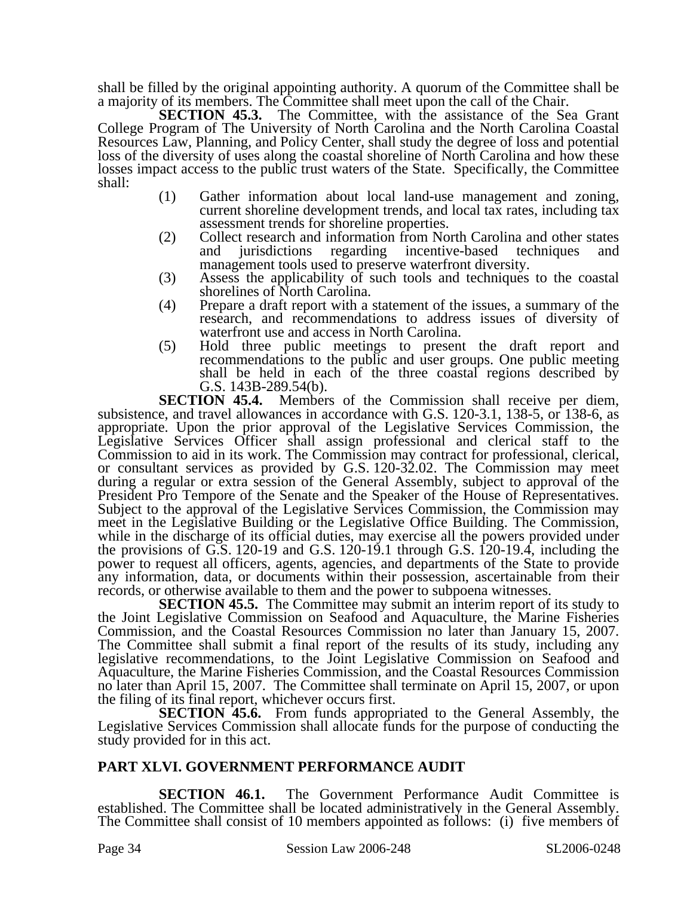shall be filled by the original appointing authority. A quorum of the Committee shall be a majority of its members. The Committee shall meet upon the call of the Chair.

**SECTION 45.3.** The Committee, with the assistance of the Sea Grant College Program of The University of North Carolina and the North Carolina Coastal Resources Law, Planning, and Policy Center, shall study the degree of loss and potential loss of the diversity of uses along the coastal shoreline of North Carolina and how these losses impact access to the public trust waters of the State. Specifically, the Committee shall:

(1) Gather information about local land-use management and zoning, current shoreline development trends, and local tax rates, including tax assessment trends for shoreline properties.

(2) Collect research and information from North Carolina and other states and jurisdictions regarding incentive-based techniques and management tools used to preserve waterfront diversity.

(3) Assess the applicability of such tools and techniques to the coastal shorelines of North Carolina.

(4) Prepare a draft report with a statement of the issues, a summary of the research, and recommendations to address issues of diversity of waterfront use and access in North Carolina.

(5) Hold three public meetings to present the draft report and recommendations to the public and user groups. One public meeting shall be held in each of the three coastal regions described by G.S. 143B-289.54(b).

**SECTION 45.4.** Members of the Commission shall receive per diem, subsistence, and travel allowances in accordance with G.S. 120-3.1, 138-5, or 138-6, as appropriate. Upon the prior approval of the Legislative Services Commission, the Legislative Services Officer shall assign professional and clerical staff to the Commission to aid in its work. The Commission may contract for professional, clerical, or consultant services as provided by G.S. 120-32.02. The Commission may meet during a regular or extra session of the General Assembly, subject to approval of the President Pro Tempore of the Senate and the Speaker of the House of Representatives. Subject to the approval of the Legislative Services Commission, the Commission may meet in the Legislative Building or the Legislative Office Building. The Commission, while in the discharge of its official duties, may exercise all the powers provided under the provisions of G.S. 120-19 and G.S. 120-19.1 through G.S. 120-19.4, including the power to request all officers, agents, agencies, and departments of the State to provide any information, data, or documents within their possession, ascertainable from their records, or otherwise available to them and the power to subpoena witnesses.

**SECTION 45.5.** The Committee may submit an interim report of its study to the Joint Legislative Commission on Seafood and Aquaculture, the Marine Fisheries Commission, and the Coastal Resources Commission no later than January 15, 2007. The Committee shall submit a final report of the results of its study, including any legislative recommendations, to the Joint Legislative Commission on Seafood and Aquaculture, the Marine Fisheries Commission, and the Coastal Resources Commission no later than April 15, 2007. The Committee shall terminate on April 15, 2007, or upon the filing of its final report, whichever occurs first.

**SECTION 45.6.** From funds appropriated to the General Assembly, the Legislative Services Commission shall allocate funds for the purpose of conducting the study provided for in this act.

## PART XLVI. GOVERNMENT PERFORMANCE AUDIT

**SECTION 46.1.** The Government Performance Audit Committee is established. The Committee shall be located administratively in the General Assembly. The Committee shall consist of 10 members appointed as follows: (i) five members of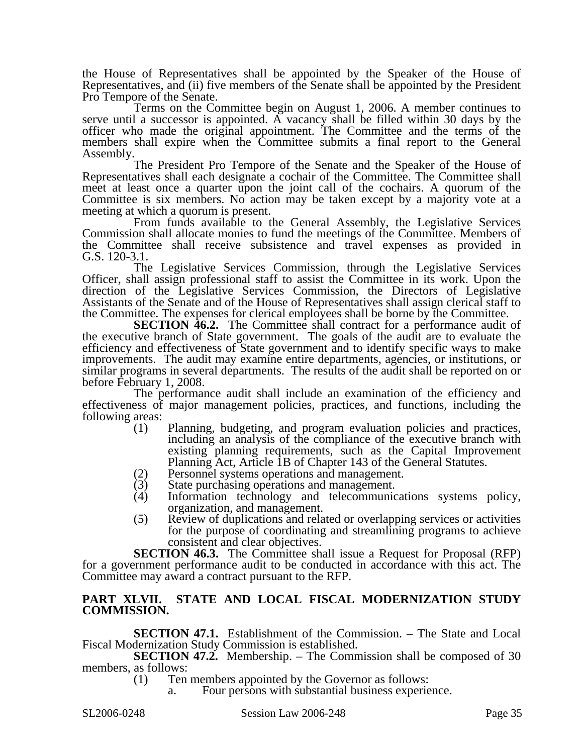the House of Representatives shall be appointed by the Speaker of the House of Representatives, and (ii) five members of the Senate shall be appointed by the President Pro Tempore of the Senate.

Terms on the Committee begin on August 1, 2006. A member continues to serve until a successor is appointed. A vacancy shall be filled within 30 days by the officer who made the original appointment. The Committee and the terms of the members shall expire when the Committee submits a final report to the General Assembly.

The President Pro Tempore of the Senate and the Speaker of the House of Representatives shall each designate a cochair of the Committee. The Committee shall meet at least once a quarter upon the joint call of the cochairs. A quorum of the Committee is six members. No action may be taken except by a majority vote at a meeting at which a quorum is present.

From funds available to the General Assembly, the Legislative Services Commission shall allocate monies to fund the meetings of the Committee. Members of the Committee shall receive subsistence and travel expenses as provided in G.S. 120-3.1.

The Legislative Services Commission, through the Legislative Services Officer, shall assign professional staff to assist the Committee in its work. Upon the direction of the Legislative Services Commission, the Directors of Legislative Assistants of the Senate and of the House of Representatives shall assign clerical staff to the Committee. The expenses for clerical employees shall be borne by the Committee.

**SECTION 46.2.** The Committee shall contract for a performance audit of the executive branch of State government. The goals of the audit are to evaluate the efficiency and effectiveness of State government and to identify specific ways to make improvements. The audit may examine entire departments, agencies, or institutions, or similar programs in several departments. The results of the audit shall be reported on or before February 1, 2008.

The performance audit shall include an examination of the efficiency and effectiveness of major management policies, practices, and functions, including the following areas:

(1) Planning, budgeting, and program evaluation policies and practices, including an analysis of the compliance of the executive branch with existing planning requirements, such as the Capital Improvement Planning Act, Article 1B of Chapter 143 of the General Statutes.
(2) Personnel systems operations and management.
(3) State purchasing operations and management.
(4) Information technology and telecommunications systems policy, organization, and management.
(5) Review of duplications and related or overlapping services or activities for the purpose of coordinating and streamlining programs to achieve consistent and clear objectives.

**SECTION 46.3.** The Committee shall issue a Request for Proposal (RFP) for a government performance audit to be conducted in accordance with this act. The Committee may award a contract pursuant to the RFP.

## PART XLVII. STATE AND LOCAL FISCAL MODERNIZATION STUDY COMMISSION.

**SECTION 47.1.** Establishment of the Commission. – The State and Local Fiscal Modernization Study Commission is established.

**SECTION 47.2.** Membership. – The Commission shall be composed of 30 members, as follows:

(1) Ten members appointed by the Governor as follows:
    a. Four persons with substantial business experience.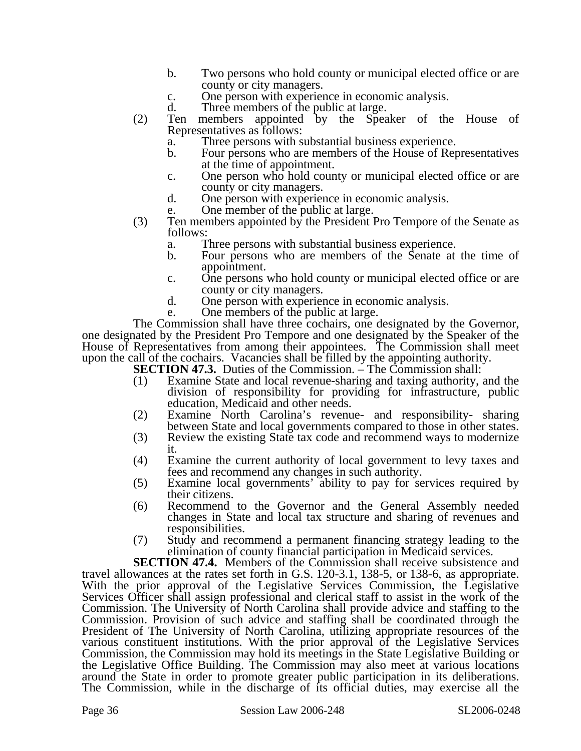b. Two persons who hold county or municipal elected office or are county or city managers.
c. One person with experience in economic analysis.
d. Three members of the public at large.

(2) Ten members appointed by the Speaker of the House of Representatives as follows:
a. Three persons with substantial business experience.
b. Four persons who are members of the House of Representatives at the time of appointment.
c. One person who hold county or municipal elected office or are county or city managers.
d. One person with experience in economic analysis.
e. One member of the public at large.

(3) Ten members appointed by the President Pro Tempore of the Senate as follows:
a. Three persons with substantial business experience.
b. Four persons who are members of the Senate at the time of appointment.
c. One persons who hold county or municipal elected office or are county or city managers.
d. One person with experience in economic analysis.
e. One members of the public at large.

The Commission shall have three cochairs, one designated by the Governor, one designated by the President Pro Tempore and one designated by the Speaker of the House of Representatives from among their appointees. The Commission shall meet upon the call of the cochairs. Vacancies shall be filled by the appointing authority.

**SECTION 47.3.** Duties of the Commission. – The Commission shall:

(1) Examine State and local revenue-sharing and taxing authority, and the division of responsibility for providing for infrastructure, public education, Medicaid and other needs.
(2) Examine North Carolina's revenue- and responsibility- sharing between State and local governments compared to those in other states.
(3) Review the existing State tax code and recommend ways to modernize it.
(4) Examine the current authority of local government to levy taxes and fees and recommend any changes in such authority.
(5) Examine local governments' ability to pay for services required by their citizens.
(6) Recommend to the Governor and the General Assembly needed changes in State and local tax structure and sharing of revenues and responsibilities.
(7) Study and recommend a permanent financing strategy leading to the elimination of county financial participation in Medicaid services.

**SECTION 47.4.** Members of the Commission shall receive subsistence and travel allowances at the rates set forth in G.S. 120-3.1, 138-5, or 138-6, as appropriate. With the prior approval of the Legislative Services Commission, the Legislative Services Officer shall assign professional and clerical staff to assist in the work of the Commission. The University of North Carolina shall provide advice and staffing to the Commission. Provision of such advice and staffing shall be coordinated through the President of The University of North Carolina, utilizing appropriate resources of the various constituent institutions. With the prior approval of the Legislative Services Commission, the Commission may hold its meetings in the State Legislative Building or the Legislative Office Building. The Commission may also meet at various locations around the State in order to promote greater public participation in its deliberations. The Commission, while in the discharge of its official duties, may exercise all the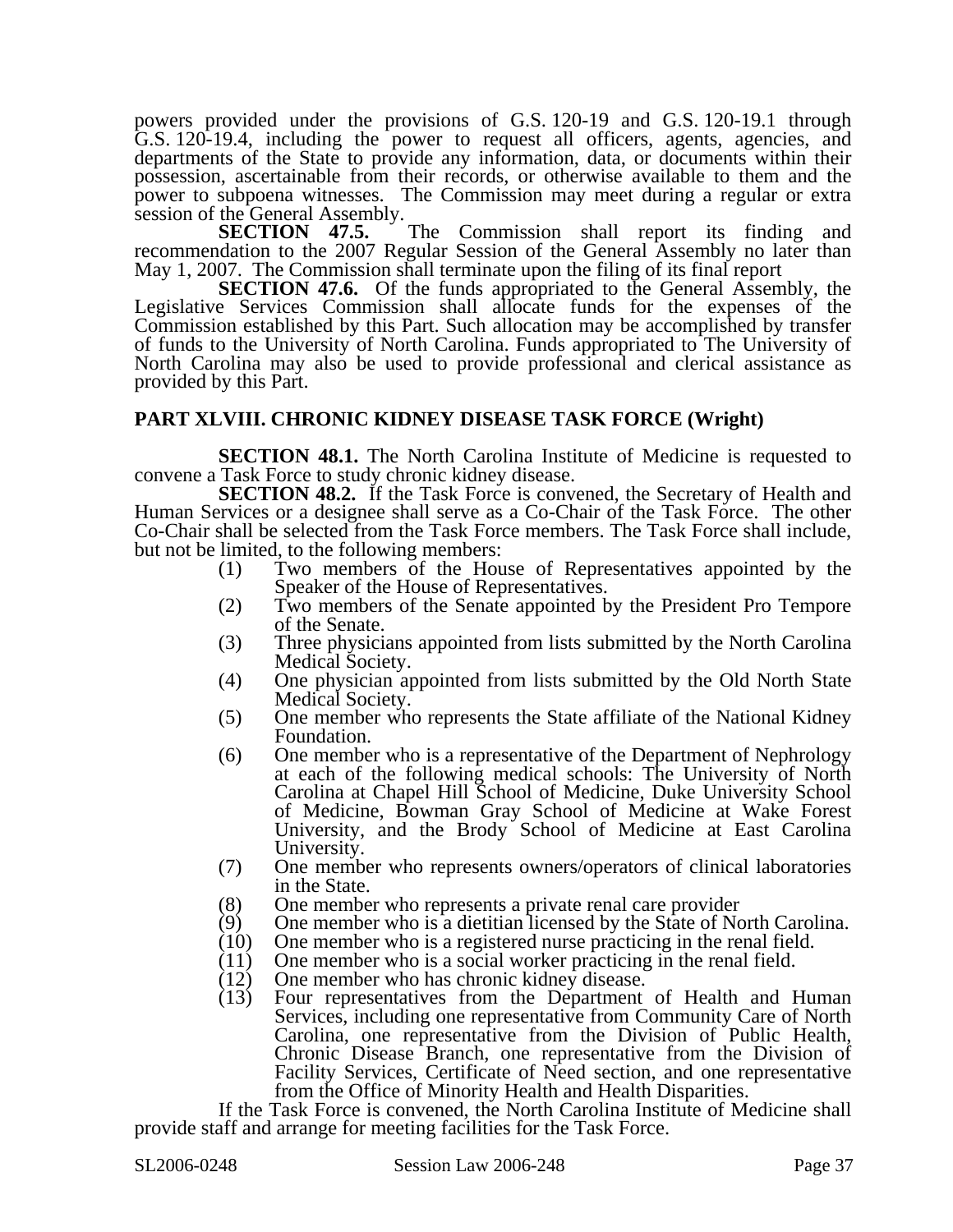powers provided under the provisions of G.S. 120-19 and G.S. 120-19.1 through G.S. 120-19.4, including the power to request all officers, agents, agencies, and departments of the State to provide any information, data, or documents within their possession, ascertainable from their records, or otherwise available to them and the power to subpoena witnesses. The Commission may meet during a regular or extra session of the General Assembly.

**SECTION 47.5.** The Commission shall report its finding and recommendation to the 2007 Regular Session of the General Assembly no later than May 1, 2007. The Commission shall terminate upon the filing of its final report

**SECTION 47.6.** Of the funds appropriated to the General Assembly, the Legislative Services Commission shall allocate funds for the expenses of the Commission established by this Part. Such allocation may be accomplished by transfer of funds to the University of North Carolina. Funds appropriated to The University of North Carolina may also be used to provide professional and clerical assistance as provided by this Part.

## PART XLVIII. CHRONIC KIDNEY DISEASE TASK FORCE (Wright)

**SECTION 48.1.** The North Carolina Institute of Medicine is requested to convene a Task Force to study chronic kidney disease.

**SECTION 48.2.** If the Task Force is convened, the Secretary of Health and Human Services or a designee shall serve as a Co-Chair of the Task Force. The other Co-Chair shall be selected from the Task Force members. The Task Force shall include, but not be limited, to the following members:

(1) Two members of the House of Representatives appointed by the Speaker of the House of Representatives.
(2) Two members of the Senate appointed by the President Pro Tempore of the Senate.
(3) Three physicians appointed from lists submitted by the North Carolina Medical Society.
(4) One physician appointed from lists submitted by the Old North State Medical Society.
(5) One member who represents the State affiliate of the National Kidney Foundation.
(6) One member who is a representative of the Department of Nephrology at each of the following medical schools: The University of North Carolina at Chapel Hill School of Medicine, Duke University School of Medicine, Bowman Gray School of Medicine at Wake Forest University, and the Brody School of Medicine at East Carolina University.
(7) One member who represents owners/operators of clinical laboratories in the State.
(8) One member who represents a private renal care provider
(9) One member who is a dietitian licensed by the State of North Carolina.
(10) One member who is a registered nurse practicing in the renal field.
(11) One member who is a social worker practicing in the renal field.
(12) One member who has chronic kidney disease.
(13) Four representatives from the Department of Health and Human Services, including one representative from Community Care of North Carolina, one representative from the Division of Public Health, Chronic Disease Branch, one representative from the Division of Facility Services, Certificate of Need section, and one representative from the Office of Minority Health and Health Disparities.

If the Task Force is convened, the North Carolina Institute of Medicine shall provide staff and arrange for meeting facilities for the Task Force.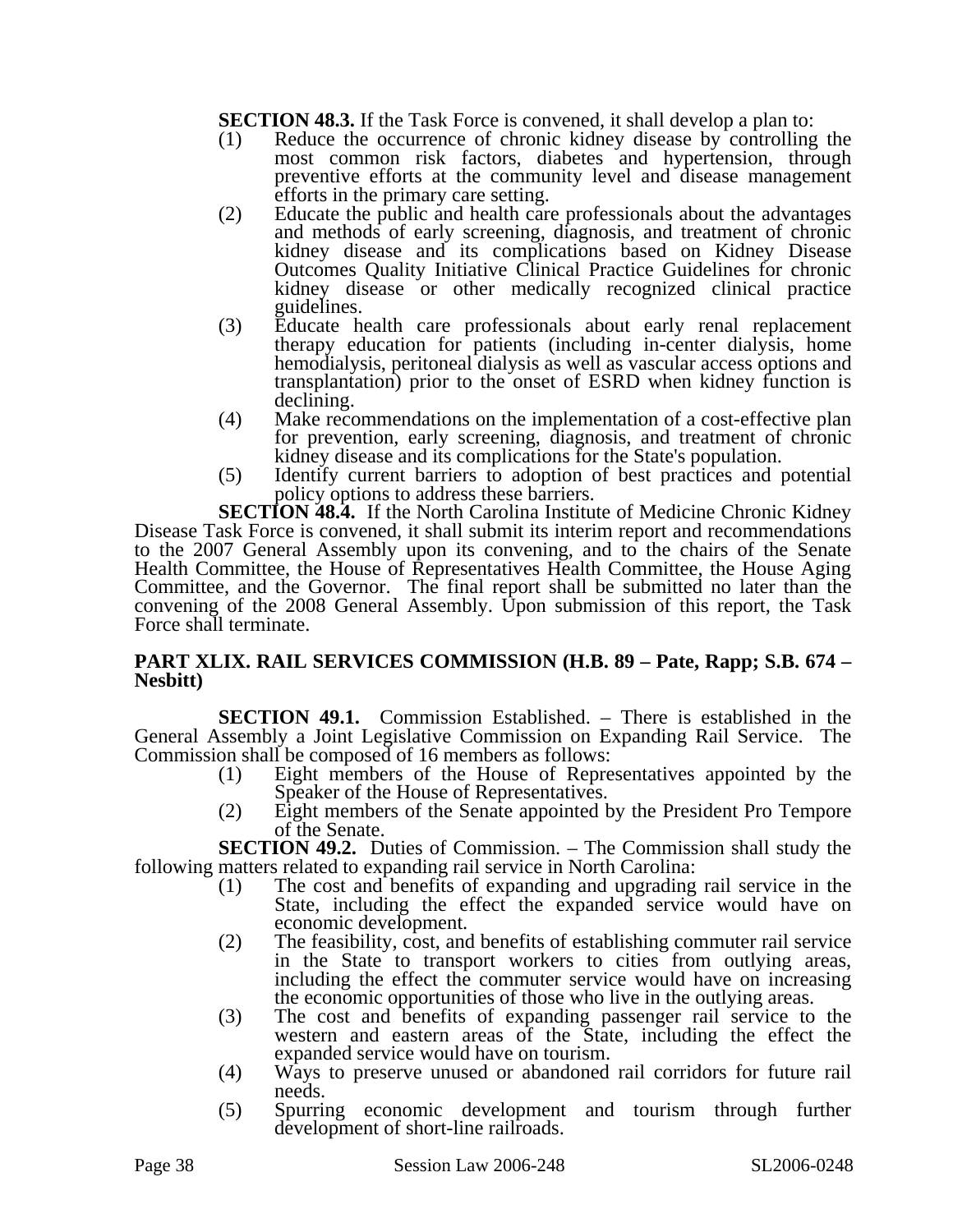**SECTION 48.3.** If the Task Force is convened, it shall develop a plan to:

(1) Reduce the occurrence of chronic kidney disease by controlling the most common risk factors, diabetes and hypertension, through preventive efforts at the community level and disease management efforts in the primary care setting.

(2) Educate the public and health care professionals about the advantages and methods of early screening, diagnosis, and treatment of chronic kidney disease and its complications based on Kidney Disease Outcomes Quality Initiative Clinical Practice Guidelines for chronic kidney disease or other medically recognized clinical practice guidelines.

(3) Educate health care professionals about early renal replacement therapy education for patients (including in-center dialysis, home hemodialysis, peritoneal dialysis as well as vascular access options and transplantation) prior to the onset of ESRD when kidney function is declining.

(4) Make recommendations on the implementation of a cost-effective plan for prevention, early screening, diagnosis, and treatment of chronic kidney disease and its complications for the State's population.

(5) Identify current barriers to adoption of best practices and potential policy options to address these barriers.

**SECTION 48.4.** If the North Carolina Institute of Medicine Chronic Kidney Disease Task Force is convened, it shall submit its interim report and recommendations to the 2007 General Assembly upon its convening, and to the chairs of the Senate Health Committee, the House of Representatives Health Committee, the House Aging Committee, and the Governor. The final report shall be submitted no later than the convening of the 2008 General Assembly. Upon submission of this report, the Task Force shall terminate.

**PART XLIX. RAIL SERVICES COMMISSION (H.B. 89 – Pate, Rapp; S.B. 674 – Nesbitt)**

**SECTION 49.1.** Commission Established. – There is established in the General Assembly a Joint Legislative Commission on Expanding Rail Service. The Commission shall be composed of 16 members as follows:

(1) Eight members of the House of Representatives appointed by the Speaker of the House of Representatives.

(2) Eight members of the Senate appointed by the President Pro Tempore of the Senate.

**SECTION 49.2.** Duties of Commission. – The Commission shall study the following matters related to expanding rail service in North Carolina:

(1) The cost and benefits of expanding and upgrading rail service in the State, including the effect the expanded service would have on economic development.

(2) The feasibility, cost, and benefits of establishing commuter rail service in the State to transport workers to cities from outlying areas, including the effect the commuter service would have on increasing the economic opportunities of those who live in the outlying areas.

(3) The cost and benefits of expanding passenger rail service to the western and eastern areas of the State, including the effect the expanded service would have on tourism.

(4) Ways to preserve unused or abandoned rail corridors for future rail needs.

(5) Spurring economic development and tourism through further development of short-line railroads.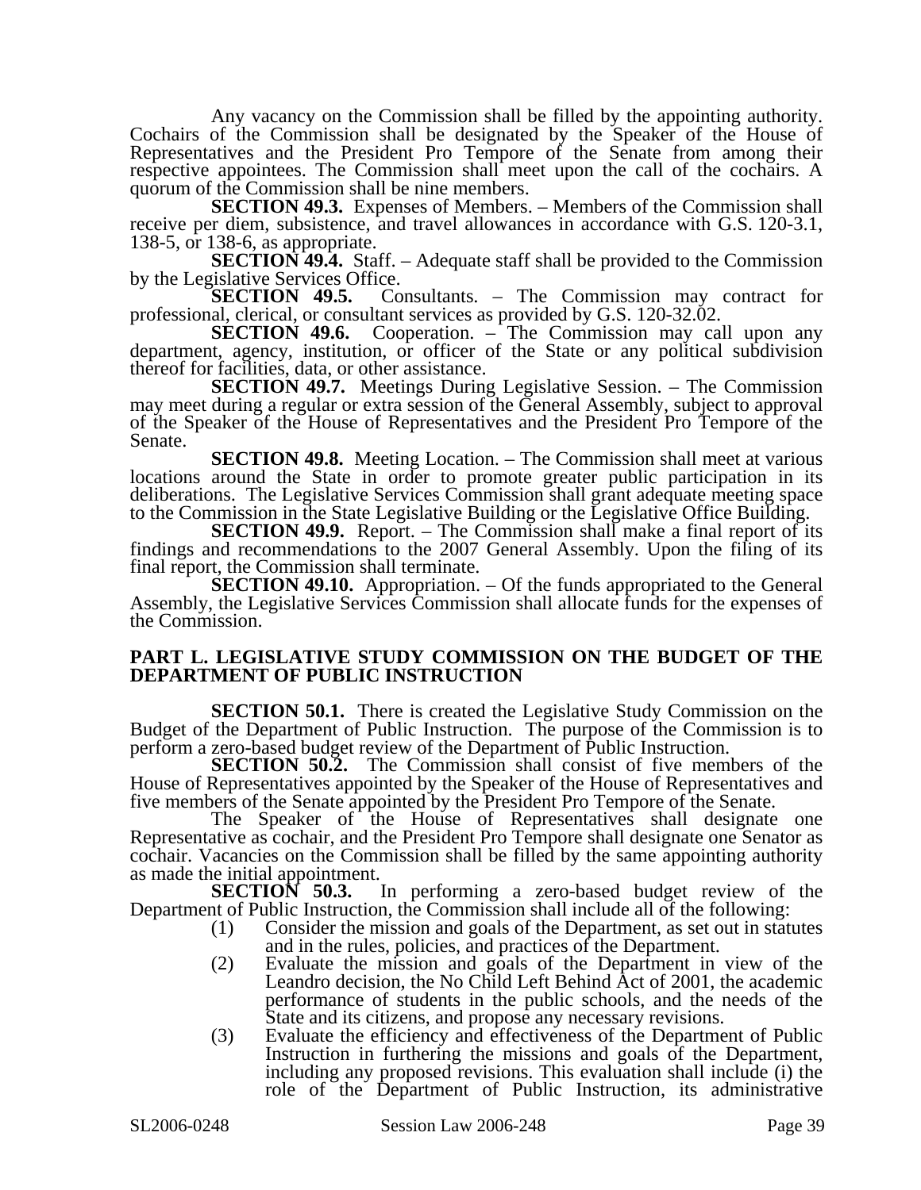Any vacancy on the Commission shall be filled by the appointing authority. Cochairs of the Commission shall be designated by the Speaker of the House of Representatives and the President Pro Tempore of the Senate from among their respective appointees. The Commission shall meet upon the call of the cochairs. A quorum of the Commission shall be nine members.

**SECTION 49.3.** Expenses of Members. – Members of the Commission shall receive per diem, subsistence, and travel allowances in accordance with G.S. 120-3.1, 138-5, or 138-6, as appropriate.

**SECTION 49.4.** Staff. – Adequate staff shall be provided to the Commission by the Legislative Services Office.

**SECTION 49.5.** Consultants. – The Commission may contract for professional, clerical, or consultant services as provided by G.S. 120-32.02.

**SECTION 49.6.** Cooperation. – The Commission may call upon any department, agency, institution, or officer of the State or any political subdivision thereof for facilities, data, or other assistance.

**SECTION 49.7.** Meetings During Legislative Session. – The Commission may meet during a regular or extra session of the General Assembly, subject to approval of the Speaker of the House of Representatives and the President Pro Tempore of the Senate.

**SECTION 49.8.** Meeting Location. – The Commission shall meet at various locations around the State in order to promote greater public participation in its deliberations. The Legislative Services Commission shall grant adequate meeting space to the Commission in the State Legislative Building or the Legislative Office Building.

**SECTION 49.9.** Report. – The Commission shall make a final report of its findings and recommendations to the 2007 General Assembly. Upon the filing of its final report, the Commission shall terminate.

**SECTION 49.10.** Appropriation. – Of the funds appropriated to the General Assembly, the Legislative Services Commission shall allocate funds for the expenses of the Commission.

## PART L. LEGISLATIVE STUDY COMMISSION ON THE BUDGET OF THE DEPARTMENT OF PUBLIC INSTRUCTION

**SECTION 50.1.** There is created the Legislative Study Commission on the Budget of the Department of Public Instruction. The purpose of the Commission is to perform a zero-based budget review of the Department of Public Instruction.

**SECTION 50.2.** The Commission shall consist of five members of the House of Representatives appointed by the Speaker of the House of Representatives and five members of the Senate appointed by the President Pro Tempore of the Senate.

The Speaker of the House of Representatives shall designate one Representative as cochair, and the President Pro Tempore shall designate one Senator as cochair. Vacancies on the Commission shall be filled by the same appointing authority as made the initial appointment.

**SECTION 50.3.** In performing a zero-based budget review of the Department of Public Instruction, the Commission shall include all of the following:

(1) Consider the mission and goals of the Department, as set out in statutes and in the rules, policies, and practices of the Department.

(2) Evaluate the mission and goals of the Department in view of the Leandro decision, the No Child Left Behind Act of 2001, the academic performance of students in the public schools, and the needs of the State and its citizens, and propose any necessary revisions.

(3) Evaluate the efficiency and effectiveness of the Department of Public Instruction in furthering the missions and goals of the Department, including any proposed revisions. This evaluation shall include (i) the role of the Department of Public Instruction, its administrative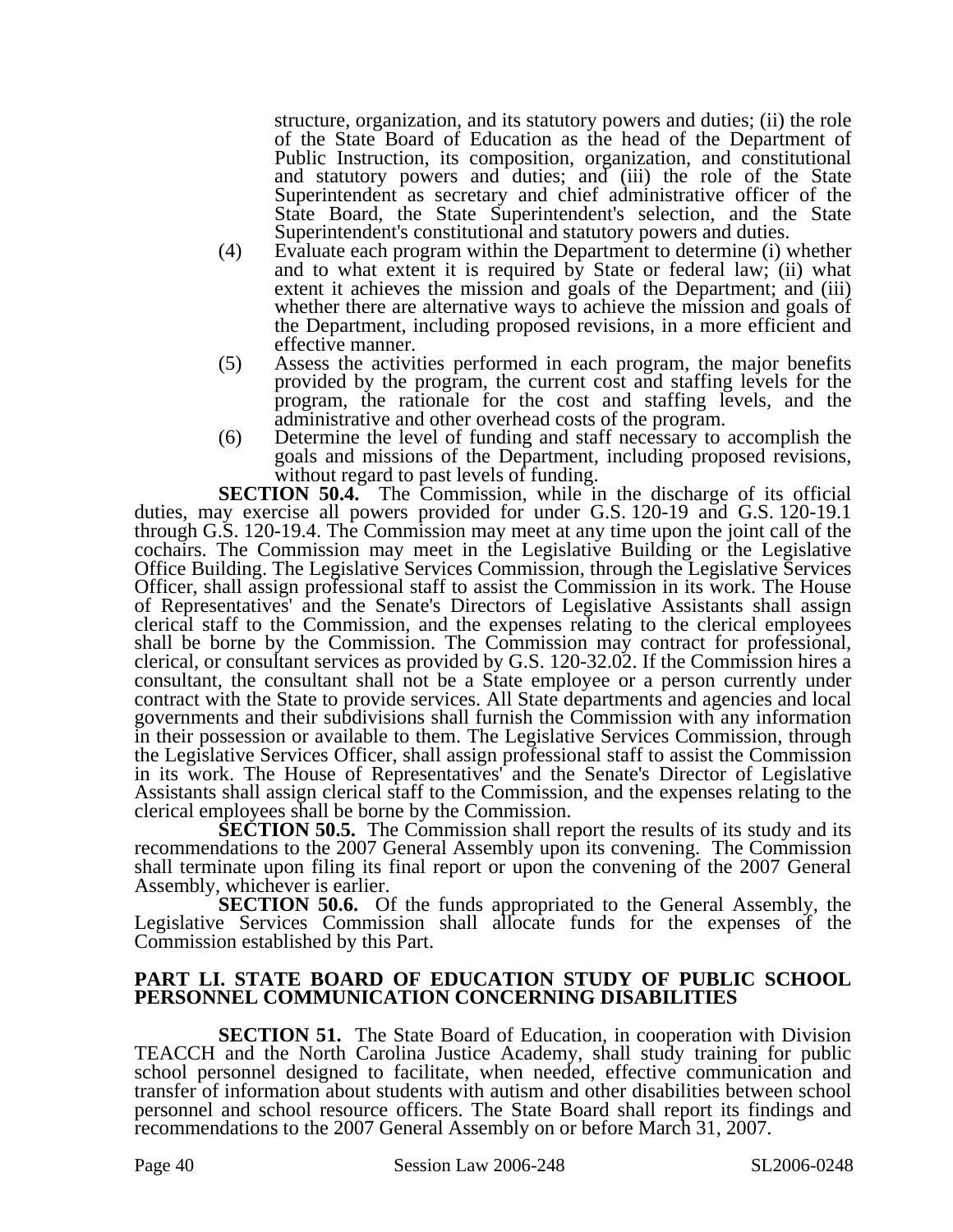structure, organization, and its statutory powers and duties; (ii) the role of the State Board of Education as the head of the Department of Public Instruction, its composition, organization, and constitutional and statutory powers and duties; and (iii) the role of the State Superintendent as secretary and chief administrative officer of the State Board, the State Superintendent's selection, and the State Superintendent's constitutional and statutory powers and duties.

(4) Evaluate each program within the Department to determine (i) whether and to what extent it is required by State or federal law; (ii) what extent it achieves the mission and goals of the Department; and (iii) whether there are alternative ways to achieve the mission and goals of the Department, including proposed revisions, in a more efficient and effective manner.

(5) Assess the activities performed in each program, the major benefits provided by the program, the current cost and staffing levels for the program, the rationale for the cost and staffing levels, and the administrative and other overhead costs of the program.

(6) Determine the level of funding and staff necessary to accomplish the goals and missions of the Department, including proposed revisions, without regard to past levels of funding.

**SECTION 50.4.** The Commission, while in the discharge of its official duties, may exercise all powers provided for under G.S. 120-19 and G.S. 120-19.1 through G.S. 120-19.4. The Commission may meet at any time upon the joint call of the cochairs. The Commission may meet in the Legislative Building or the Legislative Office Building. The Legislative Services Commission, through the Legislative Services Officer, shall assign professional staff to assist the Commission in its work. The House of Representatives' and the Senate's Directors of Legislative Assistants shall assign clerical staff to the Commission, and the expenses relating to the clerical employees shall be borne by the Commission. The Commission may contract for professional, clerical, or consultant services as provided by G.S. 120-32.02. If the Commission hires a consultant, the consultant shall not be a State employee or a person currently under contract with the State to provide services. All State departments and agencies and local governments and their subdivisions shall furnish the Commission with any information in their possession or available to them. The Legislative Services Commission, through the Legislative Services Officer, shall assign professional staff to assist the Commission in its work. The House of Representatives' and the Senate's Director of Legislative Assistants shall assign clerical staff to the Commission, and the expenses relating to the clerical employees shall be borne by the Commission.

**SECTION 50.5.** The Commission shall report the results of its study and its recommendations to the 2007 General Assembly upon its convening. The Commission shall terminate upon filing its final report or upon the convening of the 2007 General Assembly, whichever is earlier.

**SECTION 50.6.** Of the funds appropriated to the General Assembly, the Legislative Services Commission shall allocate funds for the expenses of the Commission established by this Part.

**PART LI. STATE BOARD OF EDUCATION STUDY OF PUBLIC SCHOOL PERSONNEL COMMUNICATION CONCERNING DISABILITIES**

**SECTION 51.** The State Board of Education, in cooperation with Division TEACCH and the North Carolina Justice Academy, shall study training for public school personnel designed to facilitate, when needed, effective communication and transfer of information about students with autism and other disabilities between school personnel and school resource officers. The State Board shall report its findings and recommendations to the 2007 General Assembly on or before March 31, 2007.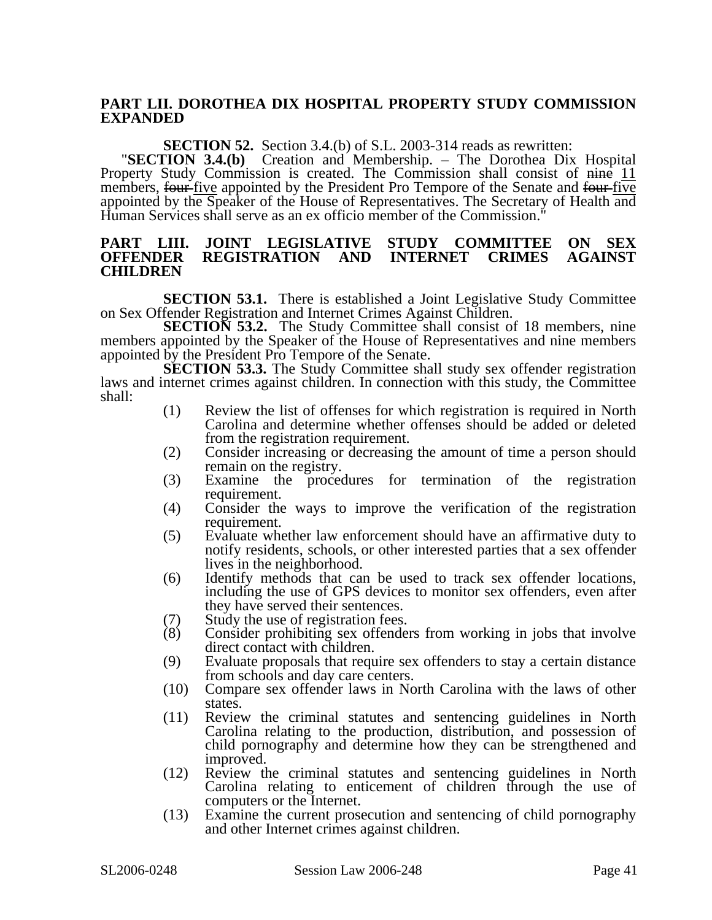**PART LII. DOROTHEA DIX HOSPITAL PROPERTY STUDY COMMISSION EXPANDED**

**SECTION 52.** Section 3.4.(b) of S.L. 2003-314 reads as rewritten:

"**SECTION 3.4.(b)** Creation and Membership. – The Dorothea Dix Hospital Property Study Commission is created. The Commission shall consist of ~~nine~~ 11 members, ~~four~~ five appointed by the President Pro Tempore of the Senate and ~~four~~ five appointed by the Speaker of the House of Representatives. The Secretary of Health and Human Services shall serve as an ex officio member of the Commission."

**PART LIII. JOINT LEGISLATIVE STUDY COMMITTEE ON SEX OFFENDER REGISTRATION AND INTERNET CRIMES AGAINST CHILDREN**

**SECTION 53.1.** There is established a Joint Legislative Study Committee on Sex Offender Registration and Internet Crimes Against Children.

**SECTION 53.2.** The Study Committee shall consist of 18 members, nine members appointed by the Speaker of the House of Representatives and nine members appointed by the President Pro Tempore of the Senate.

**SECTION 53.3.** The Study Committee shall study sex offender registration laws and internet crimes against children. In connection with this study, the Committee shall:

(1) Review the list of offenses for which registration is required in North Carolina and determine whether offenses should be added or deleted from the registration requirement.

(2) Consider increasing or decreasing the amount of time a person should remain on the registry.

(3) Examine the procedures for termination of the registration requirement.

(4) Consider the ways to improve the verification of the registration requirement.

(5) Evaluate whether law enforcement should have an affirmative duty to notify residents, schools, or other interested parties that a sex offender lives in the neighborhood.

(6) Identify methods that can be used to track sex offender locations, including the use of GPS devices to monitor sex offenders, even after they have served their sentences.

(7) Study the use of registration fees.

(8) Consider prohibiting sex offenders from working in jobs that involve direct contact with children.

(9) Evaluate proposals that require sex offenders to stay a certain distance from schools and day care centers.

(10) Compare sex offender laws in North Carolina with the laws of other states.

(11) Review the criminal statutes and sentencing guidelines in North Carolina relating to the production, distribution, and possession of child pornography and determine how they can be strengthened and improved.

(12) Review the criminal statutes and sentencing guidelines in North Carolina relating to enticement of children through the use of computers or the Internet.

(13) Examine the current prosecution and sentencing of child pornography and other Internet crimes against children.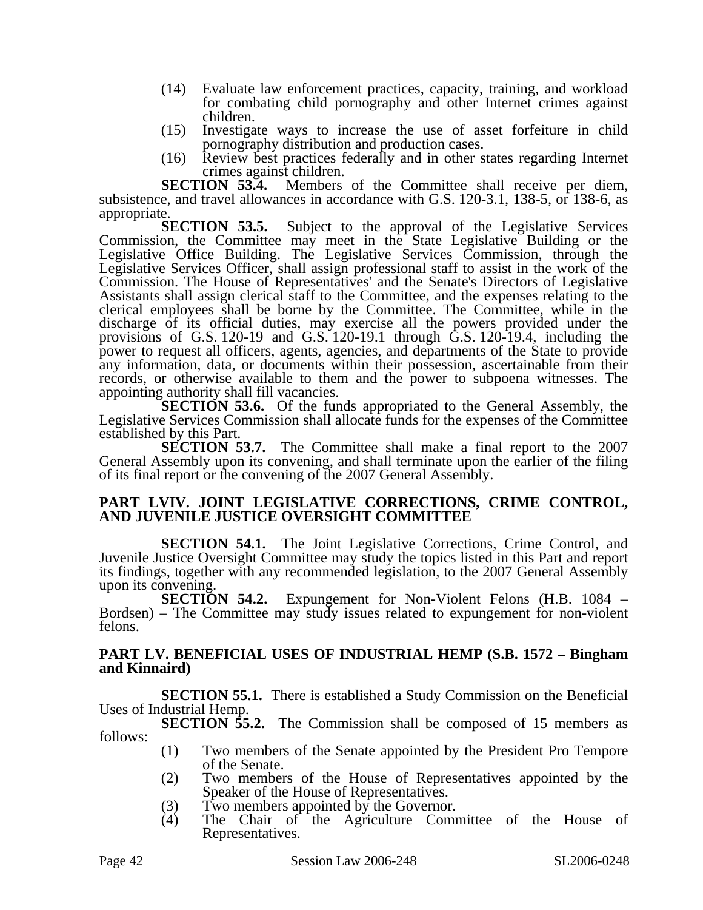(14) Evaluate law enforcement practices, capacity, training, and workload for combating child pornography and other Internet crimes against children.

(15) Investigate ways to increase the use of asset forfeiture in child pornography distribution and production cases.

(16) Review best practices federally and in other states regarding Internet crimes against children.

**SECTION 53.4.** Members of the Committee shall receive per diem, subsistence, and travel allowances in accordance with G.S. 120-3.1, 138-5, or 138-6, as appropriate.

**SECTION 53.5.** Subject to the approval of the Legislative Services Commission, the Committee may meet in the State Legislative Building or the Legislative Office Building. The Legislative Services Commission, through the Legislative Services Officer, shall assign professional staff to assist in the work of the Commission. The House of Representatives' and the Senate's Directors of Legislative Assistants shall assign clerical staff to the Committee, and the expenses relating to the clerical employees shall be borne by the Committee. The Committee, while in the discharge of its official duties, may exercise all the powers provided under the provisions of G.S. 120-19 and G.S. 120-19.1 through G.S. 120-19.4, including the power to request all officers, agents, agencies, and departments of the State to provide any information, data, or documents within their possession, ascertainable from their records, or otherwise available to them and the power to subpoena witnesses. The appointing authority shall fill vacancies.

**SECTION 53.6.** Of the funds appropriated to the General Assembly, the Legislative Services Commission shall allocate funds for the expenses of the Committee established by this Part.

**SECTION 53.7.** The Committee shall make a final report to the 2007 General Assembly upon its convening, and shall terminate upon the earlier of the filing of its final report or the convening of the 2007 General Assembly.

**PART LVIV. JOINT LEGISLATIVE CORRECTIONS, CRIME CONTROL, AND JUVENILE JUSTICE OVERSIGHT COMMITTEE**

**SECTION 54.1.** The Joint Legislative Corrections, Crime Control, and Juvenile Justice Oversight Committee may study the topics listed in this Part and report its findings, together with any recommended legislation, to the 2007 General Assembly upon its convening.

**SECTION 54.2.** Expungement for Non-Violent Felons (H.B. 1084 – Bordsen) – The Committee may study issues related to expungement for non-violent felons.

**PART LV. BENEFICIAL USES OF INDUSTRIAL HEMP (S.B. 1572 – Bingham and Kinnaird)**

**SECTION 55.1.** There is established a Study Commission on the Beneficial Uses of Industrial Hemp.

**SECTION 55.2.** The Commission shall be composed of 15 members as follows:

(1) Two members of the Senate appointed by the President Pro Tempore of the Senate.

(2) Two members of the House of Representatives appointed by the Speaker of the House of Representatives.

(3) Two members appointed by the Governor.

(4) The Chair of the Agriculture Committee of the House of Representatives.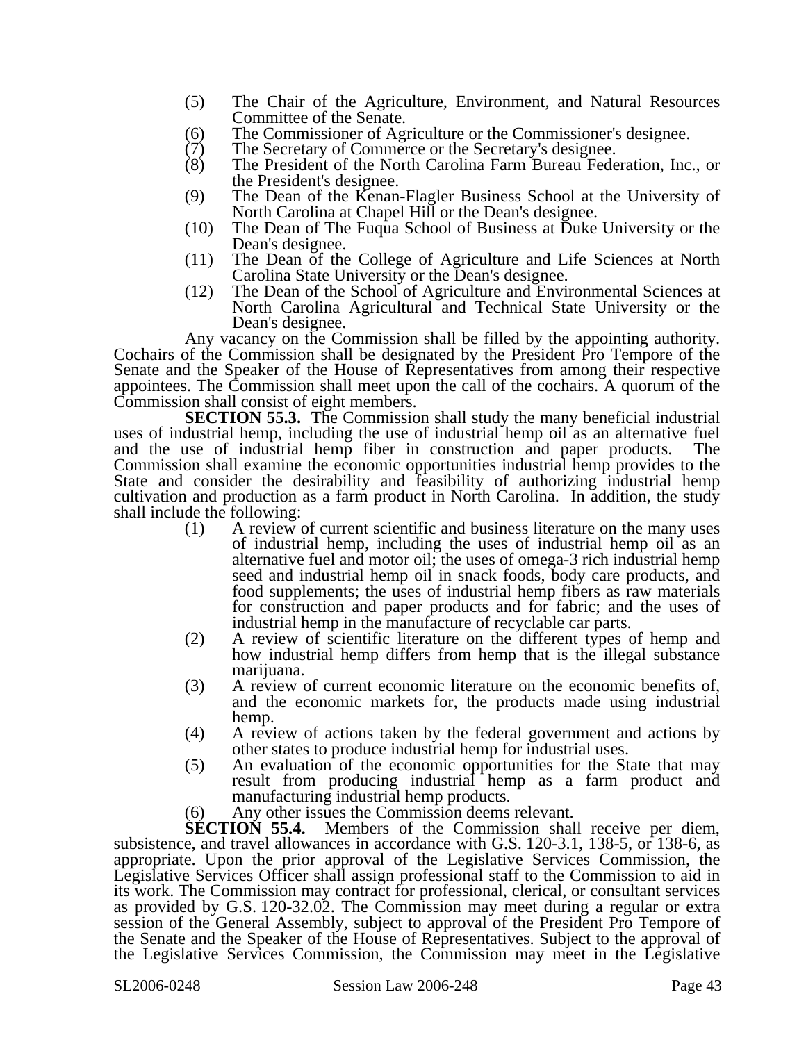(5) The Chair of the Agriculture, Environment, and Natural Resources Committee of the Senate.
(6) The Commissioner of Agriculture or the Commissioner's designee.
(7) The Secretary of Commerce or the Secretary's designee.
(8) The President of the North Carolina Farm Bureau Federation, Inc., or the President's designee.
(9) The Dean of the Kenan-Flagler Business School at the University of North Carolina at Chapel Hill or the Dean's designee.
(10) The Dean of The Fuqua School of Business at Duke University or the Dean's designee.
(11) The Dean of the College of Agriculture and Life Sciences at North Carolina State University or the Dean's designee.
(12) The Dean of the School of Agriculture and Environmental Sciences at North Carolina Agricultural and Technical State University or the Dean's designee.

Any vacancy on the Commission shall be filled by the appointing authority. Cochairs of the Commission shall be designated by the President Pro Tempore of the Senate and the Speaker of the House of Representatives from among their respective appointees. The Commission shall meet upon the call of the cochairs. A quorum of the Commission shall consist of eight members.

**SECTION 55.3.** The Commission shall study the many beneficial industrial uses of industrial hemp, including the use of industrial hemp oil as an alternative fuel and the use of industrial hemp fiber in construction and paper products. The Commission shall examine the economic opportunities industrial hemp provides to the State and consider the desirability and feasibility of authorizing industrial hemp cultivation and production as a farm product in North Carolina. In addition, the study shall include the following:

(1) A review of current scientific and business literature on the many uses of industrial hemp, including the uses of industrial hemp oil as an alternative fuel and motor oil; the uses of omega-3 rich industrial hemp seed and industrial hemp oil in snack foods, body care products, and food supplements; the uses of industrial hemp fibers as raw materials for construction and paper products and for fabric; and the uses of industrial hemp in the manufacture of recyclable car parts.
(2) A review of scientific literature on the different types of hemp and how industrial hemp differs from hemp that is the illegal substance marijuana.
(3) A review of current economic literature on the economic benefits of, and the economic markets for, the products made using industrial hemp.
(4) A review of actions taken by the federal government and actions by other states to produce industrial hemp for industrial uses.
(5) An evaluation of the economic opportunities for the State that may result from producing industrial hemp as a farm product and manufacturing industrial hemp products.
(6) Any other issues the Commission deems relevant.

**SECTION 55.4.** Members of the Commission shall receive per diem, subsistence, and travel allowances in accordance with G.S. 120-3.1, 138-5, or 138-6, as appropriate. Upon the prior approval of the Legislative Services Commission, the Legislative Services Officer shall assign professional staff to the Commission to aid in its work. The Commission may contract for professional, clerical, or consultant services as provided by G.S. 120-32.02. The Commission may meet during a regular or extra session of the General Assembly, subject to approval of the President Pro Tempore of the Senate and the Speaker of the House of Representatives. Subject to the approval of the Legislative Services Commission, the Commission may meet in the Legislative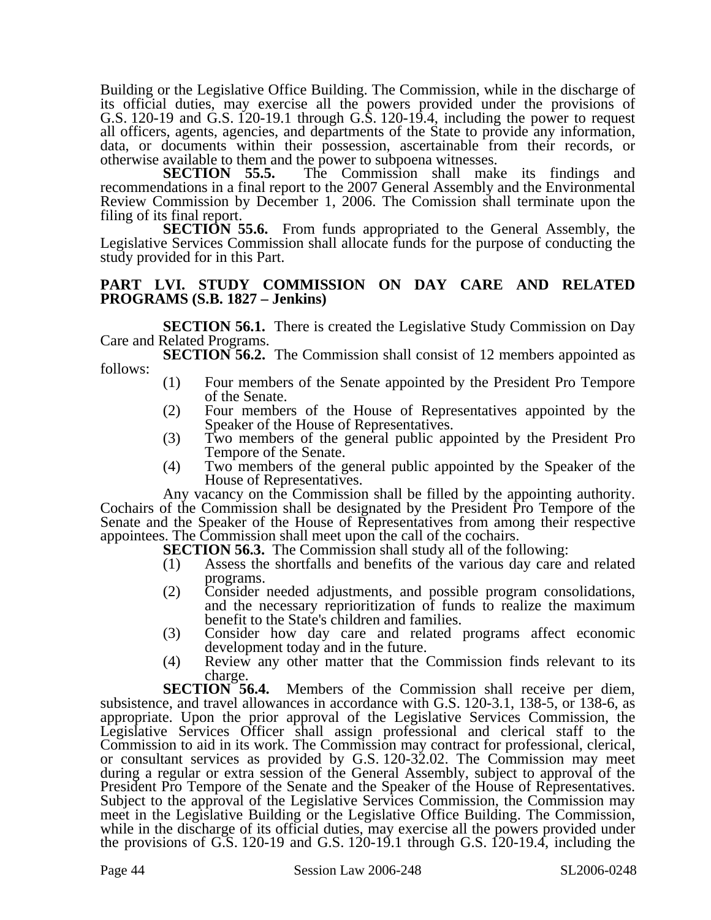Building or the Legislative Office Building. The Commission, while in the discharge of its official duties, may exercise all the powers provided under the provisions of G.S. 120-19 and G.S. 120-19.1 through G.S. 120-19.4, including the power to request all officers, agents, agencies, and departments of the State to provide any information, data, or documents within their possession, ascertainable from their records, or otherwise available to them and the power to subpoena witnesses.

**SECTION 55.5.** The Commission shall make its findings and recommendations in a final report to the 2007 General Assembly and the Environmental Review Commission by December 1, 2006. The Comission shall terminate upon the filing of its final report.

**SECTION 55.6.** From funds appropriated to the General Assembly, the Legislative Services Commission shall allocate funds for the purpose of conducting the study provided for in this Part.

**PART LVI. STUDY COMMISSION ON DAY CARE AND RELATED PROGRAMS (S.B. 1827 – Jenkins)**

**SECTION 56.1.** There is created the Legislative Study Commission on Day Care and Related Programs.

**SECTION 56.2.** The Commission shall consist of 12 members appointed as follows:

(1) Four members of the Senate appointed by the President Pro Tempore of the Senate.
(2) Four members of the House of Representatives appointed by the Speaker of the House of Representatives.
(3) Two members of the general public appointed by the President Pro Tempore of the Senate.
(4) Two members of the general public appointed by the Speaker of the House of Representatives.

Any vacancy on the Commission shall be filled by the appointing authority. Cochairs of the Commission shall be designated by the President Pro Tempore of the Senate and the Speaker of the House of Representatives from among their respective appointees. The Commission shall meet upon the call of the cochairs.

**SECTION 56.3.** The Commission shall study all of the following:

(1) Assess the shortfalls and benefits of the various day care and related programs.
(2) Consider needed adjustments, and possible program consolidations, and the necessary reprioritization of funds to realize the maximum benefit to the State's children and families.
(3) Consider how day care and related programs affect economic development today and in the future.
(4) Review any other matter that the Commission finds relevant to its charge.

**SECTION 56.4.** Members of the Commission shall receive per diem, subsistence, and travel allowances in accordance with G.S. 120-3.1, 138-5, or 138-6, as appropriate. Upon the prior approval of the Legislative Services Commission, the Legislative Services Officer shall assign professional and clerical staff to the Commission to aid in its work. The Commission may contract for professional, clerical, or consultant services as provided by G.S. 120-32.02. The Commission may meet during a regular or extra session of the General Assembly, subject to approval of the President Pro Tempore of the Senate and the Speaker of the House of Representatives. Subject to the approval of the Legislative Services Commission, the Commission may meet in the Legislative Building or the Legislative Office Building. The Commission, while in the discharge of its official duties, may exercise all the powers provided under the provisions of G.S. 120-19 and G.S. 120-19.1 through G.S. 120-19.4, including the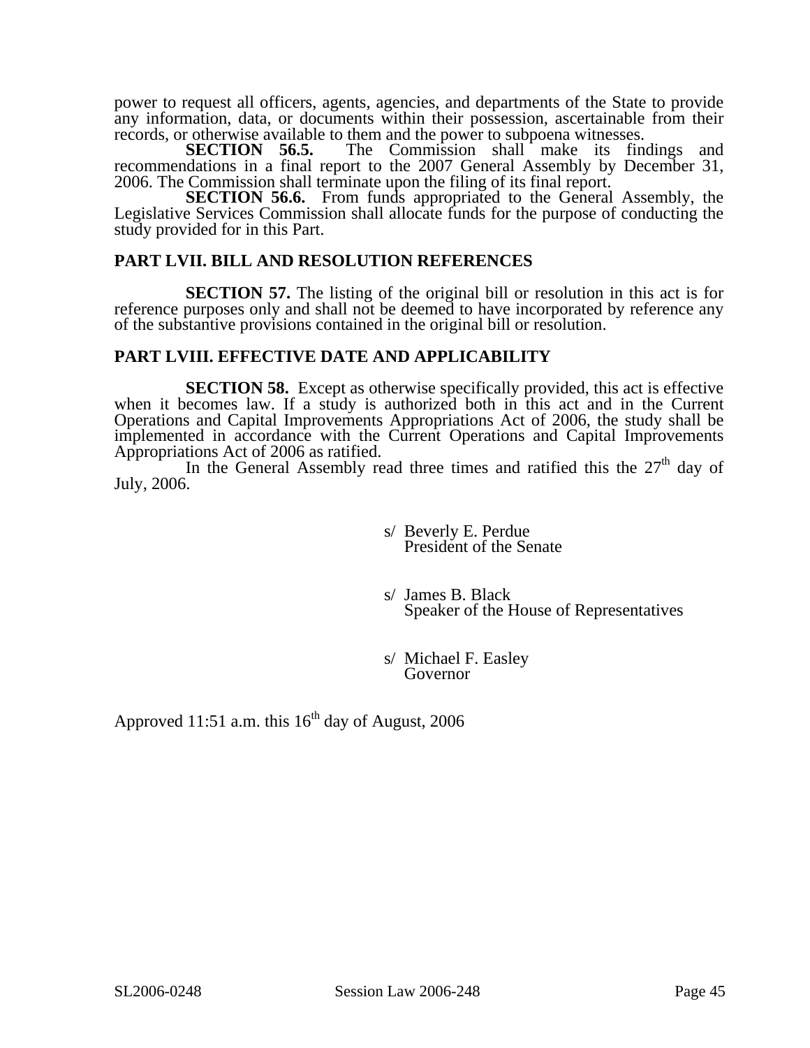power to request all officers, agents, agencies, and departments of the State to provide any information, data, or documents within their possession, ascertainable from their records, or otherwise available to them and the power to subpoena witnesses.

**SECTION 56.5.** The Commission shall make its findings and recommendations in a final report to the 2007 General Assembly by December 31, 2006. The Commission shall terminate upon the filing of its final report.

**SECTION 56.6.** From funds appropriated to the General Assembly, the Legislative Services Commission shall allocate funds for the purpose of conducting the study provided for in this Part.

## PART LVII. BILL AND RESOLUTION REFERENCES

**SECTION 57.** The listing of the original bill or resolution in this act is for reference purposes only and shall not be deemed to have incorporated by reference any of the substantive provisions contained in the original bill or resolution.

## PART LVIII. EFFECTIVE DATE AND APPLICABILITY

**SECTION 58.** Except as otherwise specifically provided, this act is effective when it becomes law. If a study is authorized both in this act and in the Current Operations and Capital Improvements Appropriations Act of 2006, the study shall be implemented in accordance with the Current Operations and Capital Improvements Appropriations Act of 2006 as ratified.

In the General Assembly read three times and ratified this the 27th day of July, 2006.

s/ Beverly E. Perdue
President of the Senate

s/ James B. Black
Speaker of the House of Representatives

s/ Michael F. Easley
Governor

Approved 11:51 a.m. this 16th day of August, 2006